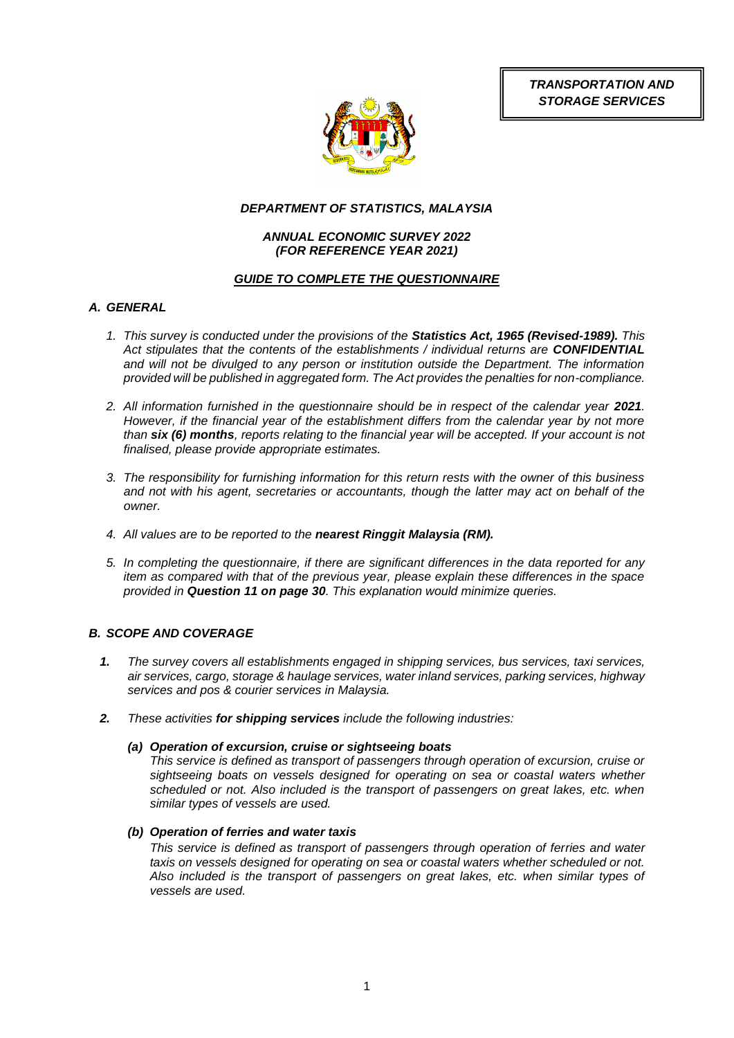**TRANSPORTATION AND STORAGE SERVICES**

***DEPARTMENT OF STATISTICS, MALAYSIA***

***ANNUAL ECONOMIC SURVEY 2022***
***(FOR REFERENCE YEAR 2021)***

***GUIDE TO COMPLETE THE QUESTIONNAIRE***

## *A. GENERAL*

1. *This survey is conducted under the provisions of the **Statistics Act, 1965 (Revised-1989).** This Act stipulates that the contents of the establishments / individual returns are **CONFIDENTIAL** and will not be divulged to any person or institution outside the Department. The information provided will be published in aggregated form. The Act provides the penalties for non-compliance.*

2. *All information furnished in the questionnaire should be in respect of the calendar year **2021**. However, if the financial year of the establishment differs from the calendar year by not more than **six (6) months**, reports relating to the financial year will be accepted. If your account is not finalised, please provide appropriate estimates.*

3. *The responsibility for furnishing information for this return rests with the owner of this business and not with his agent, secretaries or accountants, though the latter may act on behalf of the owner.*

4. *All values are to be reported to the **nearest Ringgit Malaysia (RM).***

5. *In completing the questionnaire, if there are significant differences in the data reported for any item as compared with that of the previous year, please explain these differences in the space provided in **Question 11 on page 30**. This explanation would minimize queries.*

## *B. SCOPE AND COVERAGE*

1. *The survey covers all establishments engaged in shipping services, bus services, taxi services, air services, cargo, storage & haulage services, water inland services, parking services, highway services and pos & courier services in Malaysia.*

2. *These activities **for shipping services** include the following industries:*

   ***(a) Operation of excursion, cruise or sightseeing boats***

   *This service is defined as transport of passengers through operation of excursion, cruise or sightseeing boats on vessels designed for operating on sea or coastal waters whether scheduled or not. Also included is the transport of passengers on great lakes, etc. when similar types of vessels are used.*

   ***(b) Operation of ferries and water taxis***

   *This service is defined as transport of passengers through operation of ferries and water taxis on vessels designed for operating on sea or coastal waters whether scheduled or not. Also included is the transport of passengers on great lakes, etc. when similar types of vessels are used.*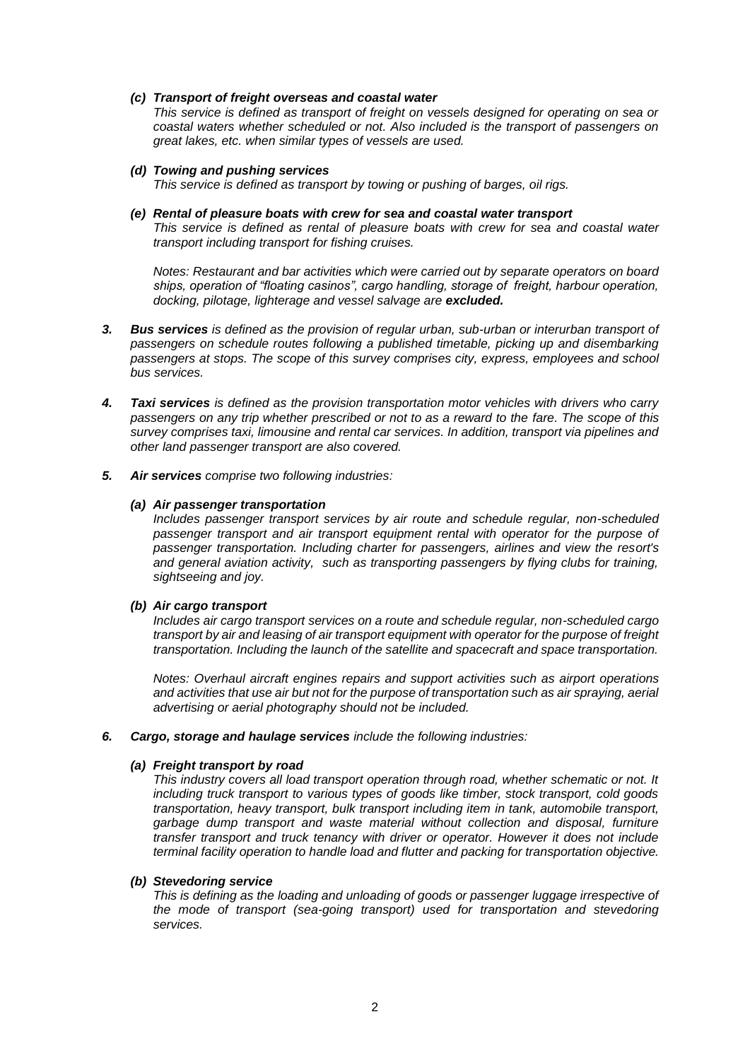***(c) Transport of freight overseas and coastal water***

*This service is defined as transport of freight on vessels designed for operating on sea or coastal waters whether scheduled or not. Also included is the transport of passengers on great lakes, etc. when similar types of vessels are used.*

***(d) Towing and pushing services***

*This service is defined as transport by towing or pushing of barges, oil rigs.*

***(e) Rental of pleasure boats with crew for sea and coastal water transport***

*This service is defined as rental of pleasure boats with crew for sea and coastal water transport including transport for fishing cruises.*

*Notes: Restaurant and bar activities which were carried out by separate operators on board ships, operation of "floating casinos", cargo handling, storage of freight, harbour operation, docking, pilotage, lighterage and vessel salvage are* ***excluded.***

***3. Bus services*** *is defined as the provision of regular urban, sub-urban or interurban transport of passengers on schedule routes following a published timetable, picking up and disembarking passengers at stops. The scope of this survey comprises city, express, employees and school bus services.*

***4. Taxi services*** *is defined as the provision transportation motor vehicles with drivers who carry passengers on any trip whether prescribed or not to as a reward to the fare. The scope of this survey comprises taxi, limousine and rental car services. In addition, transport via pipelines and other land passenger transport are also covered.*

***5. Air services*** *comprise two following industries:*

***(a) Air passenger transportation***

*Includes passenger transport services by air route and schedule regular, non-scheduled passenger transport and air transport equipment rental with operator for the purpose of passenger transportation. Including charter for passengers, airlines and view the resort's and general aviation activity, such as transporting passengers by flying clubs for training, sightseeing and joy.*

***(b) Air cargo transport***

*Includes air cargo transport services on a route and schedule regular, non-scheduled cargo transport by air and leasing of air transport equipment with operator for the purpose of freight transportation. Including the launch of the satellite and spacecraft and space transportation.*

*Notes: Overhaul aircraft engines repairs and support activities such as airport operations and activities that use air but not for the purpose of transportation such as air spraying, aerial advertising or aerial photography should not be included.*

***6. Cargo, storage and haulage services*** *include the following industries:*

***(a) Freight transport by road***

*This industry covers all load transport operation through road, whether schematic or not. It including truck transport to various types of goods like timber, stock transport, cold goods transportation, heavy transport, bulk transport including item in tank, automobile transport, garbage dump transport and waste material without collection and disposal, furniture transfer transport and truck tenancy with driver or operator. However it does not include terminal facility operation to handle load and flutter and packing for transportation objective.*

***(b) Stevedoring service***

*This is defining as the loading and unloading of goods or passenger luggage irrespective of the mode of transport (sea-going transport) used for transportation and stevedoring services.*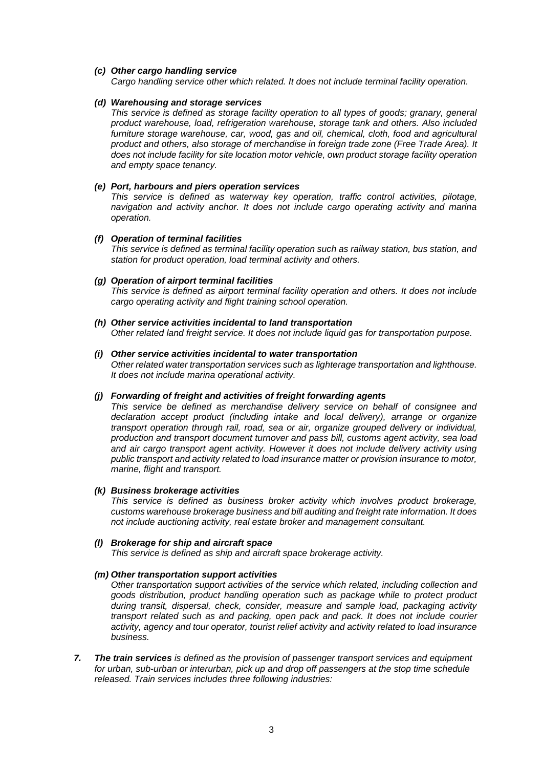*(c)* ***Other cargo handling service***

*Cargo handling service other which related. It does not include terminal facility operation.*

*(d)* ***Warehousing and storage services***

*This service is defined as storage facility operation to all types of goods; granary, general product warehouse, load, refrigeration warehouse, storage tank and others. Also included furniture storage warehouse, car, wood, gas and oil, chemical, cloth, food and agricultural product and others, also storage of merchandise in foreign trade zone (Free Trade Area). It does not include facility for site location motor vehicle, own product storage facility operation and empty space tenancy.*

*(e)* ***Port, harbours and piers operation services***

*This service is defined as waterway key operation, traffic control activities, pilotage, navigation and activity anchor. It does not include cargo operating activity and marina operation.*

*(f)* ***Operation of terminal facilities***

*This service is defined as terminal facility operation such as railway station, bus station, and station for product operation, load terminal activity and others.*

*(g)* ***Operation of airport terminal facilities***

*This service is defined as airport terminal facility operation and others. It does not include cargo operating activity and flight training school operation.*

*(h)* ***Other service activities incidental to land transportation***

*Other related land freight service. It does not include liquid gas for transportation purpose.*

*(i)* ***Other service activities incidental to water transportation***

*Other related water transportation services such as lighterage transportation and lighthouse. It does not include marina operational activity.*

*(j)* ***Forwarding of freight and activities of freight forwarding agents***

*This service be defined as merchandise delivery service on behalf of consignee and declaration accept product (including intake and local delivery), arrange or organize transport operation through rail, road, sea or air, organize grouped delivery or individual, production and transport document turnover and pass bill, customs agent activity, sea load and air cargo transport agent activity. However it does not include delivery activity using public transport and activity related to load insurance matter or provision insurance to motor, marine, flight and transport.*

*(k)* ***Business brokerage activities***

*This service is defined as business broker activity which involves product brokerage, customs warehouse brokerage business and bill auditing and freight rate information. It does not include auctioning activity, real estate broker and management consultant.*

*(l)* ***Brokerage for ship and aircraft space***

*This service is defined as ship and aircraft space brokerage activity.*

*(m)* ***Other transportation support activities***

*Other transportation support activities of the service which related, including collection and goods distribution, product handling operation such as package while to protect product during transit, dispersal, check, consider, measure and sample load, packaging activity transport related such as and packing, open pack and pack. It does not include courier activity, agency and tour operator, tourist relief activity and activity related to load insurance business.*

***7.*** ***The train services*** *is defined as the provision of passenger transport services and equipment for urban, sub-urban or interurban, pick up and drop off passengers at the stop time schedule released. Train services includes three following industries:*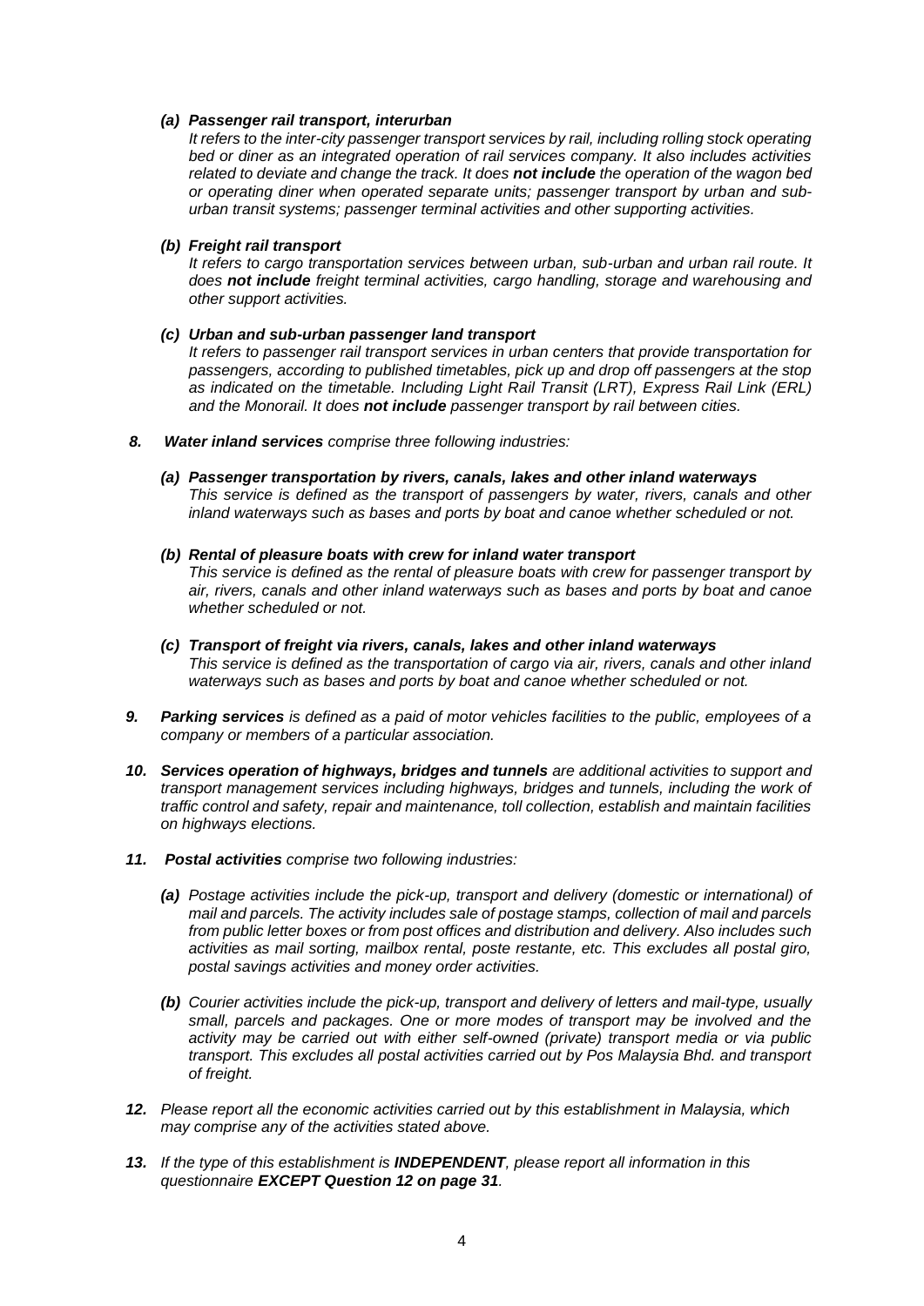*(a)* ***Passenger rail transport, interurban***
*It refers to the inter-city passenger transport services by rail, including rolling stock operating bed or diner as an integrated operation of rail services company. It also includes activities related to deviate and change the track. It does* ***not include*** *the operation of the wagon bed or operating diner when operated separate units; passenger transport by urban and sub-urban transit systems; passenger terminal activities and other supporting activities.*

*(b)* ***Freight rail transport***
*It refers to cargo transportation services between urban, sub-urban and urban rail route. It does* ***not include*** *freight terminal activities, cargo handling, storage and warehousing and other support activities.*

*(c)* ***Urban and sub-urban passenger land transport***
*It refers to passenger rail transport services in urban centers that provide transportation for passengers, according to published timetables, pick up and drop off passengers at the stop as indicated on the timetable. Including Light Rail Transit (LRT), Express Rail Link (ERL) and the Monorail. It does* ***not include*** *passenger transport by rail between cities.*

***8. Water inland services*** *comprise three following industries:*

*(a)* ***Passenger transportation by rivers, canals, lakes and other inland waterways***
*This service is defined as the transport of passengers by water, rivers, canals and other inland waterways such as bases and ports by boat and canoe whether scheduled or not.*

*(b)* ***Rental of pleasure boats with crew for inland water transport***
*This service is defined as the rental of pleasure boats with crew for passenger transport by air, rivers, canals and other inland waterways such as bases and ports by boat and canoe whether scheduled or not.*

*(c)* ***Transport of freight via rivers, canals, lakes and other inland waterways***
*This service is defined as the transportation of cargo via air, rivers, canals and other inland waterways such as bases and ports by boat and canoe whether scheduled or not.*

***9. Parking services*** *is defined as a paid of motor vehicles facilities to the public, employees of a company or members of a particular association.*

***10. Services operation of highways, bridges and tunnels*** *are additional activities to support and transport management services including highways, bridges and tunnels, including the work of traffic control and safety, repair and maintenance, toll collection, establish and maintain facilities on highways elections.*

***11. Postal activities*** *comprise two following industries:*

***(a)*** *Postage activities include the pick-up, transport and delivery (domestic or international) of mail and parcels. The activity includes sale of postage stamps, collection of mail and parcels from public letter boxes or from post offices and distribution and delivery. Also includes such activities as mail sorting, mailbox rental, poste restante, etc. This excludes all postal giro, postal savings activities and money order activities.*

***(b)*** *Courier activities include the pick-up, transport and delivery of letters and mail-type, usually small, parcels and packages. One or more modes of transport may be involved and the activity may be carried out with either self-owned (private) transport media or via public transport. This excludes all postal activities carried out by Pos Malaysia Bhd. and transport of freight.*

***12.*** *Please report all the economic activities carried out by this establishment in Malaysia, which may comprise any of the activities stated above.*

***13.*** *If the type of this establishment is* ***INDEPENDENT****, please report all information in this questionnaire* ***EXCEPT Question 12 on page 31****.*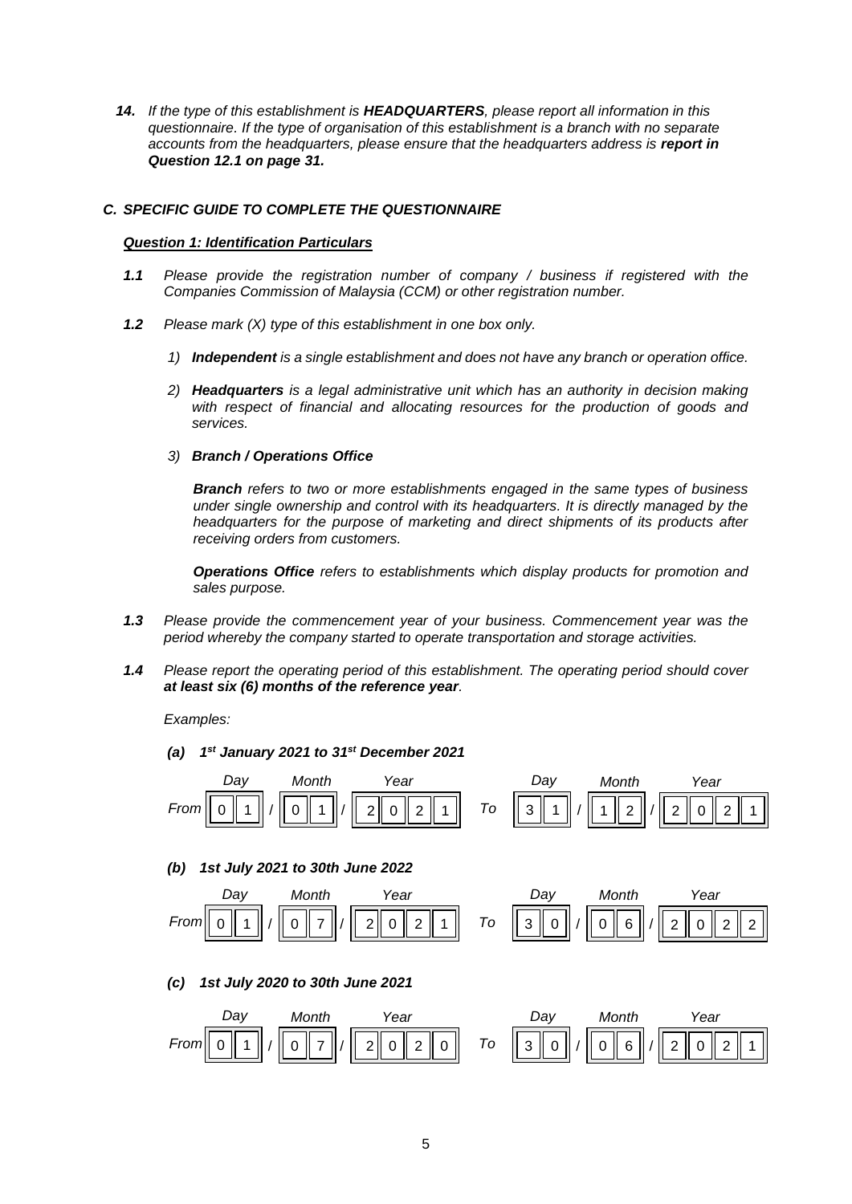***14.*** *If the type of this establishment is **HEADQUARTERS**, please report all information in this questionnaire. If the type of organisation of this establishment is a branch with no separate accounts from the headquarters, please ensure that the headquarters address is **report in Question 12.1 on page 31.***

### *C. SPECIFIC GUIDE TO COMPLETE THE QUESTIONNAIRE*

***Question 1: Identification Particulars***

***1.1*** *Please provide the registration number of company / business if registered with the Companies Commission of Malaysia (CCM) or other registration number.*

***1.2*** *Please mark (X) type of this establishment in one box only.*

1) ***Independent*** *is a single establishment and does not have any branch or operation office.*

2) ***Headquarters*** *is a legal administrative unit which has an authority in decision making with respect of financial and allocating resources for the production of goods and services.*

3) ***Branch / Operations Office***

   ***Branch*** *refers to two or more establishments engaged in the same types of business under single ownership and control with its headquarters. It is directly managed by the headquarters for the purpose of marketing and direct shipments of its products after receiving orders from customers.*

   ***Operations Office*** *refers to establishments which display products for promotion and sales purpose.*

***1.3*** *Please provide the commencement year of your business. Commencement year was the period whereby the company started to operate transportation and storage activities.*

***1.4*** *Please report the operating period of this establishment. The operating period should cover **at least six (6) months of the reference year**.*

*Examples:*

***(a) 1st January 2021 to 31st December 2021***

| | Day | | Month | | Year | | Day | | Month | | Year |
|---|---|---|---|---|---|---|---|---|---|---|---|
| *From* | 0 1 | / | 0 1 | / | 2 0 2 1 | *To* | 3 1 | / | 1 2 | / | 2 0 2 1 |

***(b) 1st July 2021 to 30th June 2022***

| | Day | | Month | | Year | | Day | | Month | | Year |
|---|---|---|---|---|---|---|---|---|---|---|---|
| *From* | 0 1 | / | 0 7 | / | 2 0 2 1 | *To* | 3 0 | / | 0 6 | / | 2 0 2 2 |

***(c) 1st July 2020 to 30th June 2021***

| | Day | | Month | | Year | | Day | | Month | | Year |
|---|---|---|---|---|---|---|---|---|---|---|---|
| *From* | 0 1 | / | 0 7 | / | 2 0 2 0 | *To* | 3 0 | / | 0 6 | / | 2 0 2 1 |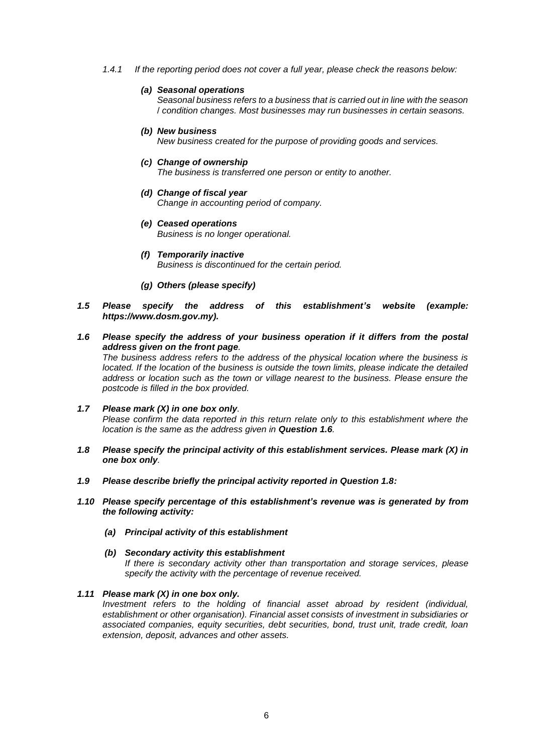*1.4.1 If the reporting period does not cover a full year, please check the reasons below:*

***(a) Seasonal operations***
*Seasonal business refers to a business that is carried out in line with the season / condition changes. Most businesses may run businesses in certain seasons.*

***(b) New business***
*New business created for the purpose of providing goods and services.*

***(c) Change of ownership***
*The business is transferred one person or entity to another.*

***(d) Change of fiscal year***
*Change in accounting period of company.*

***(e) Ceased operations***
*Business is no longer operational.*

***(f) Temporarily inactive***
*Business is discontinued for the certain period.*

***(g) Others (please specify)***

***1.5 Please specify the address of this establishment's website (example: https://www.dosm.gov.my).***

***1.6 Please specify the address of your business operation if it differs from the postal address given on the front page.***
*The business address refers to the address of the physical location where the business is located. If the location of the business is outside the town limits, please indicate the detailed address or location such as the town or village nearest to the business. Please ensure the postcode is filled in the box provided.*

***1.7 Please mark (X) in one box only.***
*Please confirm the data reported in this return relate only to this establishment where the location is the same as the address given in **Question 1.6**.*

***1.8 Please specify the principal activity of this establishment services. Please mark (X) in one box only.***

***1.9 Please describe briefly the principal activity reported in Question 1.8:***

***1.10 Please specify percentage of this establishment's revenue was is generated by from the following activity:***

***(a) Principal activity of this establishment***

***(b) Secondary activity this establishment***
*If there is secondary activity other than transportation and storage services, please specify the activity with the percentage of revenue received.*

***1.11 Please mark (X) in one box only.***
*Investment refers to the holding of financial asset abroad by resident (individual, establishment or other organisation). Financial asset consists of investment in subsidiaries or associated companies, equity securities, debt securities, bond, trust unit, trade credit, loan extension, deposit, advances and other assets.*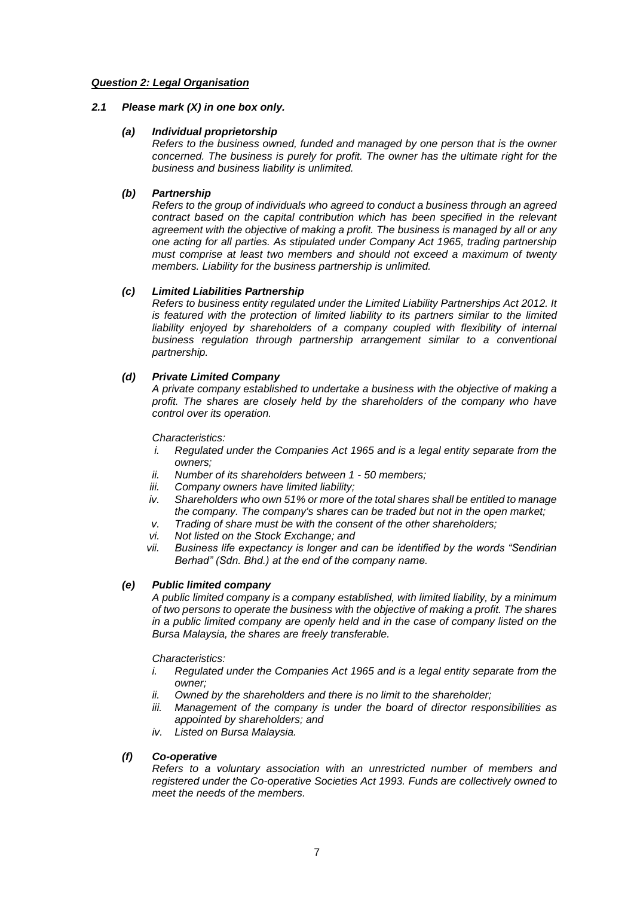***Question 2: Legal Organisation***

***2.1 Please mark (X) in one box only.***

***(a) Individual proprietorship***

*Refers to the business owned, funded and managed by one person that is the owner concerned. The business is purely for profit. The owner has the ultimate right for the business and business liability is unlimited.*

***(b) Partnership***

*Refers to the group of individuals who agreed to conduct a business through an agreed contract based on the capital contribution which has been specified in the relevant agreement with the objective of making a profit. The business is managed by all or any one acting for all parties. As stipulated under Company Act 1965, trading partnership must comprise at least two members and should not exceed a maximum of twenty members. Liability for the business partnership is unlimited.*

***(c) Limited Liabilities Partnership***

*Refers to business entity regulated under the Limited Liability Partnerships Act 2012. It is featured with the protection of limited liability to its partners similar to the limited liability enjoyed by shareholders of a company coupled with flexibility of internal business regulation through partnership arrangement similar to a conventional partnership.*

***(d) Private Limited Company***

*A private company established to undertake a business with the objective of making a profit. The shares are closely held by the shareholders of the company who have control over its operation.*

*Characteristics:*

- *i. Regulated under the Companies Act 1965 and is a legal entity separate from the owners;*
- *ii. Number of its shareholders between 1 - 50 members;*
- *iii. Company owners have limited liability;*
- *iv. Shareholders who own 51% or more of the total shares shall be entitled to manage the company. The company's shares can be traded but not in the open market;*
- *v. Trading of share must be with the consent of the other shareholders;*
- *vi. Not listed on the Stock Exchange; and*
- *vii. Business life expectancy is longer and can be identified by the words "Sendirian Berhad" (Sdn. Bhd.) at the end of the company name.*

***(e) Public limited company***

*A public limited company is a company established, with limited liability, by a minimum of two persons to operate the business with the objective of making a profit. The shares in a public limited company are openly held and in the case of company listed on the Bursa Malaysia, the shares are freely transferable.*

*Characteristics:*

- *i. Regulated under the Companies Act 1965 and is a legal entity separate from the owner;*
- *ii. Owned by the shareholders and there is no limit to the shareholder;*
- *iii. Management of the company is under the board of director responsibilities as appointed by shareholders; and*
- *iv. Listed on Bursa Malaysia.*

***(f) Co-operative***

*Refers to a voluntary association with an unrestricted number of members and registered under the Co-operative Societies Act 1993. Funds are collectively owned to meet the needs of the members.*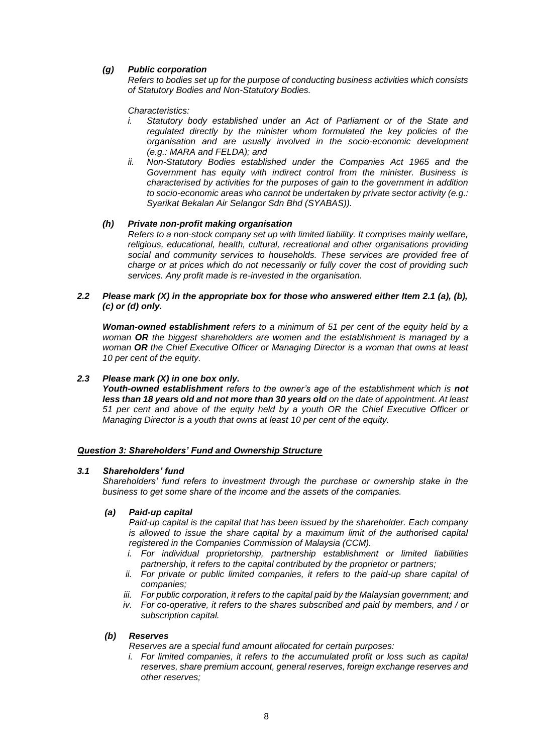### *(g) Public corporation*

*Refers to bodies set up for the purpose of conducting business activities which consists of Statutory Bodies and Non-Statutory Bodies.*

*Characteristics:*

- *i. Statutory body established under an Act of Parliament or of the State and regulated directly by the minister whom formulated the key policies of the organisation and are usually involved in the socio-economic development (e.g.: MARA and FELDA); and*
- *ii. Non-Statutory Bodies established under the Companies Act 1965 and the Government has equity with indirect control from the minister. Business is characterised by activities for the purposes of gain to the government in addition to socio-economic areas who cannot be undertaken by private sector activity (e.g.: Syarikat Bekalan Air Selangor Sdn Bhd (SYABAS)).*

### *(h) Private non-profit making organisation*

*Refers to a non-stock company set up with limited liability. It comprises mainly welfare, religious, educational, health, cultural, recreational and other organisations providing social and community services to households. These services are provided free of charge or at prices which do not necessarily or fully cover the cost of providing such services. Any profit made is re-invested in the organisation.*

### *2.2 Please mark (X) in the appropriate box for those who answered either Item 2.1 (a), (b), (c) or (d) only.*

***Woman-owned establishment*** *refers to a minimum of 51 per cent of the equity held by a woman* ***OR*** *the biggest shareholders are women and the establishment is managed by a woman* ***OR*** *the Chief Executive Officer or Managing Director is a woman that owns at least 10 per cent of the equity.*

### *2.3 Please mark (X) in one box only.*

***Youth-owned establishment*** *refers to the owner's age of the establishment which is* ***not less than 18 years old and not more than 30 years old*** *on the date of appointment. At least 51 per cent and above of the equity held by a youth OR the Chief Executive Officer or Managing Director is a youth that owns at least 10 per cent of the equity.*

## ***Question 3: Shareholders' Fund and Ownership Structure***

### *3.1 Shareholders' fund*

*Shareholders' fund refers to investment through the purchase or ownership stake in the business to get some share of the income and the assets of the companies.*

#### *(a) Paid-up capital*

*Paid-up capital is the capital that has been issued by the shareholder. Each company is allowed to issue the share capital by a maximum limit of the authorised capital registered in the Companies Commission of Malaysia (CCM).*

- *i. For individual proprietorship, partnership establishment or limited liabilities partnership, it refers to the capital contributed by the proprietor or partners;*
- *ii. For private or public limited companies, it refers to the paid-up share capital of companies;*
- *iii. For public corporation, it refers to the capital paid by the Malaysian government; and*
- *iv. For co-operative, it refers to the shares subscribed and paid by members, and / or subscription capital.*

#### *(b) Reserves*

*Reserves are a special fund amount allocated for certain purposes:*

- *i. For limited companies, it refers to the accumulated profit or loss such as capital reserves, share premium account, general reserves, foreign exchange reserves and other reserves;*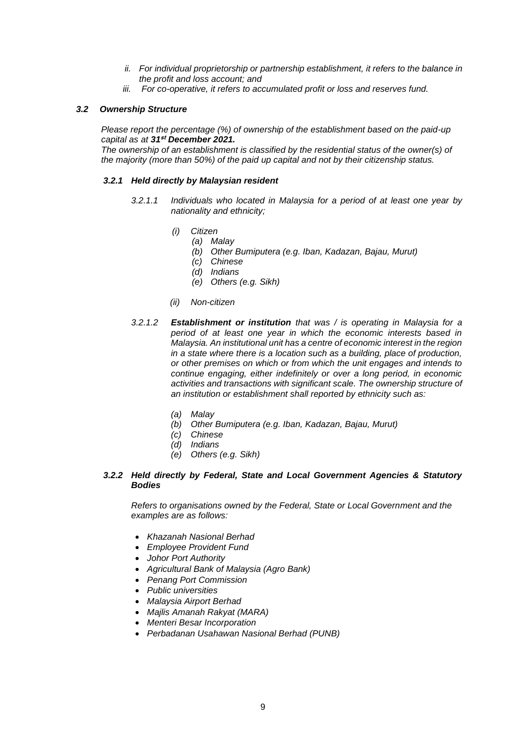*ii. For individual proprietorship or partnership establishment, it refers to the balance in the profit and loss account; and*

*iii. For co-operative, it refers to accumulated profit or loss and reserves fund.*

### *3.2 Ownership Structure*

*Please report the percentage (%) of ownership of the establishment based on the paid-up capital as at **31st December 2021.***

*The ownership of an establishment is classified by the residential status of the owner(s) of the majority (more than 50%) of the paid up capital and not by their citizenship status.*

#### *3.2.1 Held directly by Malaysian resident*

*3.2.1.1 Individuals who located in Malaysia for a period of at least one year by nationality and ethnicity;*

*(i) Citizen*
- *(a) Malay*
- *(b) Other Bumiputera (e.g. Iban, Kadazan, Bajau, Murut)*
- *(c) Chinese*
- *(d) Indians*
- *(e) Others (e.g. Sikh)*

*(ii) Non-citizen*

*3.2.1.2 **Establishment or institution** that was / is operating in Malaysia for a period of at least one year in which the economic interests based in Malaysia. An institutional unit has a centre of economic interest in the region in a state where there is a location such as a building, place of production, or other premises on which or from which the unit engages and intends to continue engaging, either indefinitely or over a long period, in economic activities and transactions with significant scale. The ownership structure of an institution or establishment shall reported by ethnicity such as:*

- *(a) Malay*
- *(b) Other Bumiputera (e.g. Iban, Kadazan, Bajau, Murut)*
- *(c) Chinese*
- *(d) Indians*
- *(e) Others (e.g. Sikh)*

#### *3.2.2 Held directly by Federal, State and Local Government Agencies & Statutory Bodies*

*Refers to organisations owned by the Federal, State or Local Government and the examples are as follows:*

- *Khazanah Nasional Berhad*
- *Employee Provident Fund*
- *Johor Port Authority*
- *Agricultural Bank of Malaysia (Agro Bank)*
- *Penang Port Commission*
- *Public universities*
- *Malaysia Airport Berhad*
- *Majlis Amanah Rakyat (MARA)*
- *Menteri Besar Incorporation*
- *Perbadanan Usahawan Nasional Berhad (PUNB)*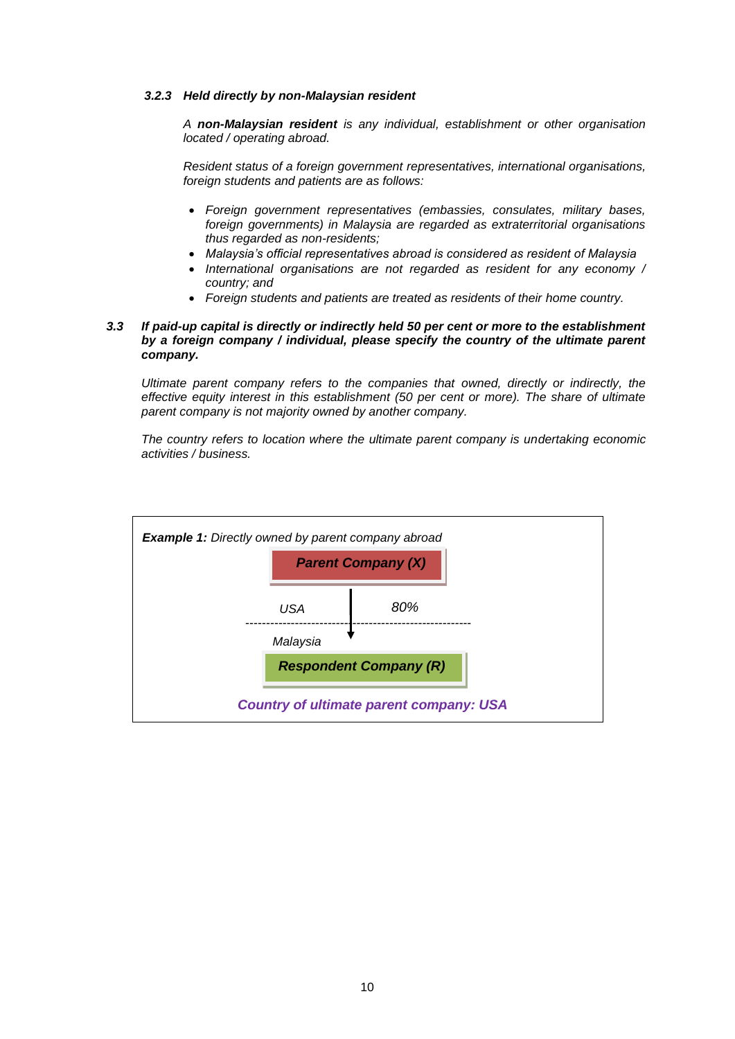#### *3.2.3 Held directly by non-Malaysian resident*

*A **non-Malaysian resident** is any individual, establishment or other organisation located / operating abroad.*

*Resident status of a foreign government representatives, international organisations, foreign students and patients are as follows:*

- *Foreign government representatives (embassies, consulates, military bases, foreign governments) in Malaysia are regarded as extraterritorial organisations thus regarded as non-residents;*
- *Malaysia's official representatives abroad is considered as resident of Malaysia*
- *International organisations are not regarded as resident for any economy / country; and*
- *Foreign students and patients are treated as residents of their home country.*

### *3.3 If paid-up capital is directly or indirectly held 50 per cent or more to the establishment by a foreign company / individual, please specify the country of the ultimate parent company.*

*Ultimate parent company refers to the companies that owned, directly or indirectly, the effective equity interest in this establishment (50 per cent or more). The share of ultimate parent company is not majority owned by another company.*

*The country refers to location where the ultimate parent company is undertaking economic activities / business.*

***Example 1:** Directly owned by parent company abroad*

***Parent Company (X)***

*USA* — *80%*

---

*Malaysia*

***Respondent Company (R)***

***Country of ultimate parent company: USA***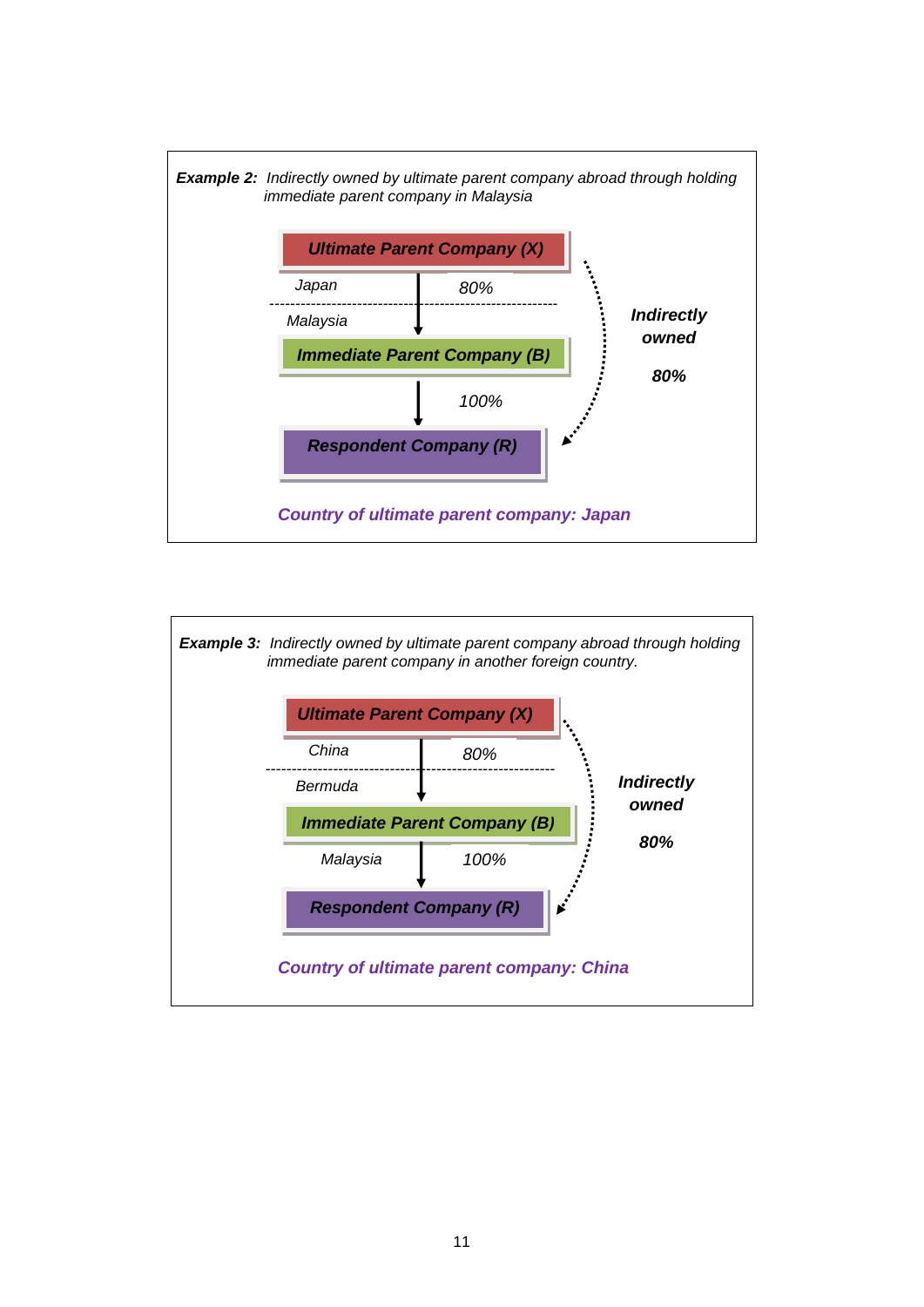**Example 2:** *Indirectly owned by ultimate parent company abroad through holding immediate parent company in Malaysia*

***Ultimate Parent Company (X)***

*Japan* — *80%*

*Malaysia*

***Immediate Parent Company (B)***

*100%*

***Respondent Company (R)***

***Indirectly owned***

***80%***

***Country of ultimate parent company: Japan***

**Example 3:** *Indirectly owned by ultimate parent company abroad through holding immediate parent company in another foreign country.*

***Ultimate Parent Company (X)***

*China* — *80%*

*Bermuda*

***Immediate Parent Company (B)***

*Malaysia* — *100%*

***Respondent Company (R)***

***Indirectly owned***

***80%***

***Country of ultimate parent company: China***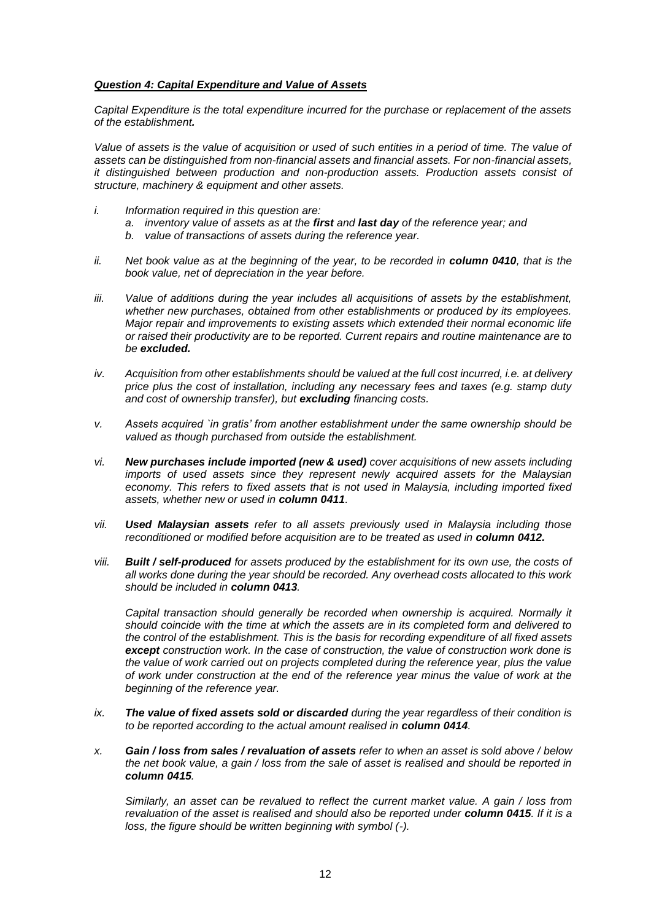***Question 4: Capital Expenditure and Value of Assets***

*Capital Expenditure is the total expenditure incurred for the purchase or replacement of the assets of the establishment**.***

*Value of assets is the value of acquisition or used of such entities in a period of time. The value of assets can be distinguished from non-financial assets and financial assets. For non-financial assets, it distinguished between production and non-production assets. Production assets consist of structure, machinery & equipment and other assets.*

*i. Information required in this question are:*
   *a. inventory value of assets as at the **first** and **last day** of the reference year; and*
   *b. value of transactions of assets during the reference year.*

*ii. Net book value as at the beginning of the year, to be recorded in **column 0410**, that is the book value, net of depreciation in the year before.*

*iii. Value of additions during the year includes all acquisitions of assets by the establishment, whether new purchases, obtained from other establishments or produced by its employees. Major repair and improvements to existing assets which extended their normal economic life or raised their productivity are to be reported. Current repairs and routine maintenance are to be **excluded.***

*iv. Acquisition from other establishments should be valued at the full cost incurred, i.e. at delivery price plus the cost of installation, including any necessary fees and taxes (e.g. stamp duty and cost of ownership transfer), but **excluding** financing costs.*

*v. Assets acquired `in gratis' from another establishment under the same ownership should be valued as though purchased from outside the establishment.*

*vi. **New purchases include imported (new & used)** cover acquisitions of new assets including imports of used assets since they represent newly acquired assets for the Malaysian economy. This refers to fixed assets that is not used in Malaysia, including imported fixed assets, whether new or used in **column 0411**.*

*vii. **Used Malaysian assets** refer to all assets previously used in Malaysia including those reconditioned or modified before acquisition are to be treated as used in **column 0412.***

*viii. **Built / self-produced** for assets produced by the establishment for its own use, the costs of all works done during the year should be recorded. Any overhead costs allocated to this work should be included in **column 0413**.*

*Capital transaction should generally be recorded when ownership is acquired. Normally it should coincide with the time at which the assets are in its completed form and delivered to the control of the establishment. This is the basis for recording expenditure of all fixed assets **except** construction work. In the case of construction, the value of construction work done is the value of work carried out on projects completed during the reference year, plus the value of work under construction at the end of the reference year minus the value of work at the beginning of the reference year.*

*ix. **The value of fixed assets sold or discarded** during the year regardless of their condition is to be reported according to the actual amount realised in **column 0414**.*

*x. **Gain / loss from sales / revaluation of assets** refer to when an asset is sold above / below the net book value, a gain / loss from the sale of asset is realised and should be reported in **column 0415**.*

*Similarly, an asset can be revalued to reflect the current market value. A gain / loss from revaluation of the asset is realised and should also be reported under **column 0415**. If it is a loss, the figure should be written beginning with symbol (-).*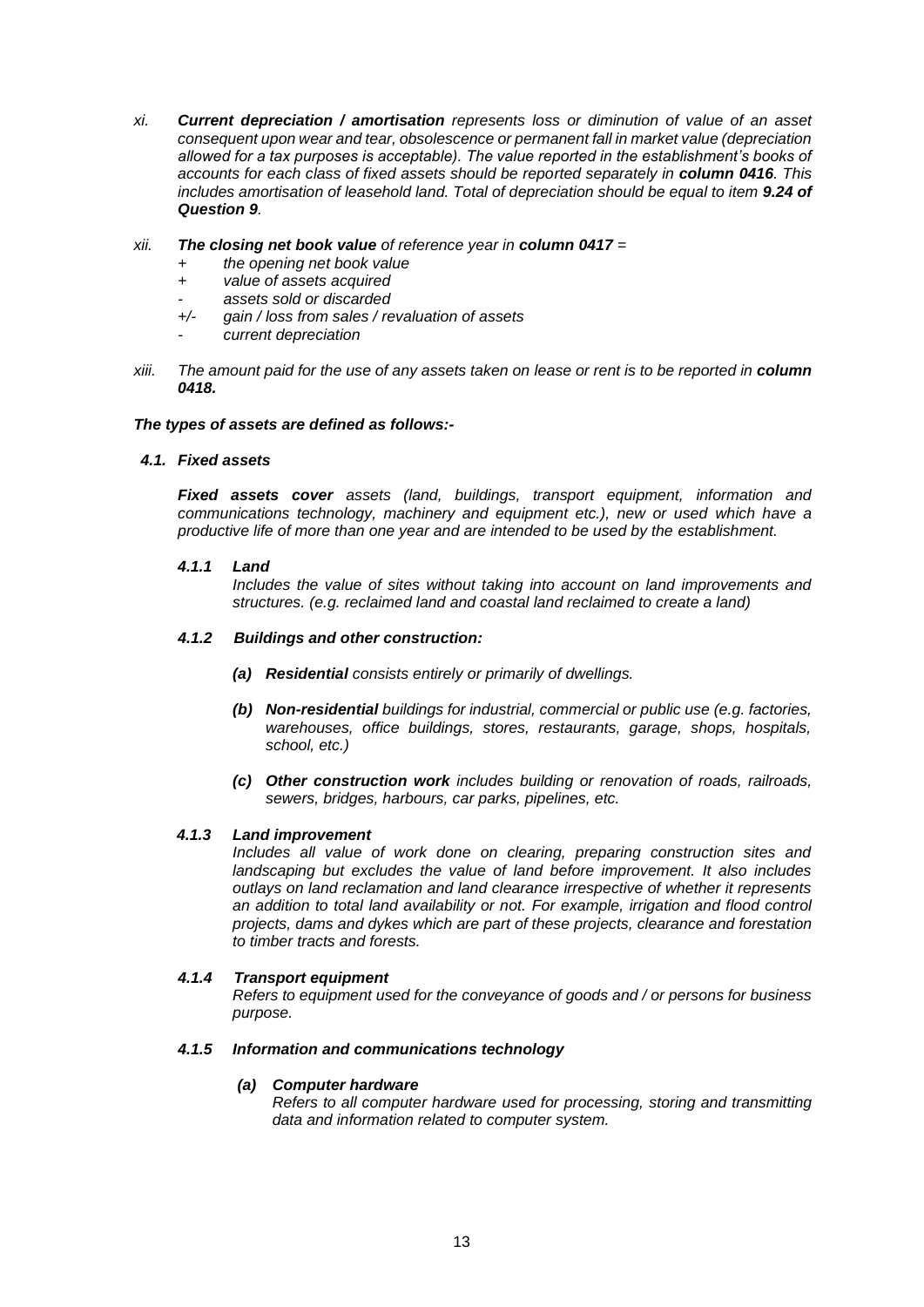*xi.* ***Current depreciation / amortisation*** *represents loss or diminution of value of an asset consequent upon wear and tear, obsolescence or permanent fall in market value (depreciation allowed for a tax purposes is acceptable). The value reported in the establishment's books of accounts for each class of fixed assets should be reported separately in* ***column 0416****. This includes amortisation of leasehold land. Total of depreciation should be equal to item* ***9.24 of Question 9****.*

*xii.* ***The closing net book value*** *of reference year in* ***column 0417*** *=*

- *+ the opening net book value*
- *+ value of assets acquired*
- *- assets sold or discarded*
- *+/- gain / loss from sales / revaluation of assets*
- *- current depreciation*

*xiii. The amount paid for the use of any assets taken on lease or rent is to be reported in* ***column 0418.***

***The types of assets are defined as follows:-***

***4.1. Fixed assets***

***Fixed assets cover*** *assets (land, buildings, transport equipment, information and communications technology, machinery and equipment etc.), new or used which have a productive life of more than one year and are intended to be used by the establishment.*

***4.1.1 Land***

*Includes the value of sites without taking into account on land improvements and structures. (e.g. reclaimed land and coastal land reclaimed to create a land)*

***4.1.2 Buildings and other construction:***

***(a) Residential*** *consists entirely or primarily of dwellings.*

***(b) Non-residential*** *buildings for industrial, commercial or public use (e.g. factories, warehouses, office buildings, stores, restaurants, garage, shops, hospitals, school, etc.)*

***(c) Other construction work*** *includes building or renovation of roads, railroads, sewers, bridges, harbours, car parks, pipelines, etc.*

***4.1.3 Land improvement***

*Includes all value of work done on clearing, preparing construction sites and landscaping but excludes the value of land before improvement. It also includes outlays on land reclamation and land clearance irrespective of whether it represents an addition to total land availability or not. For example, irrigation and flood control projects, dams and dykes which are part of these projects, clearance and forestation to timber tracts and forests.*

***4.1.4 Transport equipment***

*Refers to equipment used for the conveyance of goods and / or persons for business purpose.*

***4.1.5 Information and communications technology***

***(a) Computer hardware***

*Refers to all computer hardware used for processing, storing and transmitting data and information related to computer system.*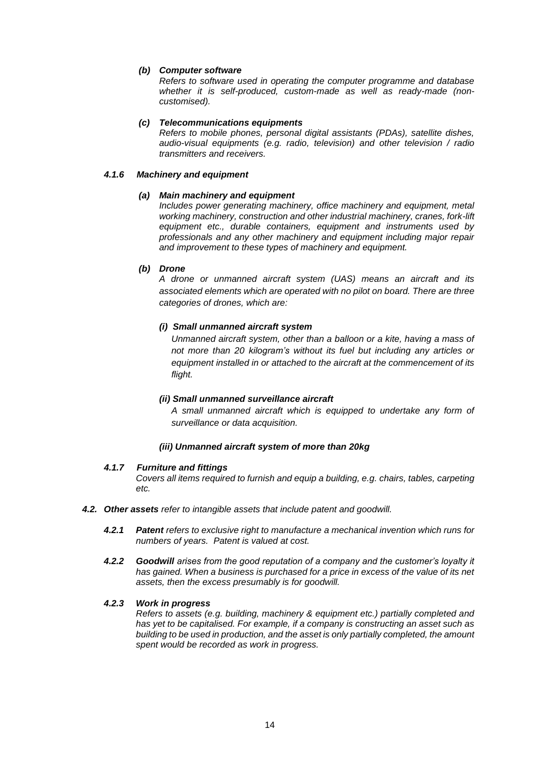***(b) Computer software***

*Refers to software used in operating the computer programme and database whether it is self-produced, custom-made as well as ready-made (non-customised).*

***(c) Telecommunications equipments***

*Refers to mobile phones, personal digital assistants (PDAs), satellite dishes, audio-visual equipments (e.g. radio, television) and other television / radio transmitters and receivers.*

#### *4.1.6 Machinery and equipment*

***(a) Main machinery and equipment***

*Includes power generating machinery, office machinery and equipment, metal working machinery, construction and other industrial machinery, cranes, fork-lift equipment etc., durable containers, equipment and instruments used by professionals and any other machinery and equipment including major repair and improvement to these types of machinery and equipment.*

***(b) Drone***

*A drone or unmanned aircraft system (UAS) means an aircraft and its associated elements which are operated with no pilot on board. There are three categories of drones, which are:*

***(i) Small unmanned aircraft system***

*Unmanned aircraft system, other than a balloon or a kite, having a mass of not more than 20 kilogram's without its fuel but including any articles or equipment installed in or attached to the aircraft at the commencement of its flight.*

***(ii) Small unmanned surveillance aircraft***

*A small unmanned aircraft which is equipped to undertake any form of surveillance or data acquisition.*

***(iii) Unmanned aircraft system of more than 20kg***

#### *4.1.7 Furniture and fittings*

*Covers all items required to furnish and equip a building, e.g. chairs, tables, carpeting etc.*

### ***4.2. Other assets*** *refer to intangible assets that include patent and goodwill.*

***4.2.1 Patent*** *refers to exclusive right to manufacture a mechanical invention which runs for numbers of years. Patent is valued at cost.*

***4.2.2 Goodwill*** *arises from the good reputation of a company and the customer's loyalty it has gained. When a business is purchased for a price in excess of the value of its net assets, then the excess presumably is for goodwill.*

#### *4.2.3 Work in progress*

*Refers to assets (e.g. building, machinery & equipment etc.) partially completed and has yet to be capitalised. For example, if a company is constructing an asset such as building to be used in production, and the asset is only partially completed, the amount spent would be recorded as work in progress.*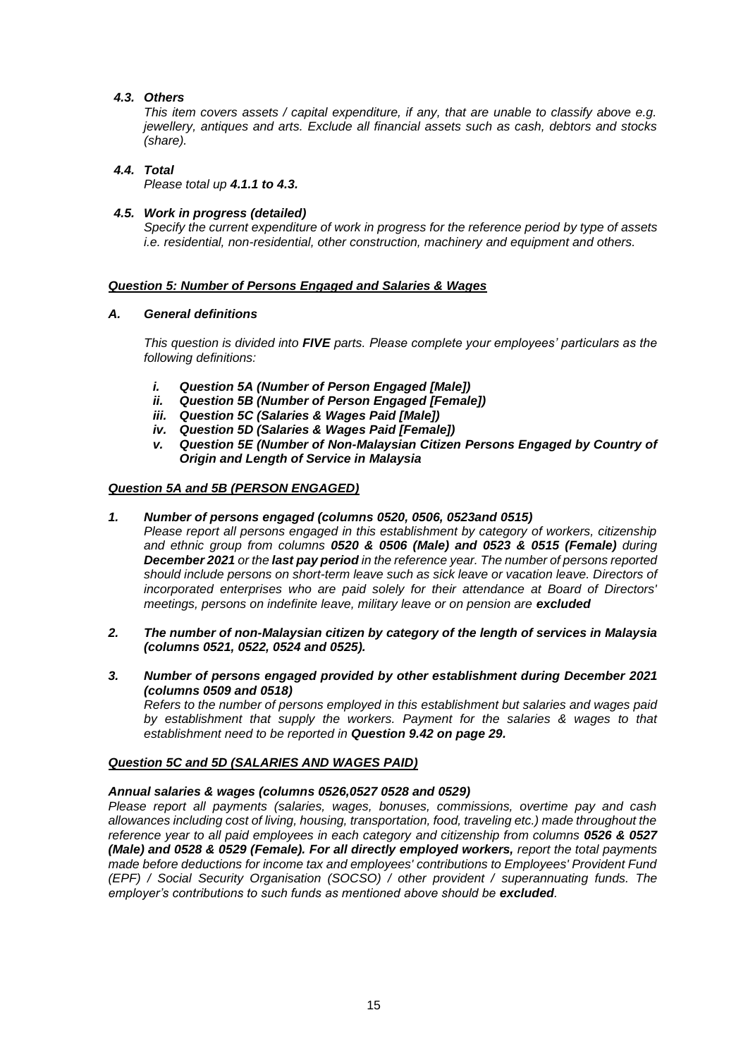### *4.3. Others*

*This item covers assets / capital expenditure, if any, that are unable to classify above e.g. jewellery, antiques and arts. Exclude all financial assets such as cash, debtors and stocks (share).*

### *4.4. Total*

*Please total up **4.1.1 to 4.3.***

### *4.5. Work in progress (detailed)*

*Specify the current expenditure of work in progress for the reference period by type of assets i.e. residential, non-residential, other construction, machinery and equipment and others.*

## ***Question 5: Number of Persons Engaged and Salaries & Wages***

### *A. General definitions*

*This question is divided into **FIVE** parts. Please complete your employees' particulars as the following definitions:*

- ***i. Question 5A (Number of Person Engaged [Male])***
- ***ii. Question 5B (Number of Person Engaged [Female])***
- ***iii. Question 5C (Salaries & Wages Paid [Male])***
- ***iv. Question 5D (Salaries & Wages Paid [Female])***
- ***v. Question 5E (Number of Non-Malaysian Citizen Persons Engaged by Country of Origin and Length of Service in Malaysia***

## ***Question 5A and 5B (PERSON ENGAGED)***

***1. Number of persons engaged (columns 0520, 0506, 0523and 0515)***

*Please report all persons engaged in this establishment by category of workers, citizenship and ethnic group from columns **0520 & 0506 (Male) and 0523 & 0515 (Female)** during **December 2021** or the **last pay period** in the reference year. The number of persons reported should include persons on short-term leave such as sick leave or vacation leave. Directors of incorporated enterprises who are paid solely for their attendance at Board of Directors' meetings, persons on indefinite leave, military leave or on pension are **excluded***

***2. The number of non-Malaysian citizen by category of the length of services in Malaysia (columns 0521, 0522, 0524 and 0525).***

***3. Number of persons engaged provided by other establishment during December 2021 (columns 0509 and 0518)***

*Refers to the number of persons employed in this establishment but salaries and wages paid by establishment that supply the workers. Payment for the salaries & wages to that establishment need to be reported in **Question 9.42 on page 29.***

## ***Question 5C and 5D (SALARIES AND WAGES PAID)***

***Annual salaries & wages (columns 0526,0527 0528 and 0529)***

*Please report all payments (salaries, wages, bonuses, commissions, overtime pay and cash allowances including cost of living, housing, transportation, food, traveling etc.) made throughout the reference year to all paid employees in each category and citizenship from columns **0526 & 0527 (Male) and 0528 & 0529 (Female). For all directly employed workers,** report the total payments made before deductions for income tax and employees' contributions to Employees' Provident Fund (EPF) / Social Security Organisation (SOCSO) / other provident / superannuating funds. The employer's contributions to such funds as mentioned above should be **excluded**.*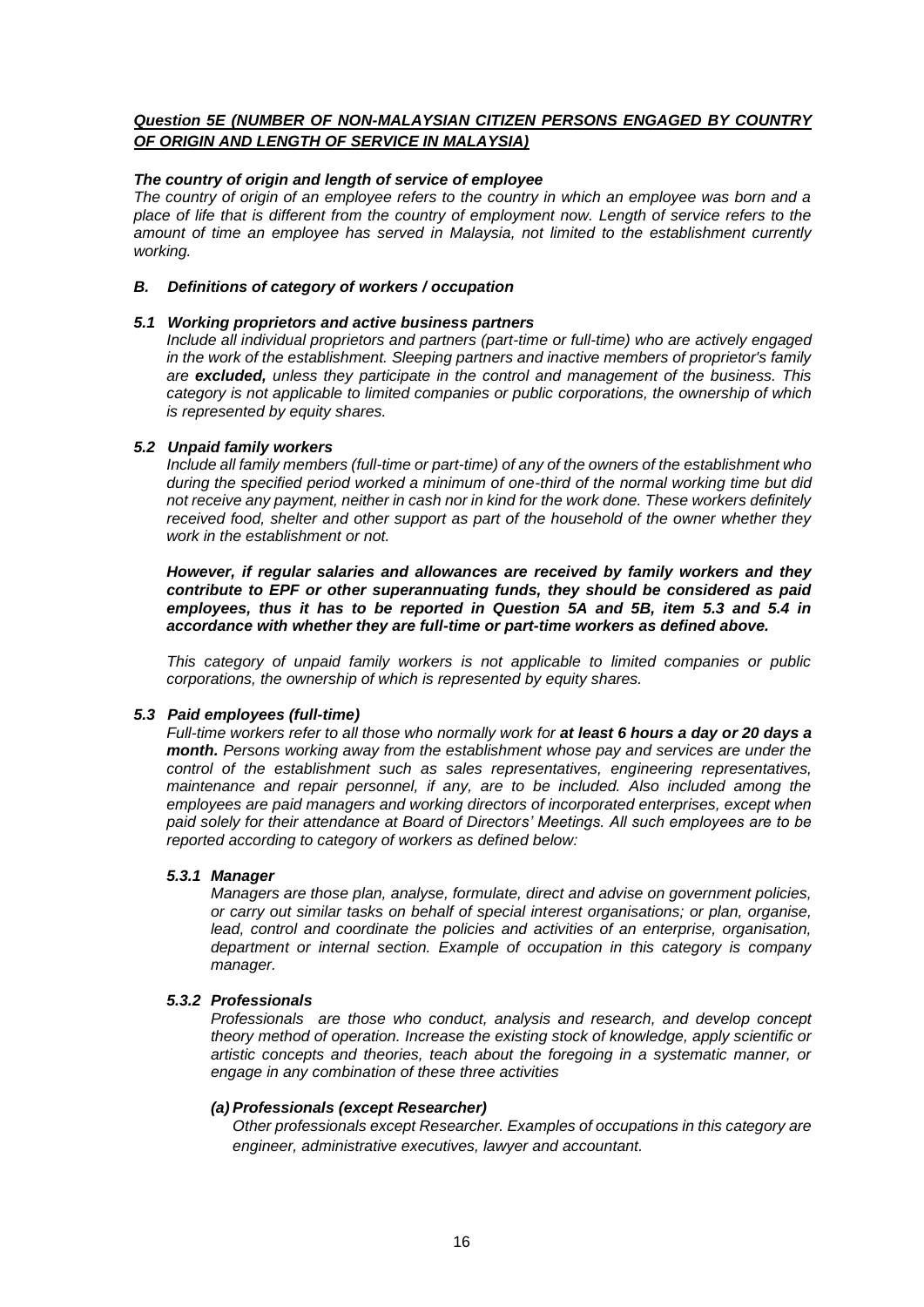***Question 5E (NUMBER OF NON-MALAYSIAN CITIZEN PERSONS ENGAGED BY COUNTRY OF ORIGIN AND LENGTH OF SERVICE IN MALAYSIA)***

***The country of origin and length of service of employee***

*The country of origin of an employee refers to the country in which an employee was born and a place of life that is different from the country of employment now. Length of service refers to the amount of time an employee has served in Malaysia, not limited to the establishment currently working.*

### *B. Definitions of category of workers / occupation*

#### *5.1 Working proprietors and active business partners*

*Include all individual proprietors and partners (part-time or full-time) who are actively engaged in the work of the establishment. Sleeping partners and inactive members of proprietor's family are **excluded,** unless they participate in the control and management of the business. This category is not applicable to limited companies or public corporations, the ownership of which is represented by equity shares.*

#### *5.2 Unpaid family workers*

*Include all family members (full-time or part-time) of any of the owners of the establishment who during the specified period worked a minimum of one-third of the normal working time but did not receive any payment, neither in cash nor in kind for the work done. These workers definitely received food, shelter and other support as part of the household of the owner whether they work in the establishment or not.*

***However, if regular salaries and allowances are received by family workers and they contribute to EPF or other superannuating funds, they should be considered as paid employees, thus it has to be reported in Question 5A and 5B, item 5.3 and 5.4 in accordance with whether they are full-time or part-time workers as defined above.***

*This category of unpaid family workers is not applicable to limited companies or public corporations, the ownership of which is represented by equity shares.*

#### *5.3 Paid employees (full-time)*

*Full-time workers refer to all those who normally work for **at least 6 hours a day or 20 days a month.** Persons working away from the establishment whose pay and services are under the control of the establishment such as sales representatives, engineering representatives, maintenance and repair personnel, if any, are to be included. Also included among the employees are paid managers and working directors of incorporated enterprises, except when paid solely for their attendance at Board of Directors' Meetings. All such employees are to be reported according to category of workers as defined below:*

##### *5.3.1 Manager*

*Managers are those plan, analyse, formulate, direct and advise on government policies, or carry out similar tasks on behalf of special interest organisations; or plan, organise, lead, control and coordinate the policies and activities of an enterprise, organisation, department or internal section. Example of occupation in this category is company manager.*

##### *5.3.2 Professionals*

*Professionals are those who conduct, analysis and research, and develop concept theory method of operation. Increase the existing stock of knowledge, apply scientific or artistic concepts and theories, teach about the foregoing in a systematic manner, or engage in any combination of these three activities*

***(a) Professionals (except Researcher)***

*Other professionals except Researcher. Examples of occupations in this category are engineer, administrative executives, lawyer and accountant.*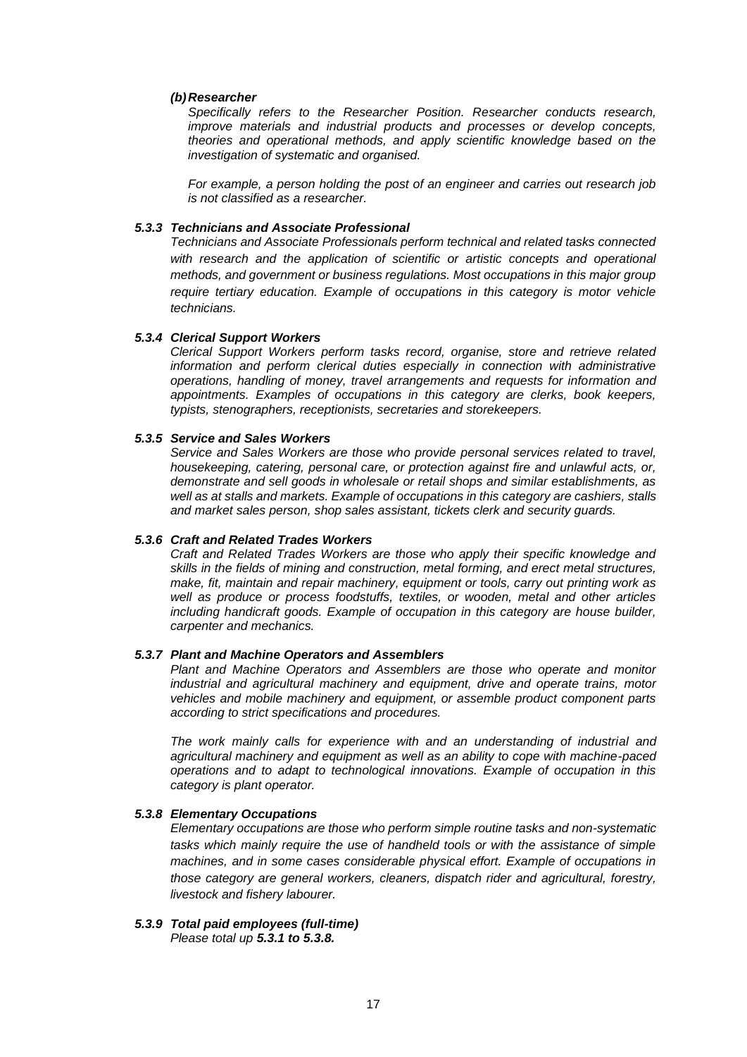*(b) **Researcher***

*Specifically refers to the Researcher Position. Researcher conducts research, improve materials and industrial products and processes or develop concepts, theories and operational methods, and apply scientific knowledge based on the investigation of systematic and organised.*

*For example, a person holding the post of an engineer and carries out research job is not classified as a researcher.*

***5.3.3 Technicians and Associate Professional***

*Technicians and Associate Professionals perform technical and related tasks connected with research and the application of scientific or artistic concepts and operational methods, and government or business regulations. Most occupations in this major group require tertiary education. Example of occupations in this category is motor vehicle technicians.*

***5.3.4 Clerical Support Workers***

*Clerical Support Workers perform tasks record, organise, store and retrieve related information and perform clerical duties especially in connection with administrative operations, handling of money, travel arrangements and requests for information and appointments. Examples of occupations in this category are clerks, book keepers, typists, stenographers, receptionists, secretaries and storekeepers.*

***5.3.5 Service and Sales Workers***

*Service and Sales Workers are those who provide personal services related to travel, housekeeping, catering, personal care, or protection against fire and unlawful acts, or, demonstrate and sell goods in wholesale or retail shops and similar establishments, as well as at stalls and markets. Example of occupations in this category are cashiers, stalls and market sales person, shop sales assistant, tickets clerk and security guards.*

***5.3.6 Craft and Related Trades Workers***

*Craft and Related Trades Workers are those who apply their specific knowledge and skills in the fields of mining and construction, metal forming, and erect metal structures, make, fit, maintain and repair machinery, equipment or tools, carry out printing work as well as produce or process foodstuffs, textiles, or wooden, metal and other articles including handicraft goods. Example of occupation in this category are house builder, carpenter and mechanics.*

***5.3.7 Plant and Machine Operators and Assemblers***

*Plant and Machine Operators and Assemblers are those who operate and monitor industrial and agricultural machinery and equipment, drive and operate trains, motor vehicles and mobile machinery and equipment, or assemble product component parts according to strict specifications and procedures.*

*The work mainly calls for experience with and an understanding of industrial and agricultural machinery and equipment as well as an ability to cope with machine-paced operations and to adapt to technological innovations. Example of occupation in this category is plant operator.*

***5.3.8 Elementary Occupations***

*Elementary occupations are those who perform simple routine tasks and non-systematic tasks which mainly require the use of handheld tools or with the assistance of simple machines, and in some cases considerable physical effort. Example of occupations in those category are general workers, cleaners, dispatch rider and agricultural, forestry, livestock and fishery labourer.*

***5.3.9 Total paid employees (full-time)***

*Please total up **5.3.1 to 5.3.8.***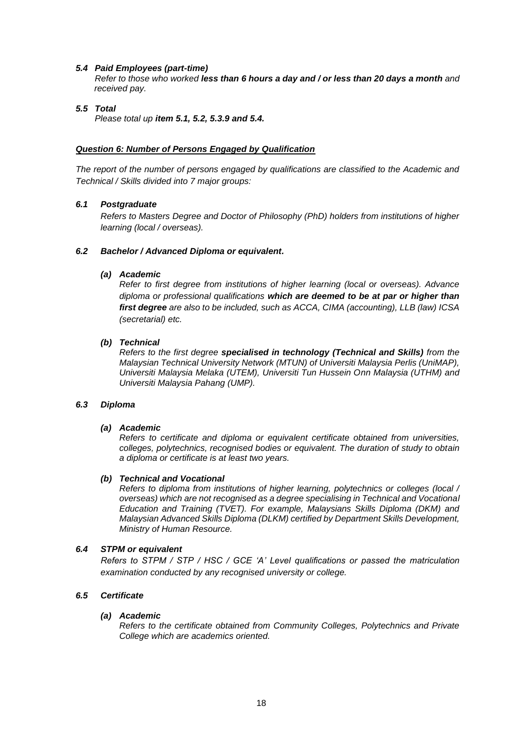### *5.4 Paid Employees (part-time)*

*Refer to those who worked **less than 6 hours a day and / or less than 20 days a month** and received pay.*

### *5.5 Total*

*Please total up **item 5.1, 5.2, 5.3.9 and 5.4.***

## ***Question 6: Number of Persons Engaged by Qualification***

*The report of the number of persons engaged by qualifications are classified to the Academic and Technical / Skills divided into 7 major groups:*

### *6.1 Postgraduate*

*Refers to Masters Degree and Doctor of Philosophy (PhD) holders from institutions of higher learning (local / overseas).*

### *6.2 Bachelor / Advanced Diploma or equivalent.*

#### *(a) Academic*

*Refer to first degree from institutions of higher learning (local or overseas). Advance diploma or professional qualifications **which are deemed to be at par or higher than first degree** are also to be included, such as ACCA, CIMA (accounting), LLB (law) ICSA (secretarial) etc.*

#### *(b) Technical*

*Refers to the first degree **specialised in technology (Technical and Skills)** from the Malaysian Technical University Network (MTUN) of Universiti Malaysia Perlis (UniMAP), Universiti Malaysia Melaka (UTEM), Universiti Tun Hussein Onn Malaysia (UTHM) and Universiti Malaysia Pahang (UMP).*

### *6.3 Diploma*

#### *(a) Academic*

*Refers to certificate and diploma or equivalent certificate obtained from universities, colleges, polytechnics, recognised bodies or equivalent. The duration of study to obtain a diploma or certificate is at least two years.*

#### *(b) Technical and Vocational*

*Refers to diploma from institutions of higher learning, polytechnics or colleges (local / overseas) which are not recognised as a degree specialising in Technical and Vocational Education and Training (TVET). For example, Malaysians Skills Diploma (DKM) and Malaysian Advanced Skills Diploma (DLKM) certified by Department Skills Development, Ministry of Human Resource.*

### *6.4 STPM or equivalent*

*Refers to STPM / STP / HSC / GCE 'A' Level qualifications or passed the matriculation examination conducted by any recognised university or college.*

### *6.5 Certificate*

#### *(a) Academic*

*Refers to the certificate obtained from Community Colleges, Polytechnics and Private College which are academics oriented.*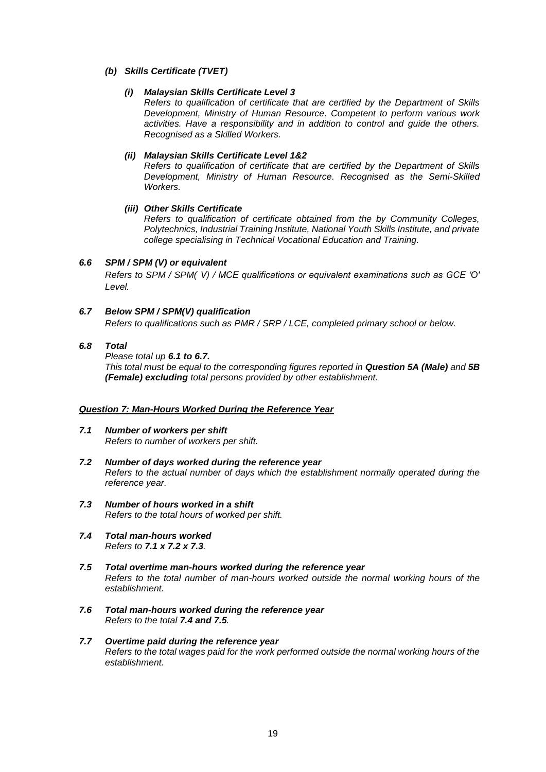***(b) Skills Certificate (TVET)***

***(i) Malaysian Skills Certificate Level 3***

*Refers to qualification of certificate that are certified by the Department of Skills Development, Ministry of Human Resource. Competent to perform various work activities. Have a responsibility and in addition to control and guide the others. Recognised as a Skilled Workers.*

***(ii) Malaysian Skills Certificate Level 1&2***

*Refers to qualification of certificate that are certified by the Department of Skills Development, Ministry of Human Resource. Recognised as the Semi-Skilled Workers.*

***(iii) Other Skills Certificate***

*Refers to qualification of certificate obtained from the by Community Colleges, Polytechnics, Industrial Training Institute, National Youth Skills Institute, and private college specialising in Technical Vocational Education and Training.*

***6.6 SPM / SPM (V) or equivalent***

*Refers to SPM / SPM( V) / MCE qualifications or equivalent examinations such as GCE 'O' Level.*

***6.7 Below SPM / SPM(V) qualification***

*Refers to qualifications such as PMR / SRP / LCE, completed primary school or below.*

***6.8 Total***

*Please total up **6.1 to 6.7.***

*This total must be equal to the corresponding figures reported in **Question 5A (Male)** and **5B (Female) excluding** total persons provided by other establishment.*

***Question 7: Man-Hours Worked During the Reference Year***

***7.1 Number of workers per shift***

*Refers to number of workers per shift.*

***7.2 Number of days worked during the reference year***

*Refers to the actual number of days which the establishment normally operated during the reference year.*

***7.3 Number of hours worked in a shift***

*Refers to the total hours of worked per shift.*

***7.4 Total man-hours worked***

*Refers to **7.1 x 7.2 x 7.3**.*

***7.5 Total overtime man-hours worked during the reference year***

*Refers to the total number of man-hours worked outside the normal working hours of the establishment.*

***7.6 Total man-hours worked during the reference year***

*Refers to the total **7.4 and 7.5**.*

***7.7 Overtime paid during the reference year***

*Refers to the total wages paid for the work performed outside the normal working hours of the establishment.*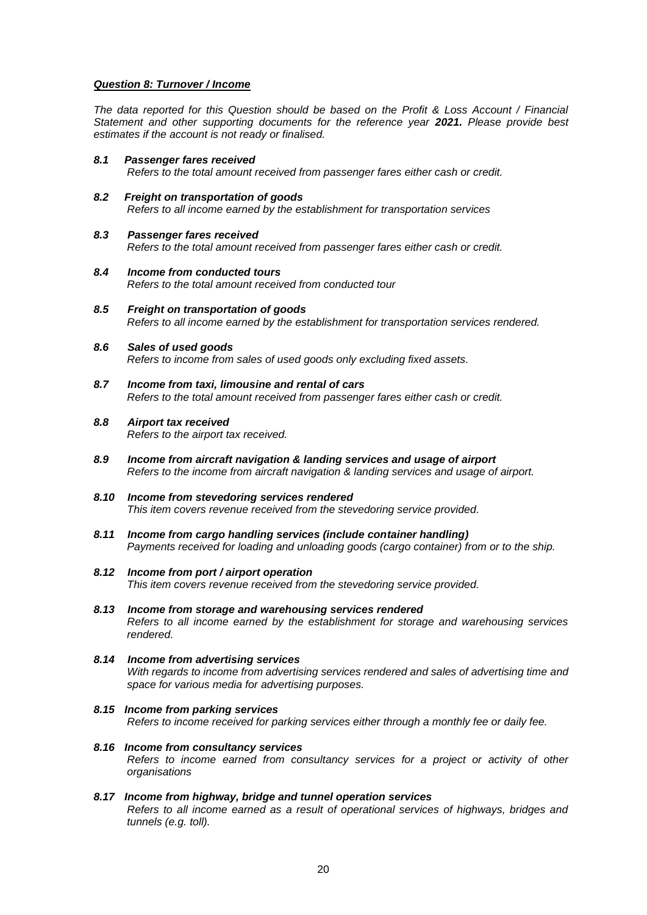***Question 8: Turnover / Income***

*The data reported for this Question should be based on the Profit & Loss Account / Financial Statement and other supporting documents for the reference year **2021.** Please provide best estimates if the account is not ready or finalised.*

***8.1 Passenger fares received***
*Refers to the total amount received from passenger fares either cash or credit.*

***8.2 Freight on transportation of goods***
*Refers to all income earned by the establishment for transportation services*

***8.3 Passenger fares received***
*Refers to the total amount received from passenger fares either cash or credit.*

***8.4 Income from conducted tours***
*Refers to the total amount received from conducted tour*

***8.5 Freight on transportation of goods***
*Refers to all income earned by the establishment for transportation services rendered.*

***8.6 Sales of used goods***
*Refers to income from sales of used goods only excluding fixed assets.*

***8.7 Income from taxi, limousine and rental of cars***
*Refers to the total amount received from passenger fares either cash or credit.*

***8.8 Airport tax received***
*Refers to the airport tax received.*

***8.9 Income from aircraft navigation & landing services and usage of airport***
*Refers to the income from aircraft navigation & landing services and usage of airport.*

***8.10 Income from stevedoring services rendered***
*This item covers revenue received from the stevedoring service provided.*

***8.11 Income from cargo handling services (include container handling)***
*Payments received for loading and unloading goods (cargo container) from or to the ship.*

***8.12 Income from port / airport operation***
*This item covers revenue received from the stevedoring service provided.*

***8.13 Income from storage and warehousing services rendered***
*Refers to all income earned by the establishment for storage and warehousing services rendered.*

***8.14 Income from advertising services***
*With regards to income from advertising services rendered and sales of advertising time and space for various media for advertising purposes.*

***8.15 Income from parking services***
*Refers to income received for parking services either through a monthly fee or daily fee.*

***8.16 Income from consultancy services***
*Refers to income earned from consultancy services for a project or activity of other organisations*

***8.17 Income from highway, bridge and tunnel operation services***
*Refers to all income earned as a result of operational services of highways, bridges and tunnels (e.g. toll).*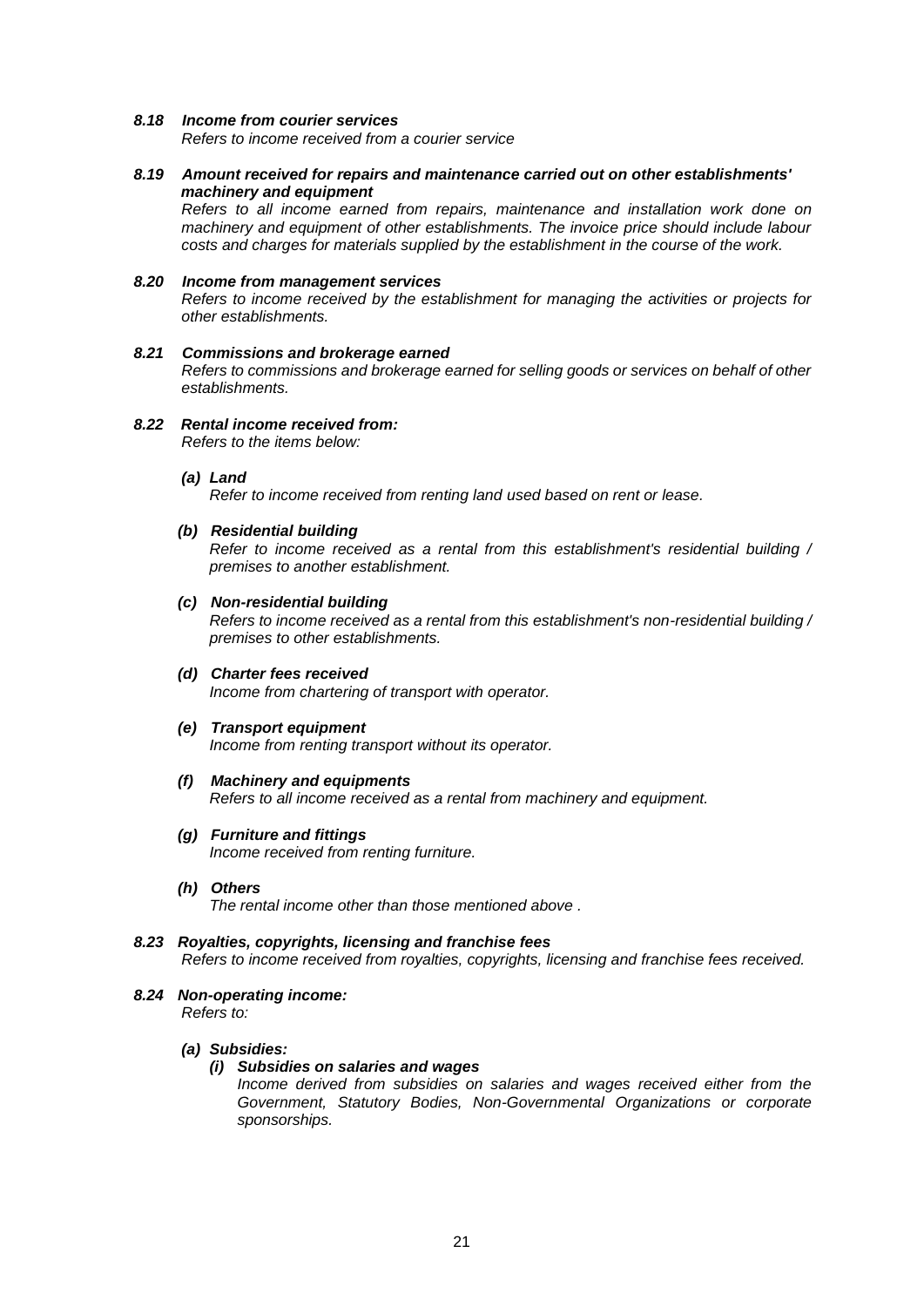***8.18 Income from courier services***

*Refers to income received from a courier service*

***8.19 Amount received for repairs and maintenance carried out on other establishments' machinery and equipment***

*Refers to all income earned from repairs, maintenance and installation work done on machinery and equipment of other establishments. The invoice price should include labour costs and charges for materials supplied by the establishment in the course of the work.*

***8.20 Income from management services***

*Refers to income received by the establishment for managing the activities or projects for other establishments.*

***8.21 Commissions and brokerage earned***

*Refers to commissions and brokerage earned for selling goods or services on behalf of other establishments.*

***8.22 Rental income received from:***

*Refers to the items below:*

***(a) Land***

*Refer to income received from renting land used based on rent or lease.*

***(b) Residential building***

*Refer to income received as a rental from this establishment's residential building / premises to another establishment.*

***(c) Non-residential building***

*Refers to income received as a rental from this establishment's non-residential building / premises to other establishments.*

***(d) Charter fees received***

*Income from chartering of transport with operator.*

***(e) Transport equipment***

*Income from renting transport without its operator.*

***(f) Machinery and equipments***

*Refers to all income received as a rental from machinery and equipment.*

***(g) Furniture and fittings***

*Income received from renting furniture.*

***(h) Others***

*The rental income other than those mentioned above .*

***8.23 Royalties, copyrights, licensing and franchise fees***

*Refers to income received from royalties, copyrights, licensing and franchise fees received.*

***8.24 Non-operating income:***

*Refers to:*

***(a) Subsidies:***

***(i) Subsidies on salaries and wages***

*Income derived from subsidies on salaries and wages received either from the Government, Statutory Bodies, Non-Governmental Organizations or corporate sponsorships.*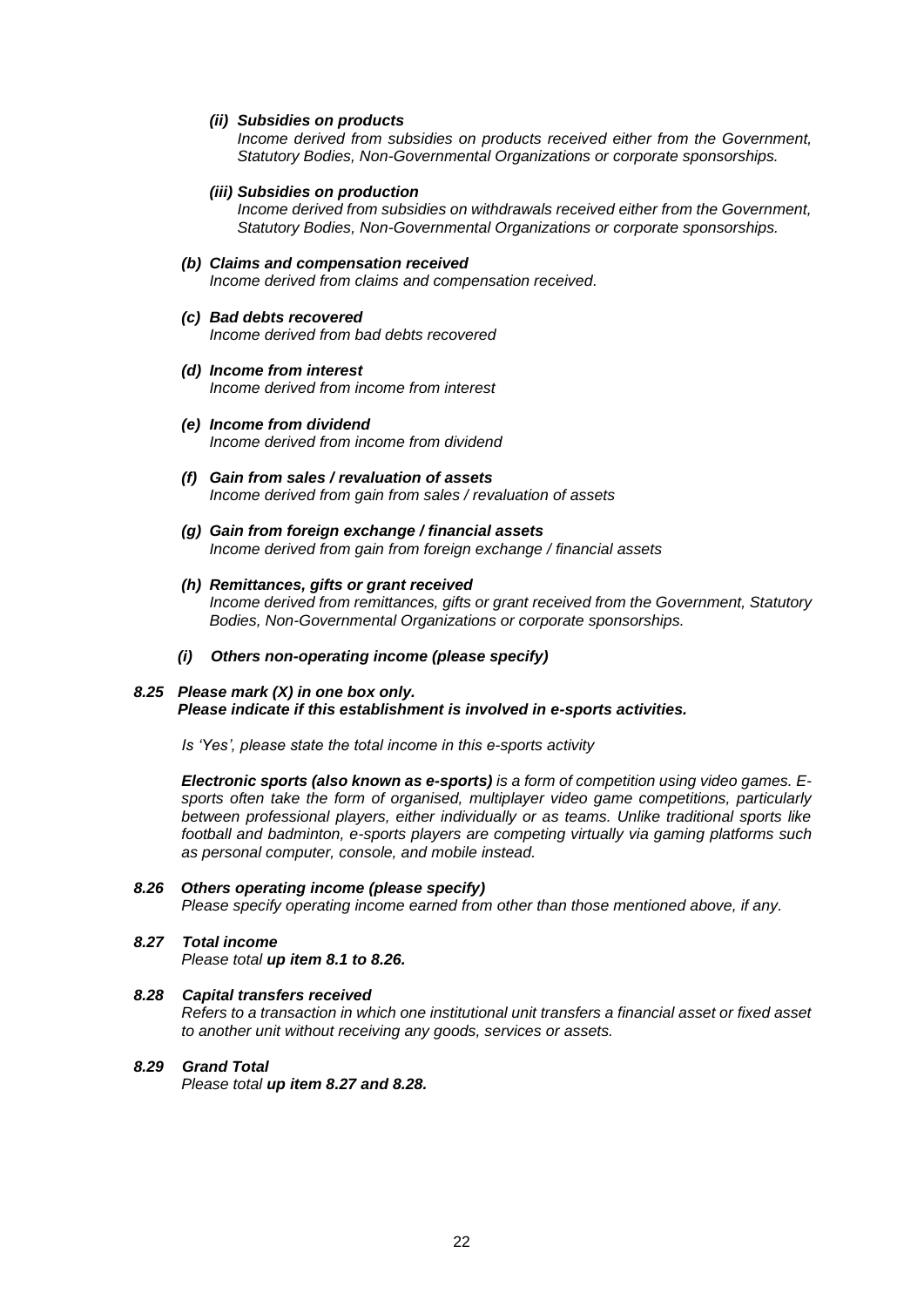*(ii) **Subsidies on products***
*Income derived from subsidies on products received either from the Government, Statutory Bodies, Non-Governmental Organizations or corporate sponsorships.*

*(iii) **Subsidies on production***
*Income derived from subsidies on withdrawals received either from the Government, Statutory Bodies, Non-Governmental Organizations or corporate sponsorships.*

***(b) Claims and compensation received***
*Income derived from claims and compensation received.*

***(c) Bad debts recovered***
*Income derived from bad debts recovered*

***(d) Income from interest***
*Income derived from income from interest*

***(e) Income from dividend***
*Income derived from income from dividend*

***(f) Gain from sales / revaluation of assets***
*Income derived from gain from sales / revaluation of assets*

***(g) Gain from foreign exchange / financial assets***
*Income derived from gain from foreign exchange / financial assets*

***(h) Remittances, gifts or grant received***
*Income derived from remittances, gifts or grant received from the Government, Statutory Bodies, Non-Governmental Organizations or corporate sponsorships.*

***(i) Others non-operating income (please specify)***

***8.25 Please mark (X) in one box only.***
***Please indicate if this establishment is involved in e-sports activities.***

*Is 'Yes', please state the total income in this e-sports activity*

***Electronic sports (also known as e-sports)** is a form of competition using video games. E-sports often take the form of organised, multiplayer video game competitions, particularly between professional players, either individually or as teams. Unlike traditional sports like football and badminton, e-sports players are competing virtually via gaming platforms such as personal computer, console, and mobile instead.*

***8.26 Others operating income (please specify)***
*Please specify operating income earned from other than those mentioned above, if any.*

***8.27 Total income***
*Please total **up item 8.1 to 8.26.***

***8.28 Capital transfers received***
*Refers to a transaction in which one institutional unit transfers a financial asset or fixed asset to another unit without receiving any goods, services or assets.*

***8.29 Grand Total***
*Please total **up item 8.27 and 8.28.***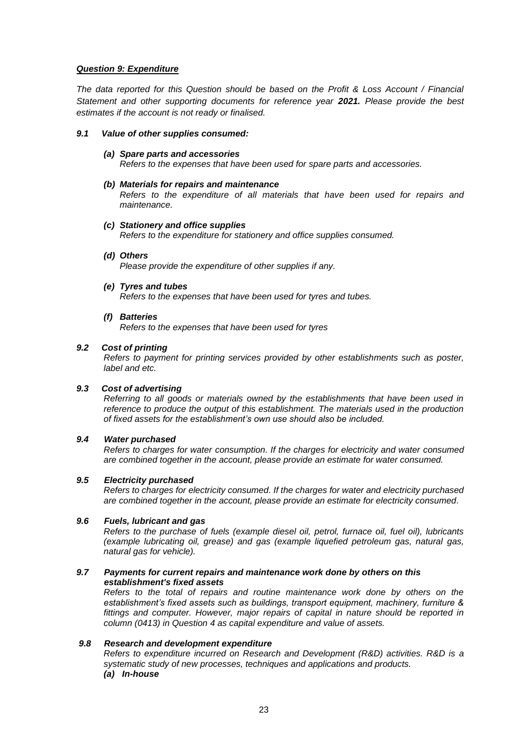***Question 9: Expenditure***

*The data reported for this Question should be based on the Profit & Loss Account / Financial Statement and other supporting documents for reference year **2021.** Please provide the best estimates if the account is not ready or finalised.*

***9.1 Value of other supplies consumed:***

***(a) Spare parts and accessories***
*Refers to the expenses that have been used for spare parts and accessories.*

***(b) Materials for repairs and maintenance***
*Refers to the expenditure of all materials that have been used for repairs and maintenance.*

***(c) Stationery and office supplies***
*Refers to the expenditure for stationery and office supplies consumed.*

***(d) Others***
*Please provide the expenditure of other supplies if any.*

***(e) Tyres and tubes***
*Refers to the expenses that have been used for tyres and tubes.*

***(f) Batteries***
*Refers to the expenses that have been used for tyres*

***9.2 Cost of printing***
*Refers to payment for printing services provided by other establishments such as poster, label and etc.*

***9.3 Cost of advertising***
*Referring to all goods or materials owned by the establishments that have been used in reference to produce the output of this establishment. The materials used in the production of fixed assets for the establishment's own use should also be included.*

***9.4 Water purchased***
*Refers to charges for water consumption. If the charges for electricity and water consumed are combined together in the account, please provide an estimate for water consumed.*

***9.5 Electricity purchased***
*Refers to charges for electricity consumed. If the charges for water and electricity purchased are combined together in the account, please provide an estimate for electricity consumed.*

***9.6 Fuels, lubricant and gas***
*Refers to the purchase of fuels (example diesel oil, petrol, furnace oil, fuel oil), lubricants (example lubricating oil, grease) and gas (example liquefied petroleum gas, natural gas, natural gas for vehicle).*

***9.7 Payments for current repairs and maintenance work done by others on this establishment's fixed assets***
*Refers to the total of repairs and routine maintenance work done by others on the establishment's fixed assets such as buildings, transport equipment, machinery, furniture & fittings and computer. However, major repairs of capital in nature should be reported in column (0413) in Question 4 as capital expenditure and value of assets.*

***9.8 Research and development expenditure***
*Refers to expenditure incurred on Research and Development (R&D) activities. R&D is a systematic study of new processes, techniques and applications and products.*

***(a) In-house***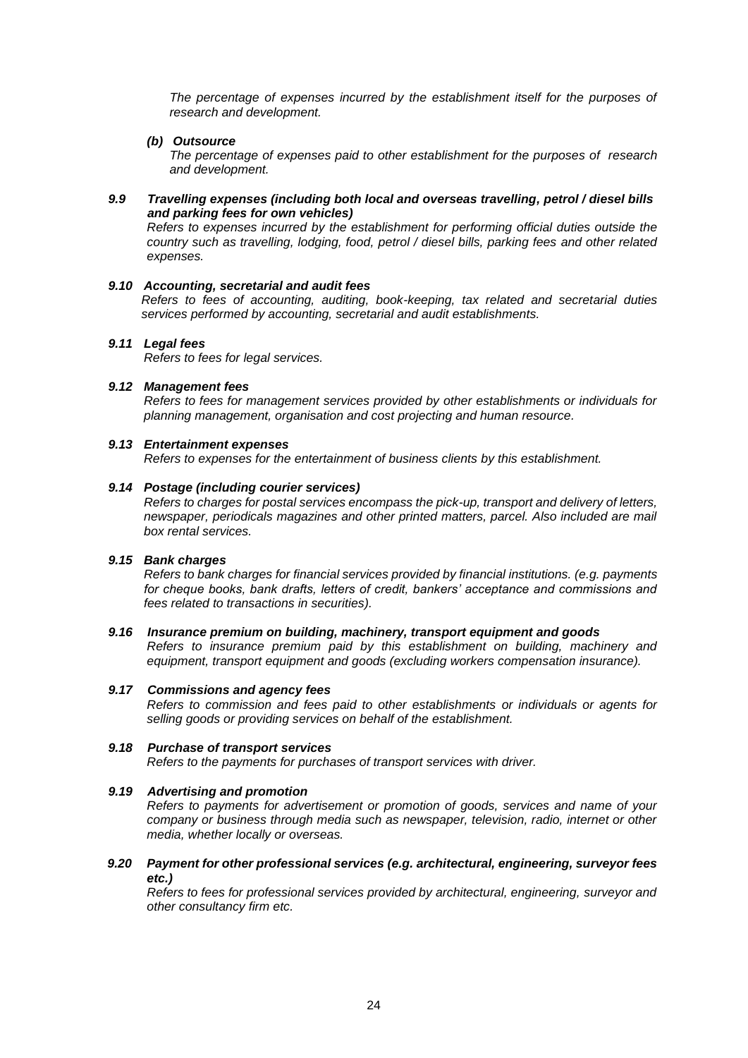*The percentage of expenses incurred by the establishment itself for the purposes of research and development.*

***(b) Outsource***

*The percentage of expenses paid to other establishment for the purposes of research and development.*

***9.9 Travelling expenses (including both local and overseas travelling, petrol / diesel bills and parking fees for own vehicles)***

*Refers to expenses incurred by the establishment for performing official duties outside the country such as travelling, lodging, food, petrol / diesel bills, parking fees and other related expenses.*

***9.10 Accounting, secretarial and audit fees***

*Refers to fees of accounting, auditing, book-keeping, tax related and secretarial duties services performed by accounting, secretarial and audit establishments.*

***9.11 Legal fees***

*Refers to fees for legal services.*

***9.12 Management fees***

*Refers to fees for management services provided by other establishments or individuals for planning management, organisation and cost projecting and human resource.*

***9.13 Entertainment expenses***

*Refers to expenses for the entertainment of business clients by this establishment.*

***9.14 Postage (including courier services)***

*Refers to charges for postal services encompass the pick-up, transport and delivery of letters, newspaper, periodicals magazines and other printed matters, parcel. Also included are mail box rental services.*

***9.15 Bank charges***

*Refers to bank charges for financial services provided by financial institutions. (e.g. payments for cheque books, bank drafts, letters of credit, bankers' acceptance and commissions and fees related to transactions in securities).*

***9.16 Insurance premium on building, machinery, transport equipment and goods***

*Refers to insurance premium paid by this establishment on building, machinery and equipment, transport equipment and goods (excluding workers compensation insurance).*

***9.17 Commissions and agency fees***

*Refers to commission and fees paid to other establishments or individuals or agents for selling goods or providing services on behalf of the establishment.*

***9.18 Purchase of transport services***

*Refers to the payments for purchases of transport services with driver.*

***9.19 Advertising and promotion***

*Refers to payments for advertisement or promotion of goods, services and name of your company or business through media such as newspaper, television, radio, internet or other media, whether locally or overseas.*

***9.20 Payment for other professional services (e.g. architectural, engineering, surveyor fees etc.)***

*Refers to fees for professional services provided by architectural, engineering, surveyor and other consultancy firm etc.*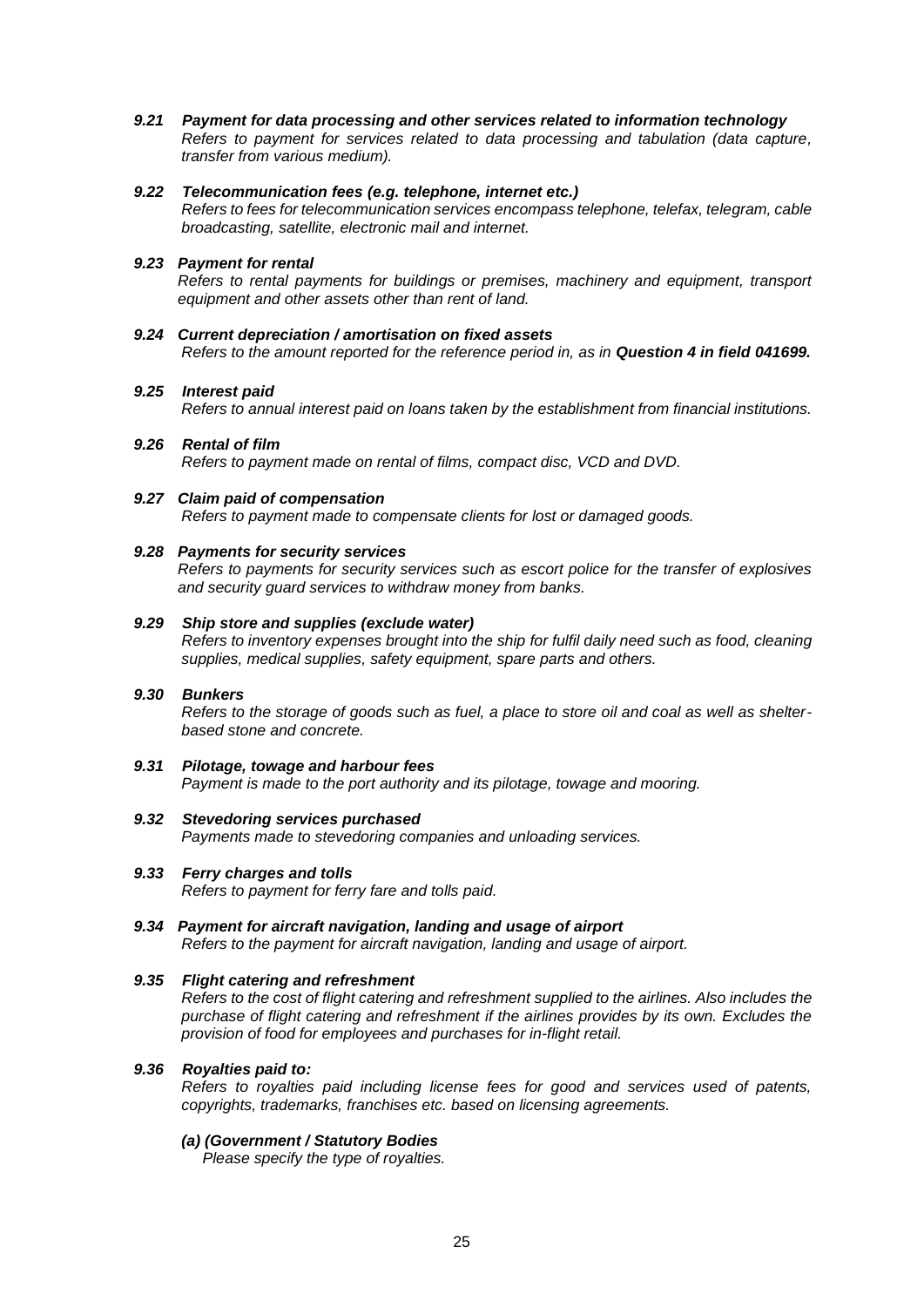***9.21 Payment for data processing and other services related to information technology***

*Refers to payment for services related to data processing and tabulation (data capture, transfer from various medium).*

***9.22 Telecommunication fees (e.g. telephone, internet etc.)***

*Refers to fees for telecommunication services encompass telephone, telefax, telegram, cable broadcasting, satellite, electronic mail and internet.*

***9.23 Payment for rental***

*Refers to rental payments for buildings or premises, machinery and equipment, transport equipment and other assets other than rent of land.*

***9.24 Current depreciation / amortisation on fixed assets***

*Refers to the amount reported for the reference period in, as in **Question 4 in field 041699.***

***9.25 Interest paid***

*Refers to annual interest paid on loans taken by the establishment from financial institutions.*

***9.26 Rental of film***

*Refers to payment made on rental of films, compact disc, VCD and DVD.*

***9.27 Claim paid of compensation***

*Refers to payment made to compensate clients for lost or damaged goods.*

***9.28 Payments for security services***

*Refers to payments for security services such as escort police for the transfer of explosives and security guard services to withdraw money from banks.*

***9.29 Ship store and supplies (exclude water)***

*Refers to inventory expenses brought into the ship for fulfil daily need such as food, cleaning supplies, medical supplies, safety equipment, spare parts and others.*

***9.30 Bunkers***

*Refers to the storage of goods such as fuel, a place to store oil and coal as well as shelter-based stone and concrete.*

***9.31 Pilotage, towage and harbour fees***

*Payment is made to the port authority and its pilotage, towage and mooring.*

***9.32 Stevedoring services purchased***

*Payments made to stevedoring companies and unloading services.*

***9.33 Ferry charges and tolls***

*Refers to payment for ferry fare and tolls paid.*

***9.34 Payment for aircraft navigation, landing and usage of airport***

*Refers to the payment for aircraft navigation, landing and usage of airport.*

***9.35 Flight catering and refreshment***

*Refers to the cost of flight catering and refreshment supplied to the airlines. Also includes the purchase of flight catering and refreshment if the airlines provides by its own. Excludes the provision of food for employees and purchases for in-flight retail.*

***9.36 Royalties paid to:***

*Refers to royalties paid including license fees for good and services used of patents, copyrights, trademarks, franchises etc. based on licensing agreements.*

***(a) (Government / Statutory Bodies***

*Please specify the type of royalties.*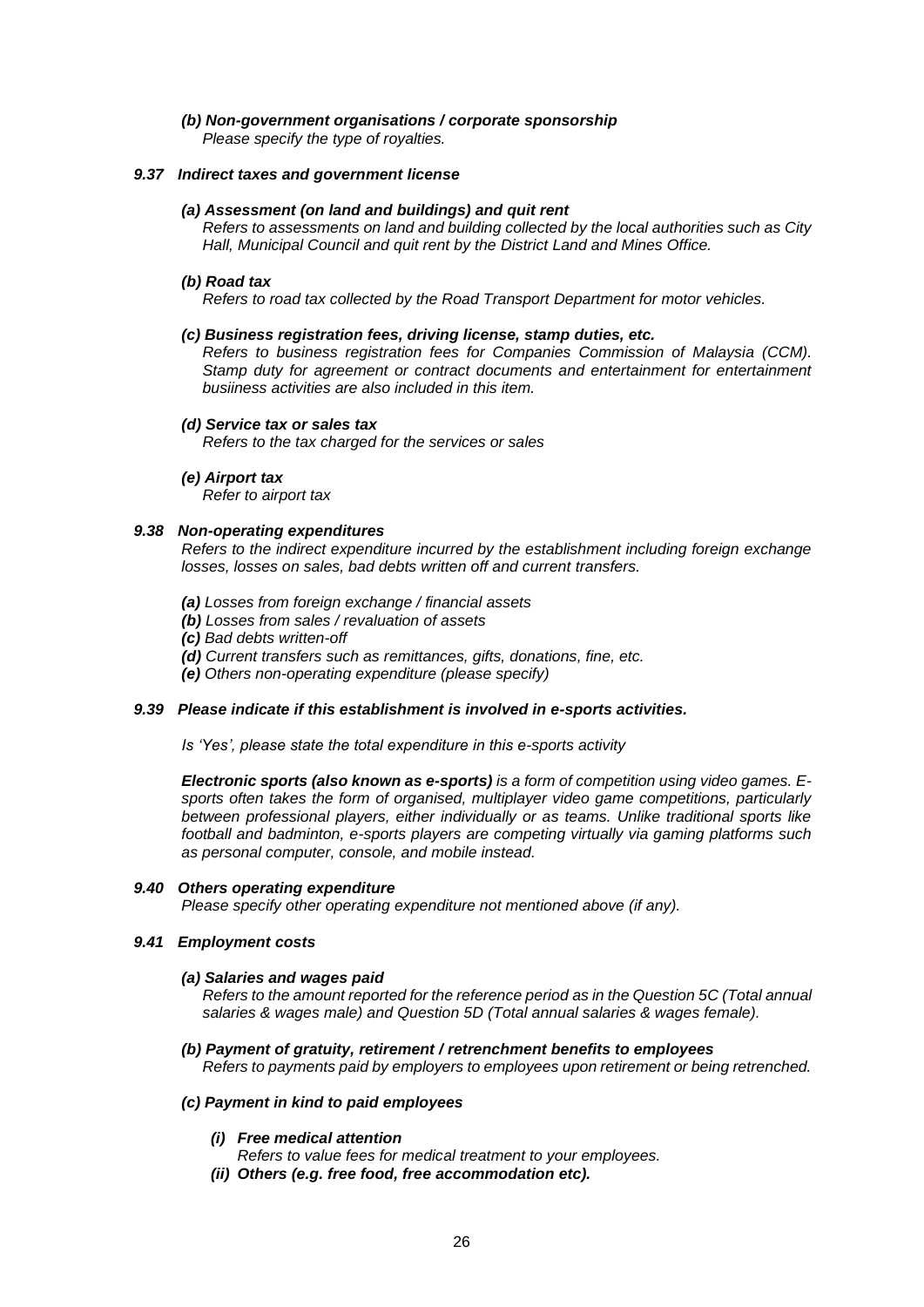***(b) Non-government organisations / corporate sponsorship***
*Please specify the type of royalties.*

***9.37 Indirect taxes and government license***

***(a) Assessment (on land and buildings) and quit rent***
*Refers to assessments on land and building collected by the local authorities such as City Hall, Municipal Council and quit rent by the District Land and Mines Office.*

***(b) Road tax***
*Refers to road tax collected by the Road Transport Department for motor vehicles.*

***(c) Business registration fees, driving license, stamp duties, etc.***
*Refers to business registration fees for Companies Commission of Malaysia (CCM). Stamp duty for agreement or contract documents and entertainment for entertainment busiiness activities are also included in this item.*

***(d) Service tax or sales tax***
*Refers to the tax charged for the services or sales*

***(e) Airport tax***
*Refer to airport tax*

***9.38 Non-operating expenditures***
*Refers to the indirect expenditure incurred by the establishment including foreign exchange losses, losses on sales, bad debts written off and current transfers.*

***(a)*** *Losses from foreign exchange / financial assets*
***(b)*** *Losses from sales / revaluation of assets*
***(c)*** *Bad debts written-off*
***(d)*** *Current transfers such as remittances, gifts, donations, fine, etc.*
***(e)*** *Others non-operating expenditure (please specify)*

***9.39 Please indicate if this establishment is involved in e-sports activities.***

*Is 'Yes', please state the total expenditure in this e-sports activity*

***Electronic sports (also known as e-sports)*** *is a form of competition using video games. E-sports often takes the form of organised, multiplayer video game competitions, particularly between professional players, either individually or as teams. Unlike traditional sports like football and badminton, e-sports players are competing virtually via gaming platforms such as personal computer, console, and mobile instead.*

***9.40 Others operating expenditure***
*Please specify other operating expenditure not mentioned above (if any).*

***9.41 Employment costs***

***(a) Salaries and wages paid***
*Refers to the amount reported for the reference period as in the Question 5C (Total annual salaries & wages male) and Question 5D (Total annual salaries & wages female).*

***(b) Payment of gratuity, retirement / retrenchment benefits to employees***
*Refers to payments paid by employers to employees upon retirement or being retrenched.*

***(c) Payment in kind to paid employees***

***(i) Free medical attention***
*Refers to value fees for medical treatment to your employees.*

***(ii) Others (e.g. free food, free accommodation etc).***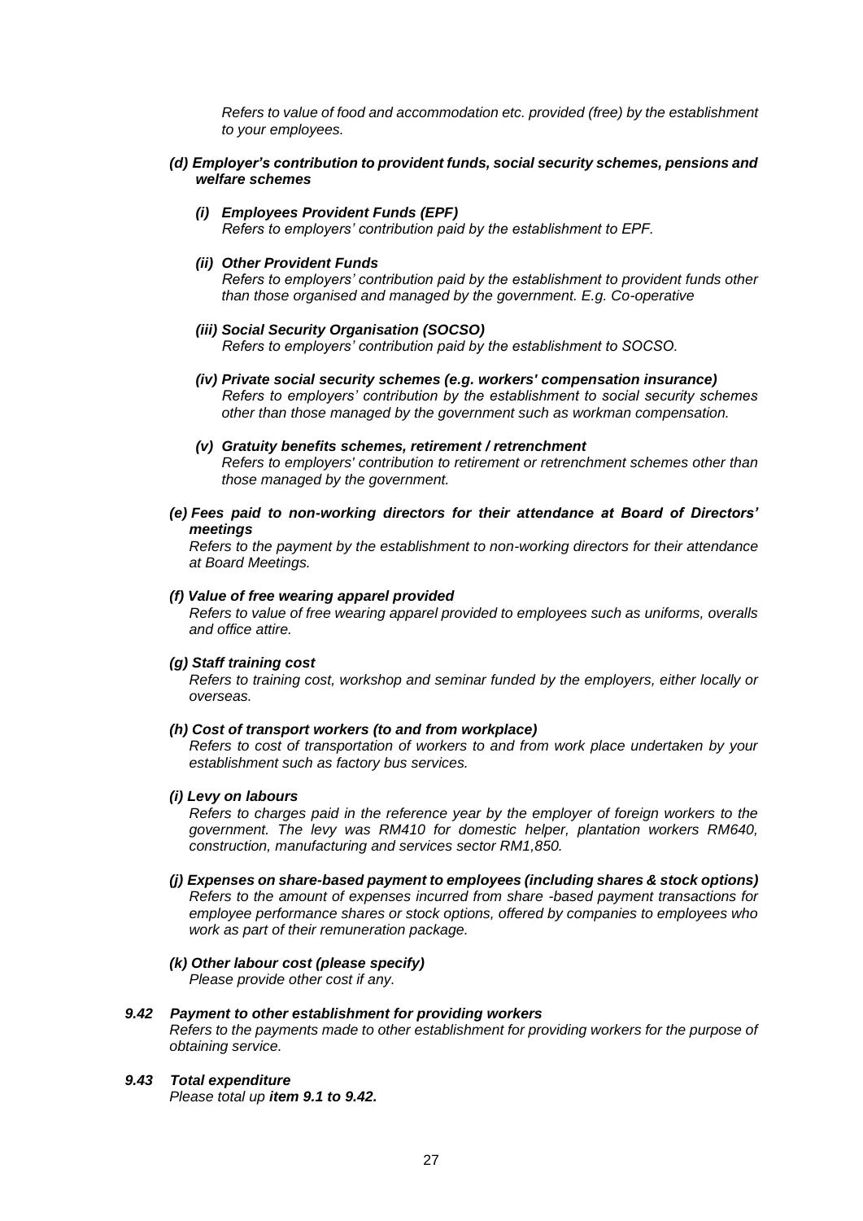*Refers to value of food and accommodation etc. provided (free) by the establishment to your employees.*

***(d) Employer's contribution to provident funds, social security schemes, pensions and welfare schemes***

***(i) Employees Provident Funds (EPF)***
*Refers to employers' contribution paid by the establishment to EPF.*

***(ii) Other Provident Funds***
*Refers to employers' contribution paid by the establishment to provident funds other than those organised and managed by the government. E.g. Co-operative*

***(iii) Social Security Organisation (SOCSO)***
*Refers to employers' contribution paid by the establishment to SOCSO.*

***(iv) Private social security schemes (e.g. workers' compensation insurance)***
*Refers to employers' contribution by the establishment to social security schemes other than those managed by the government such as workman compensation.*

***(v) Gratuity benefits schemes, retirement / retrenchment***
*Refers to employers' contribution to retirement or retrenchment schemes other than those managed by the government.*

***(e) Fees paid to non-working directors for their attendance at Board of Directors' meetings***
*Refers to the payment by the establishment to non-working directors for their attendance at Board Meetings.*

***(f) Value of free wearing apparel provided***
*Refers to value of free wearing apparel provided to employees such as uniforms, overalls and office attire.*

***(g) Staff training cost***
*Refers to training cost, workshop and seminar funded by the employers, either locally or overseas.*

***(h) Cost of transport workers (to and from workplace)***
*Refers to cost of transportation of workers to and from work place undertaken by your establishment such as factory bus services.*

***(i) Levy on labours***
*Refers to charges paid in the reference year by the employer of foreign workers to the government. The levy was RM410 for domestic helper, plantation workers RM640, construction, manufacturing and services sector RM1,850.*

***(j) Expenses on share-based payment to employees (including shares & stock options)***
*Refers to the amount of expenses incurred from share -based payment transactions for employee performance shares or stock options, offered by companies to employees who work as part of their remuneration package.*

***(k) Other labour cost (please specify)***
*Please provide other cost if any.*

***9.42 Payment to other establishment for providing workers***
*Refers to the payments made to other establishment for providing workers for the purpose of obtaining service.*

***9.43 Total expenditure***
*Please total up **item 9.1 to 9.42.***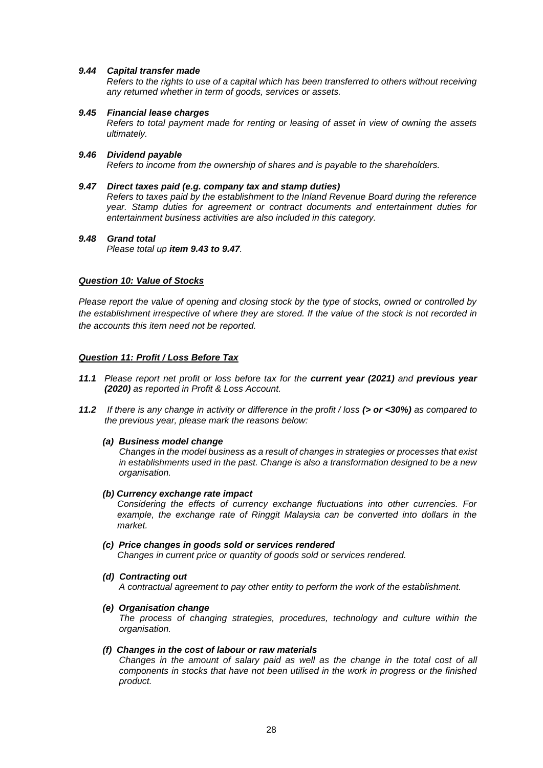***9.44 Capital transfer made***

*Refers to the rights to use of a capital which has been transferred to others without receiving any returned whether in term of goods, services or assets.*

***9.45 Financial lease charges***

*Refers to total payment made for renting or leasing of asset in view of owning the assets ultimately.*

***9.46 Dividend payable***

*Refers to income from the ownership of shares and is payable to the shareholders.*

***9.47 Direct taxes paid (e.g. company tax and stamp duties)***

*Refers to taxes paid by the establishment to the Inland Revenue Board during the reference year. Stamp duties for agreement or contract documents and entertainment duties for entertainment business activities are also included in this category.*

***9.48 Grand total***

*Please total up **item 9.43 to 9.47**.*

***<u>Question 10: Value of Stocks</u>***

*Please report the value of opening and closing stock by the type of stocks, owned or controlled by the establishment irrespective of where they are stored. If the value of the stock is not recorded in the accounts this item need not be reported.*

***<u>Question 11: Profit / Loss Before Tax</u>***

***11.1*** *Please report net profit or loss before tax for the **current year (2021)** and **previous year (2020)** as reported in Profit & Loss Account.*

***11.2*** *If there is any change in activity or difference in the profit / loss **(> or <30%)** as compared to the previous year, please mark the reasons below:*

***(a) Business model change***

*Changes in the model business as a result of changes in strategies or processes that exist in establishments used in the past. Change is also a transformation designed to be a new organisation.*

***(b) Currency exchange rate impact***

*Considering the effects of currency exchange fluctuations into other currencies. For example, the exchange rate of Ringgit Malaysia can be converted into dollars in the market.*

***(c) Price changes in goods sold or services rendered***

*Changes in current price or quantity of goods sold or services rendered.*

***(d) Contracting out***

*A contractual agreement to pay other entity to perform the work of the establishment.*

***(e) Organisation change***

*The process of changing strategies, procedures, technology and culture within the organisation.*

***(f) Changes in the cost of labour or raw materials***

*Changes in the amount of salary paid as well as the change in the total cost of all components in stocks that have not been utilised in the work in progress or the finished product.*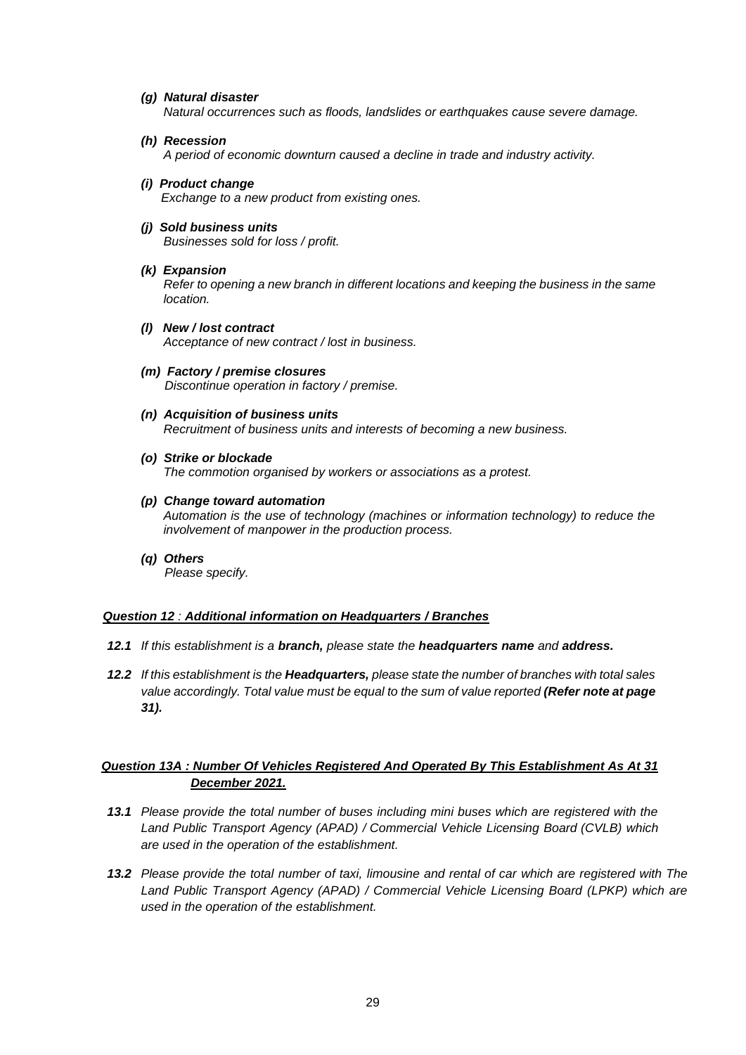*(g) **Natural disaster***
*Natural occurrences such as floods, landslides or earthquakes cause severe damage.*

*(h) **Recession***
*A period of economic downturn caused a decline in trade and industry activity.*

*(i) **Product change***
*Exchange to a new product from existing ones.*

*(j) **Sold business units***
*Businesses sold for loss / profit.*

*(k) **Expansion***
*Refer to opening a new branch in different locations and keeping the business in the same location.*

*(l) **New / lost contract***
*Acceptance of new contract / lost in business.*

*(m) **Factory / premise closures***
*Discontinue operation in factory / premise.*

*(n) **Acquisition of business units***
*Recruitment of business units and interests of becoming a new business.*

*(o) **Strike or blockade***
*The commotion organised by workers or associations as a protest.*

*(p) **Change toward automation***
*Automation is the use of technology (machines or information technology) to reduce the involvement of manpower in the production process.*

*(q) **Others***
*Please specify.*

***Question 12** : **Additional information on Headquarters / Branches***

***12.1** If this establishment is a **branch,** please state the **headquarters name** and **address.***

***12.2** If this establishment is the **Headquarters,** please state the number of branches with total sales value accordingly. Total value must be equal to the sum of value reported **(Refer note at page 31).***

***Question 13A : Number Of Vehicles Registered And Operated By This Establishment As At 31 December 2021.***

***13.1** Please provide the total number of buses including mini buses which are registered with the Land Public Transport Agency (APAD) / Commercial Vehicle Licensing Board (CVLB) which are used in the operation of the establishment.*

***13.2** Please provide the total number of taxi, limousine and rental of car which are registered with The Land Public Transport Agency (APAD) / Commercial Vehicle Licensing Board (LPKP) which are used in the operation of the establishment.*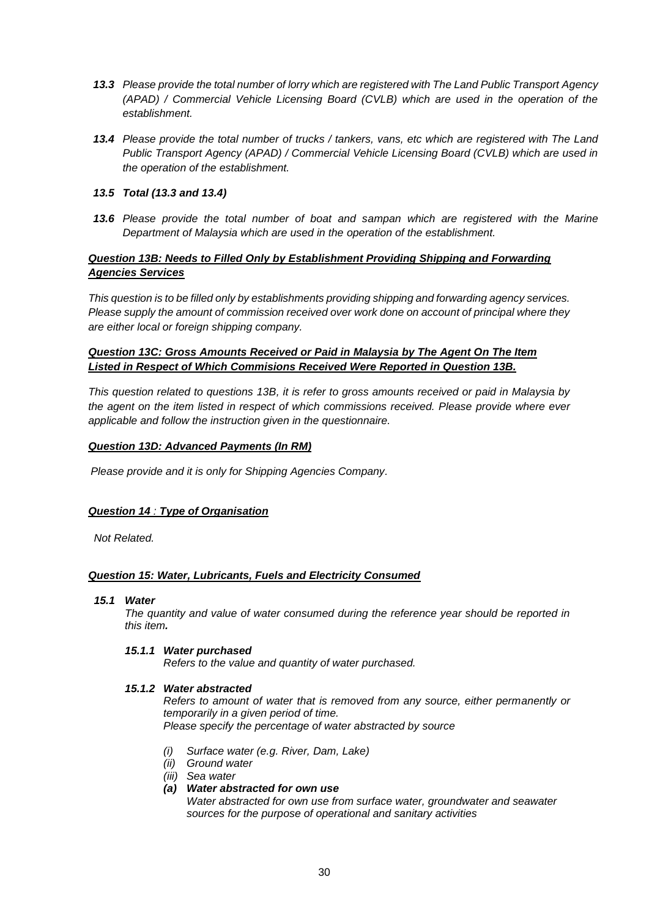***13.3*** *Please provide the total number of lorry which are registered with The Land Public Transport Agency (APAD) / Commercial Vehicle Licensing Board (CVLB) which are used in the operation of the establishment.*

***13.4*** *Please provide the total number of trucks / tankers, vans, etc which are registered with The Land Public Transport Agency (APAD) / Commercial Vehicle Licensing Board (CVLB) which are used in the operation of the establishment.*

***13.5 Total (13.3 and 13.4)***

***13.6*** *Please provide the total number of boat and sampan which are registered with the Marine Department of Malaysia which are used in the operation of the establishment.*

***<u>Question 13B: Needs to Filled Only by Establishment Providing Shipping and Forwarding Agencies Services</u>***

*This question is to be filled only by establishments providing shipping and forwarding agency services. Please supply the amount of commission received over work done on account of principal where they are either local or foreign shipping company.*

***<u>Question 13C: Gross Amounts Received or Paid in Malaysia by The Agent On The Item Listed in Respect of Which Commisions Received Were Reported in Question 13B.</u>***

*This question related to questions 13B, it is refer to gross amounts received or paid in Malaysia by the agent on the item listed in respect of which commissions received. Please provide where ever applicable and follow the instruction given in the questionnaire.*

***<u>Question 13D: Advanced Payments (In RM)</u>***

*Please provide and it is only for Shipping Agencies Company.*

***<u>Question 14 : Type of Organisation</u>***

*Not Related.*

***<u>Question 15: Water, Lubricants, Fuels and Electricity Consumed</u>***

***15.1 Water***

*The quantity and value of water consumed during the reference year should be reported in this item.*

***15.1.1 Water purchased***

*Refers to the value and quantity of water purchased.*

***15.1.2 Water abstracted***

*Refers to amount of water that is removed from any source, either permanently or temporarily in a given period of time.*
*Please specify the percentage of water abstracted by source*

- *(i) Surface water (e.g. River, Dam, Lake)*
- *(ii) Ground water*
- *(iii) Sea water*

***(a) Water abstracted for own use***

*Water abstracted for own use from surface water, groundwater and seawater sources for the purpose of operational and sanitary activities*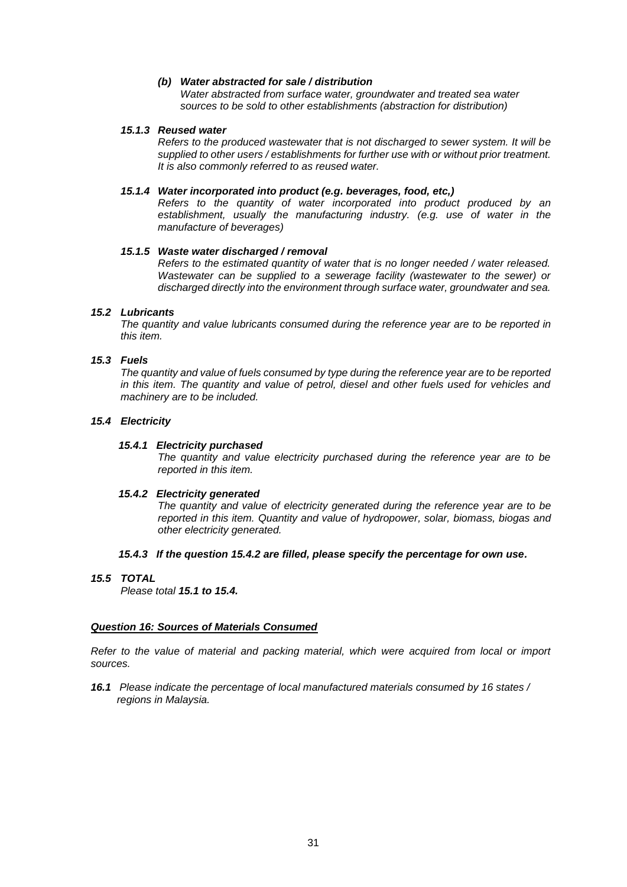***(b) Water abstracted for sale / distribution***

*Water abstracted from surface water, groundwater and treated sea water sources to be sold to other establishments (abstraction for distribution)*

***15.1.3 Reused water***

*Refers to the produced wastewater that is not discharged to sewer system. It will be supplied to other users / establishments for further use with or without prior treatment. It is also commonly referred to as reused water.*

***15.1.4 Water incorporated into product (e.g. beverages, food, etc,)***

*Refers to the quantity of water incorporated into product produced by an establishment, usually the manufacturing industry. (e.g. use of water in the manufacture of beverages)*

***15.1.5 Waste water discharged / removal***

*Refers to the estimated quantity of water that is no longer needed / water released. Wastewater can be supplied to a sewerage facility (wastewater to the sewer) or discharged directly into the environment through surface water, groundwater and sea.*

***15.2 Lubricants***

*The quantity and value lubricants consumed during the reference year are to be reported in this item.*

***15.3 Fuels***

*The quantity and value of fuels consumed by type during the reference year are to be reported in this item. The quantity and value of petrol, diesel and other fuels used for vehicles and machinery are to be included.*

***15.4 Electricity***

***15.4.1 Electricity purchased***

*The quantity and value electricity purchased during the reference year are to be reported in this item.*

***15.4.2 Electricity generated***

*The quantity and value of electricity generated during the reference year are to be reported in this item. Quantity and value of hydropower, solar, biomass, biogas and other electricity generated.*

***15.4.3 If the question 15.4.2 are filled, please specify the percentage for own use.***

***15.5 TOTAL***

*Please total **15.1 to 15.4.***

***<u>Question 16: Sources of Materials Consumed</u>***

*Refer to the value of material and packing material, which were acquired from local or import sources.*

***16.1*** *Please indicate the percentage of local manufactured materials consumed by 16 states / regions in Malaysia.*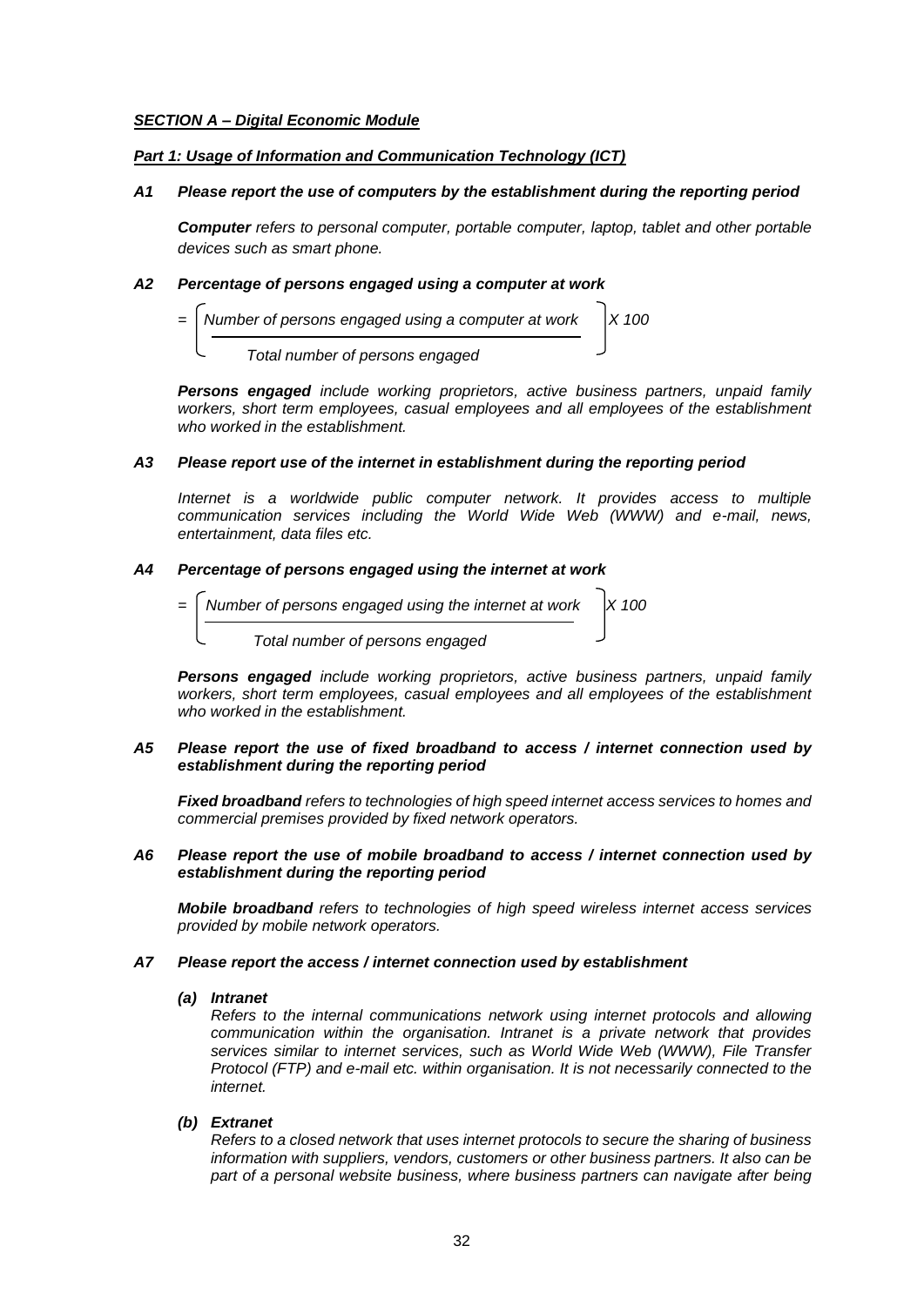***SECTION A – Digital Economic Module***

***Part 1: Usage of Information and Communication Technology (ICT)***

***A1 Please report the use of computers by the establishment during the reporting period***

***Computer** refers to personal computer, portable computer, laptop, tablet and other portable devices such as smart phone.*

***A2 Percentage of persons engaged using a computer at work***

$$= \left[ \frac{\text{Number of persons engaged using a computer at work}}{\text{Total number of persons engaged}} \right] X\ 100$$

***Persons engaged** include working proprietors, active business partners, unpaid family workers, short term employees, casual employees and all employees of the establishment who worked in the establishment.*

***A3 Please report use of the internet in establishment during the reporting period***

*Internet is a worldwide public computer network. It provides access to multiple communication services including the World Wide Web (WWW) and e-mail, news, entertainment, data files etc.*

***A4 Percentage of persons engaged using the internet at work***

$$= \left[ \frac{\text{Number of persons engaged using the internet at work}}{\text{Total number of persons engaged}} \right] X\ 100$$

***Persons engaged** include working proprietors, active business partners, unpaid family workers, short term employees, casual employees and all employees of the establishment who worked in the establishment.*

***A5 Please report the use of fixed broadband to access / internet connection used by establishment during the reporting period***

***Fixed broadband** refers to technologies of high speed internet access services to homes and commercial premises provided by fixed network operators.*

***A6 Please report the use of mobile broadband to access / internet connection used by establishment during the reporting period***

***Mobile broadband** refers to technologies of high speed wireless internet access services provided by mobile network operators.*

***A7 Please report the access / internet connection used by establishment***

***(a) Intranet***
*Refers to the internal communications network using internet protocols and allowing communication within the organisation. Intranet is a private network that provides services similar to internet services, such as World Wide Web (WWW), File Transfer Protocol (FTP) and e-mail etc. within organisation. It is not necessarily connected to the internet.*

***(b) Extranet***
*Refers to a closed network that uses internet protocols to secure the sharing of business information with suppliers, vendors, customers or other business partners. It also can be part of a personal website business, where business partners can navigate after being*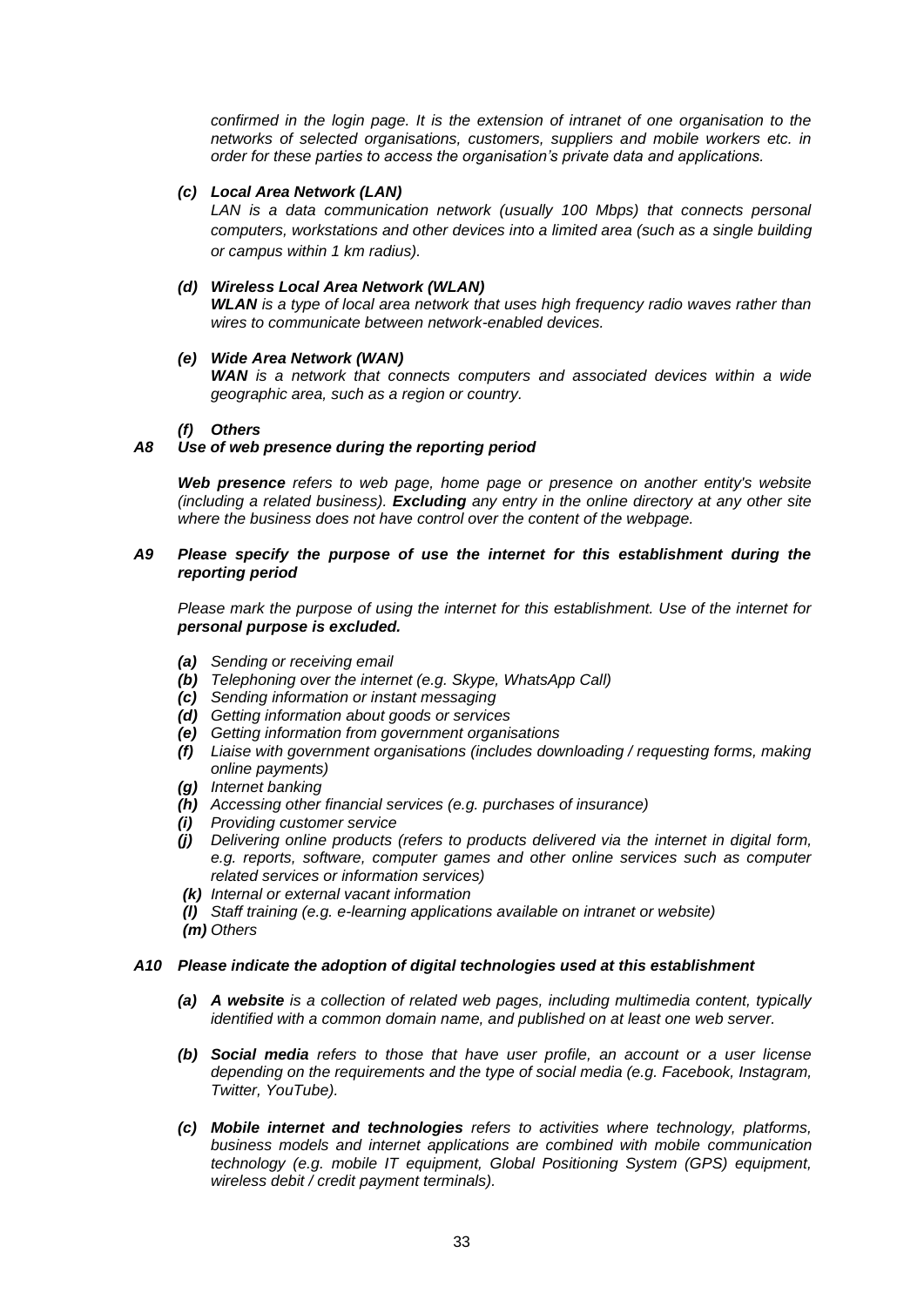*confirmed in the login page. It is the extension of intranet of one organisation to the networks of selected organisations, customers, suppliers and mobile workers etc. in order for these parties to access the organisation's private data and applications.*

***(c) Local Area Network (LAN)***

*LAN is a data communication network (usually 100 Mbps) that connects personal computers, workstations and other devices into a limited area (such as a single building or campus within 1 km radius).*

***(d) Wireless Local Area Network (WLAN)***

***WLAN** is a type of local area network that uses high frequency radio waves rather than wires to communicate between network-enabled devices.*

***(e) Wide Area Network (WAN)***

***WAN** is a network that connects computers and associated devices within a wide geographic area, such as a region or country.*

***(f) Others***

***A8 Use of web presence during the reporting period***

***Web presence** refers to web page, home page or presence on another entity's website (including a related business). **Excluding** any entry in the online directory at any other site where the business does not have control over the content of the webpage.*

***A9 Please specify the purpose of use the internet for this establishment during the reporting period***

*Please mark the purpose of using the internet for this establishment. Use of the internet for **personal purpose is excluded.***

- ***(a)** Sending or receiving email*
- ***(b)** Telephoning over the internet (e.g. Skype, WhatsApp Call)*
- ***(c)** Sending information or instant messaging*
- ***(d)** Getting information about goods or services*
- ***(e)** Getting information from government organisations*
- ***(f)** Liaise with government organisations (includes downloading / requesting forms, making online payments)*
- ***(g)** Internet banking*
- ***(h)** Accessing other financial services (e.g. purchases of insurance)*
- ***(i)** Providing customer service*
- ***(j)** Delivering online products (refers to products delivered via the internet in digital form, e.g. reports, software, computer games and other online services such as computer related services or information services)*
- ***(k)** Internal or external vacant information*
- ***(l)** Staff training (e.g. e-learning applications available on intranet or website)*
- ***(m)** Others*

***A10 Please indicate the adoption of digital technologies used at this establishment***

- ***(a) A website** is a collection of related web pages, including multimedia content, typically identified with a common domain name, and published on at least one web server.*
- ***(b) Social media** refers to those that have user profile, an account or a user license depending on the requirements and the type of social media (e.g. Facebook, Instagram, Twitter, YouTube).*
- ***(c) Mobile internet and technologies** refers to activities where technology, platforms, business models and internet applications are combined with mobile communication technology (e.g. mobile IT equipment, Global Positioning System (GPS) equipment, wireless debit / credit payment terminals).*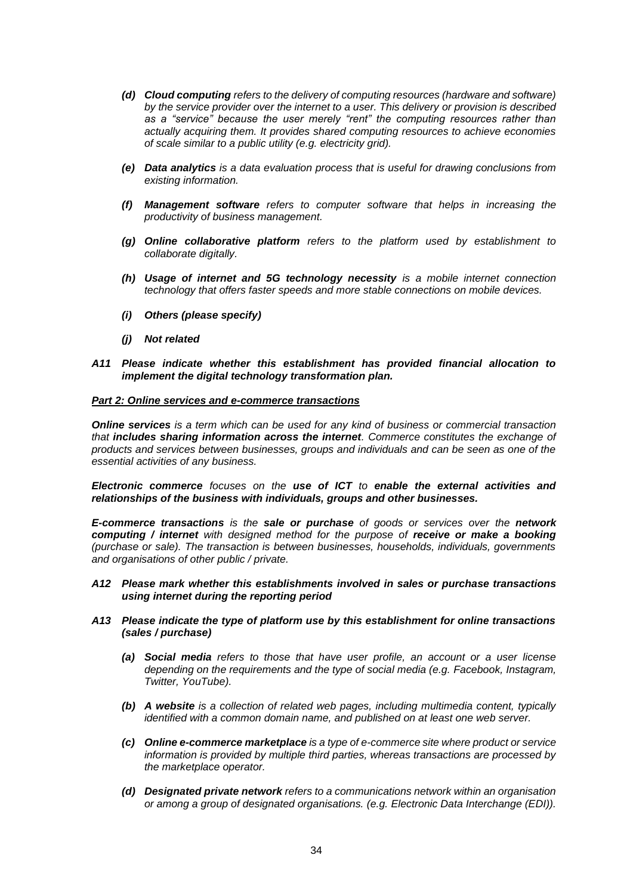*(d)* ***Cloud computing*** *refers to the delivery of computing resources (hardware and software) by the service provider over the internet to a user. This delivery or provision is described as a "service" because the user merely "rent" the computing resources rather than actually acquiring them. It provides shared computing resources to achieve economies of scale similar to a public utility (e.g. electricity grid).*

*(e)* ***Data analytics*** *is a data evaluation process that is useful for drawing conclusions from existing information.*

*(f)* ***Management software*** *refers to computer software that helps in increasing the productivity of business management.*

*(g)* ***Online collaborative platform*** *refers to the platform used by establishment to collaborate digitally.*

*(h)* ***Usage of internet and 5G technology necessity*** *is a mobile internet connection technology that offers faster speeds and more stable connections on mobile devices.*

***(i) Others (please specify)***

***(j) Not related***

***A11 Please indicate whether this establishment has provided financial allocation to implement the digital technology transformation plan.***

***<u>Part 2: Online services and e-commerce transactions</u>***

***Online services*** *is a term which can be used for any kind of business or commercial transaction that* ***includes sharing information across the internet****. Commerce constitutes the exchange of products and services between businesses, groups and individuals and can be seen as one of the essential activities of any business.*

***Electronic commerce*** *focuses on the* ***use of ICT*** *to* ***enable the external activities and relationships of the business with individuals, groups and other businesses.***

***E-commerce transactions*** *is the* ***sale or purchase*** *of goods or services over the* ***network computing / internet*** *with designed method for the purpose of* ***receive or make a booking*** *(purchase or sale). The transaction is between businesses, households, individuals, governments and organisations of other public / private.*

***A12 Please mark whether this establishments involved in sales or purchase transactions using internet during the reporting period***

***A13 Please indicate the type of platform use by this establishment for online transactions (sales / purchase)***

*(a)* ***Social media*** *refers to those that have user profile, an account or a user license depending on the requirements and the type of social media (e.g. Facebook, Instagram, Twitter, YouTube).*

*(b)* ***A website*** *is a collection of related web pages, including multimedia content, typically identified with a common domain name, and published on at least one web server.*

*(c)* ***Online e-commerce marketplace*** *is a type of e-commerce site where product or service information is provided by multiple third parties, whereas transactions are processed by the marketplace operator.*

*(d)* ***Designated private network*** *refers to a communications network within an organisation or among a group of designated organisations. (e.g. Electronic Data Interchange (EDI)).*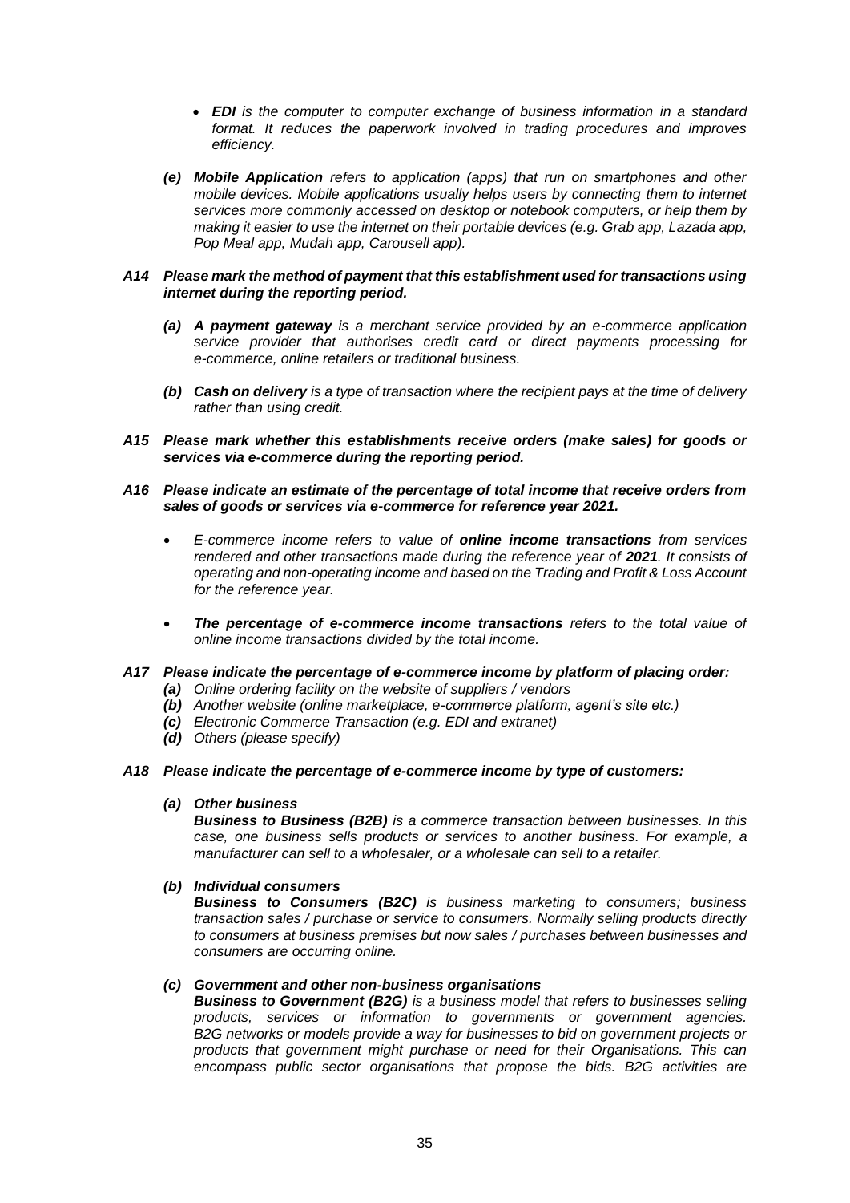- ***EDI** is the computer to computer exchange of business information in a standard format. It reduces the paperwork involved in trading procedures and improves efficiency.*

***(e) Mobile Application** refers to application (apps) that run on smartphones and other mobile devices. Mobile applications usually helps users by connecting them to internet services more commonly accessed on desktop or notebook computers, or help them by making it easier to use the internet on their portable devices (e.g. Grab app, Lazada app, Pop Meal app, Mudah app, Carousell app).*

***A14 Please mark the method of payment that this establishment used for transactions using internet during the reporting period.***

***(a) A payment gateway** is a merchant service provided by an e-commerce application service provider that authorises credit card or direct payments processing for e-commerce, online retailers or traditional business.*

***(b) Cash on delivery** is a type of transaction where the recipient pays at the time of delivery rather than using credit.*

***A15 Please mark whether this establishments receive orders (make sales) for goods or services via e-commerce during the reporting period.***

***A16 Please indicate an estimate of the percentage of total income that receive orders from sales of goods or services via e-commerce for reference year 2021.***

- *E-commerce income refers to value of **online income transactions** from services rendered and other transactions made during the reference year of **2021**. It consists of operating and non-operating income and based on the Trading and Profit & Loss Account for the reference year.*
- ***The percentage of e-commerce income transactions** refers to the total value of online income transactions divided by the total income.*

***A17 Please indicate the percentage of e-commerce income by platform of placing order:***

*(a) Online ordering facility on the website of suppliers / vendors*
*(b) Another website (online marketplace, e-commerce platform, agent's site etc.)*
*(c) Electronic Commerce Transaction (e.g. EDI and extranet)*
*(d) Others (please specify)*

***A18 Please indicate the percentage of e-commerce income by type of customers:***

***(a) Other business***
***Business to Business (B2B)** is a commerce transaction between businesses. In this case, one business sells products or services to another business. For example, a manufacturer can sell to a wholesaler, or a wholesale can sell to a retailer.*

***(b) Individual consumers***
***Business to Consumers (B2C)** is business marketing to consumers; business transaction sales / purchase or service to consumers. Normally selling products directly to consumers at business premises but now sales / purchases between businesses and consumers are occurring online.*

***(c) Government and other non-business organisations***
***Business to Government (B2G)** is a business model that refers to businesses selling products, services or information to governments or government agencies. B2G networks or models provide a way for businesses to bid on government projects or products that government might purchase or need for their Organisations. This can encompass public sector organisations that propose the bids. B2G activities are*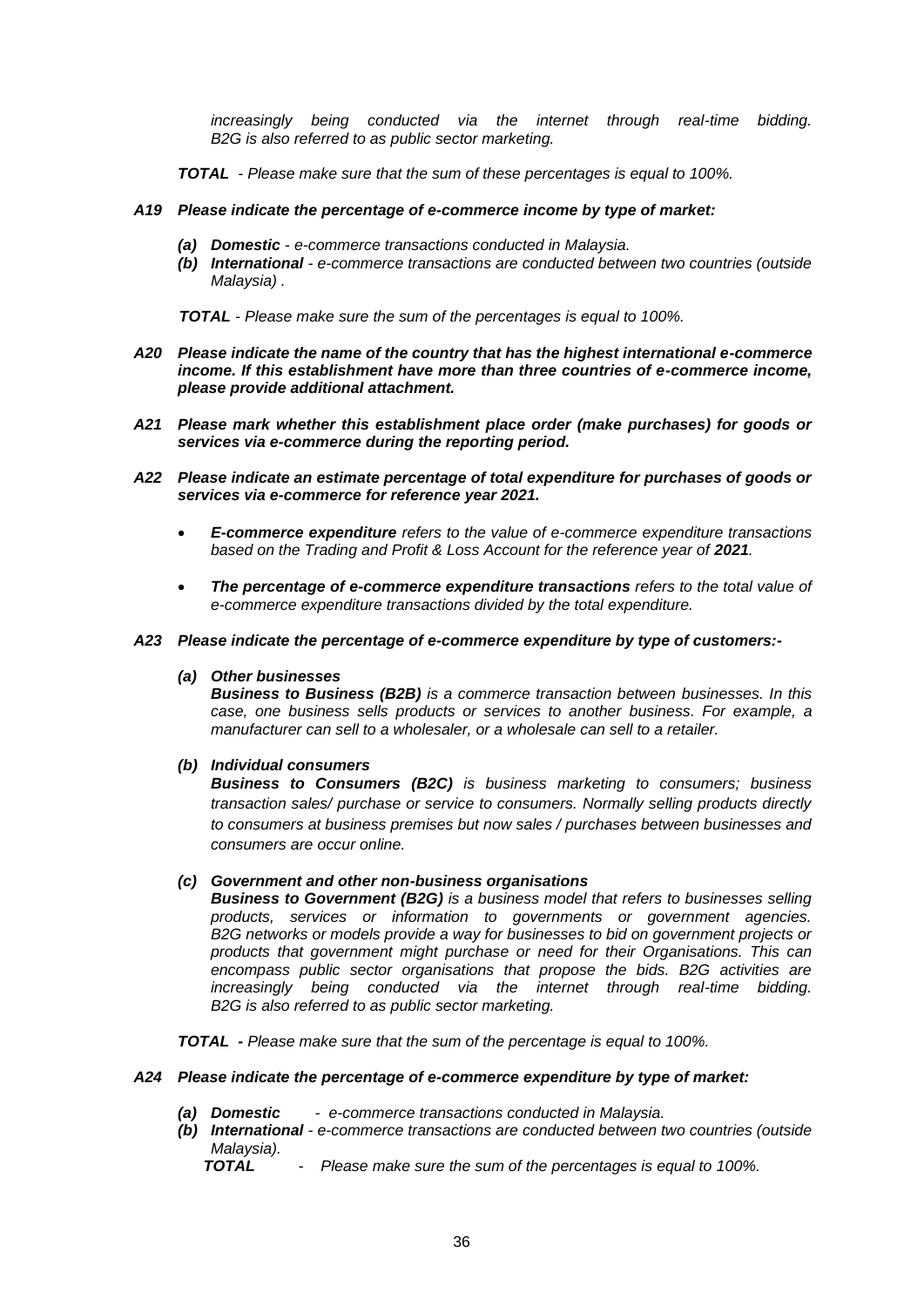*increasingly being conducted via the internet through real-time bidding. B2G is also referred to as public sector marketing.*

***TOTAL*** *- Please make sure that the sum of these percentages is equal to 100%.*

***A19 Please indicate the percentage of e-commerce income by type of market:***

- ***(a) Domestic*** *- e-commerce transactions conducted in Malaysia.*
- ***(b) International*** *- e-commerce transactions are conducted between two countries (outside Malaysia) .*

***TOTAL*** *- Please make sure the sum of the percentages is equal to 100%.*

***A20 Please indicate the name of the country that has the highest international e-commerce income. If this establishment have more than three countries of e-commerce income, please provide additional attachment.***

***A21 Please mark whether this establishment place order (make purchases) for goods or services via e-commerce during the reporting period.***

***A22 Please indicate an estimate percentage of total expenditure for purchases of goods or services via e-commerce for reference year 2021.***

- ***E-commerce expenditure*** *refers to the value of e-commerce expenditure transactions based on the Trading and Profit & Loss Account for the reference year of **2021**.*
- ***The percentage of e-commerce expenditure transactions*** *refers to the total value of e-commerce expenditure transactions divided by the total expenditure.*

***A23 Please indicate the percentage of e-commerce expenditure by type of customers:-***

***(a) Other businesses***
***Business to Business (B2B)*** *is a commerce transaction between businesses. In this case, one business sells products or services to another business. For example, a manufacturer can sell to a wholesaler, or a wholesale can sell to a retailer.*

***(b) Individual consumers***
***Business to Consumers (B2C)*** *is business marketing to consumers; business transaction sales/ purchase or service to consumers. Normally selling products directly to consumers at business premises but now sales / purchases between businesses and consumers are occur online.*

***(c) Government and other non-business organisations***
***Business to Government (B2G)*** *is a business model that refers to businesses selling products, services or information to governments or government agencies. B2G networks or models provide a way for businesses to bid on government projects or products that government might purchase or need for their Organisations. This can encompass public sector organisations that propose the bids. B2G activities are increasingly being conducted via the internet through real-time bidding. B2G is also referred to as public sector marketing.*

***TOTAL -*** *Please make sure that the sum of the percentage is equal to 100%.*

***A24 Please indicate the percentage of e-commerce expenditure by type of market:***

- ***(a) Domestic*** *- e-commerce transactions conducted in Malaysia.*
- ***(b) International*** *- e-commerce transactions are conducted between two countries (outside Malaysia).*

***TOTAL*** *- Please make sure the sum of the percentages is equal to 100%.*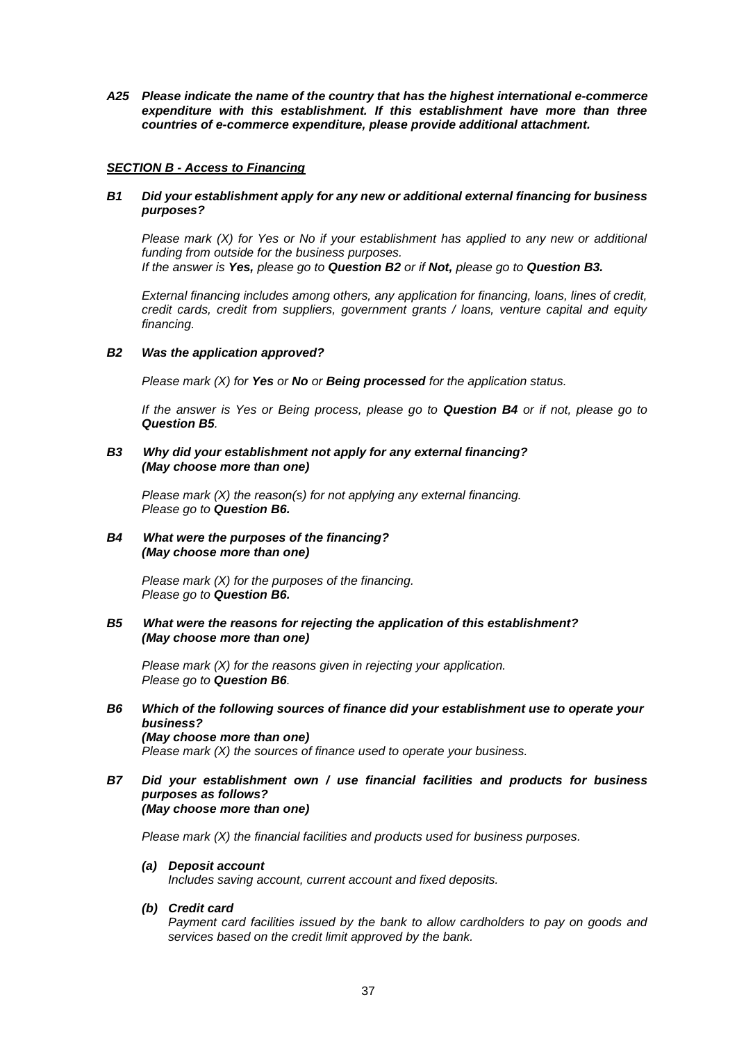***A25 Please indicate the name of the country that has the highest international e-commerce expenditure with this establishment. If this establishment have more than three countries of e-commerce expenditure, please provide additional attachment.***

***<u>SECTION B - Access to Financing</u>***

***B1 Did your establishment apply for any new or additional external financing for business purposes?***

*Please mark (X) for Yes or No if your establishment has applied to any new or additional funding from outside for the business purposes.*
*If the answer is **Yes,** please go to **Question B2** or if **Not,** please go to **Question B3.***

*External financing includes among others, any application for financing, loans, lines of credit, credit cards, credit from suppliers, government grants / loans, venture capital and equity financing.*

***B2 Was the application approved?***

*Please mark (X) for **Yes** or **No** or **Being processed** for the application status.*

*If the answer is Yes or Being process, please go to **Question B4** or if not, please go to **Question B5**.*

***B3 Why did your establishment not apply for any external financing? (May choose more than one)***

*Please mark (X) the reason(s) for not applying any external financing.*
*Please go to **Question B6.***

***B4 What were the purposes of the financing? (May choose more than one)***

*Please mark (X) for the purposes of the financing.*
*Please go to **Question B6.***

***B5 What were the reasons for rejecting the application of this establishment? (May choose more than one)***

*Please mark (X) for the reasons given in rejecting your application.*
*Please go to **Question B6**.*

***B6 Which of the following sources of finance did your establishment use to operate your business?***
***(May choose more than one)***
*Please mark (X) the sources of finance used to operate your business.*

***B7 Did your establishment own / use financial facilities and products for business purposes as follows?***
***(May choose more than one)***

*Please mark (X) the financial facilities and products used for business purposes.*

***(a) Deposit account***
*Includes saving account, current account and fixed deposits.*

***(b) Credit card***
*Payment card facilities issued by the bank to allow cardholders to pay on goods and services based on the credit limit approved by the bank.*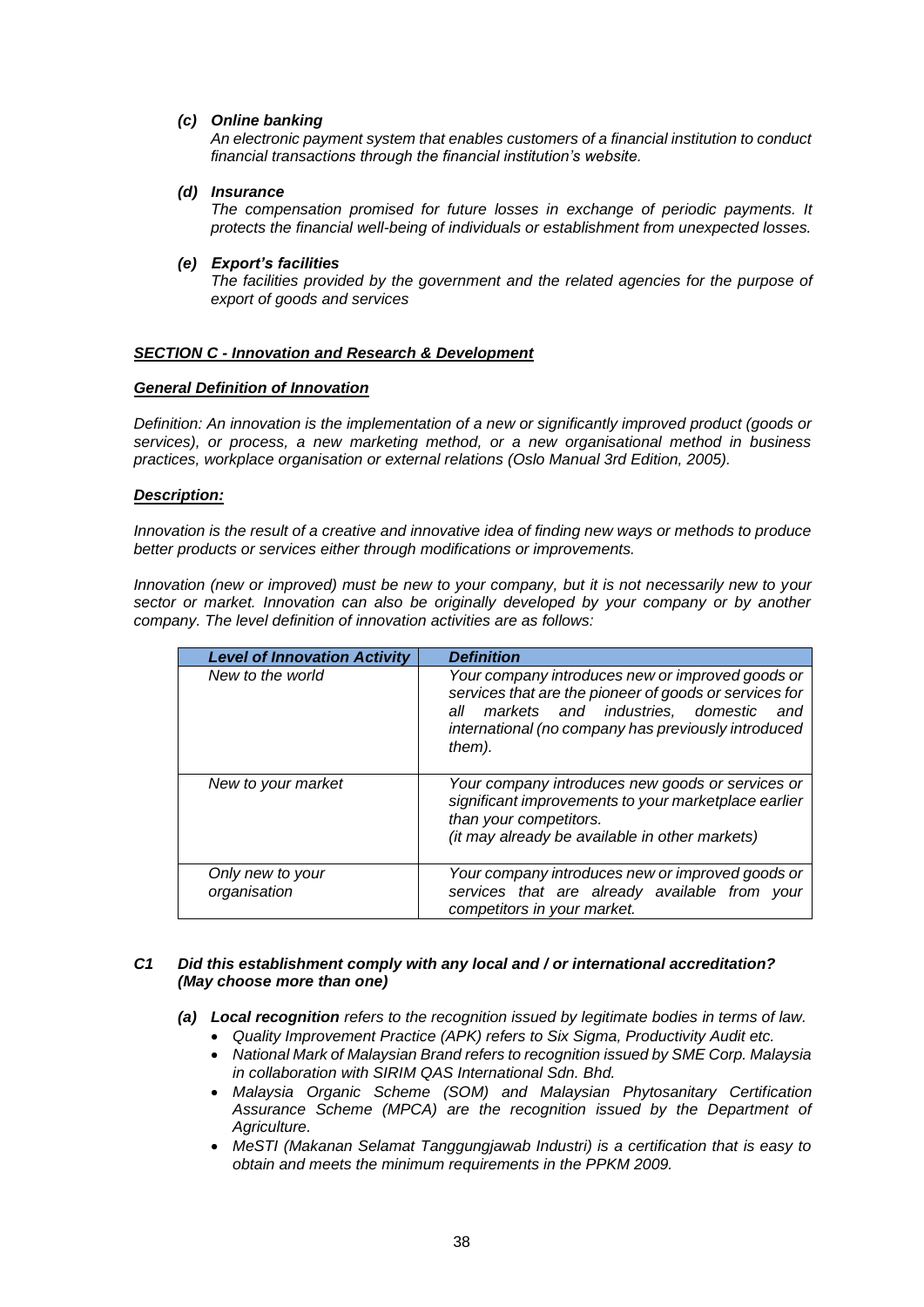***(c) Online banking***

*An electronic payment system that enables customers of a financial institution to conduct financial transactions through the financial institution's website.*

***(d) Insurance***

*The compensation promised for future losses in exchange of periodic payments. It protects the financial well-being of individuals or establishment from unexpected losses.*

***(e) Export's facilities***

*The facilities provided by the government and the related agencies for the purpose of export of goods and services*

## ***SECTION C - Innovation and Research & Development***

### ***General Definition of Innovation***

*Definition: An innovation is the implementation of a new or significantly improved product (goods or services), or process, a new marketing method, or a new organisational method in business practices, workplace organisation or external relations (Oslo Manual 3rd Edition, 2005).*

### ***Description:***

*Innovation is the result of a creative and innovative idea of finding new ways or methods to produce better products or services either through modifications or improvements.*

*Innovation (new or improved) must be new to your company, but it is not necessarily new to your sector or market. Innovation can also be originally developed by your company or by another company. The level definition of innovation activities are as follows:*

| ***Level of Innovation Activity*** | ***Definition*** |
|---|---|
| *New to the world* | *Your company introduces new or improved goods or services that are the pioneer of goods or services for all markets and industries, domestic and international (no company has previously introduced them).* |
| *New to your market* | *Your company introduces new goods or services or significant improvements to your marketplace earlier than your competitors. (it may already be available in other markets)* |
| *Only new to your organisation* | *Your company introduces new or improved goods or services that are already available from your competitors in your market.* |

**C1 *Did this establishment comply with any local and / or international accreditation? (May choose more than one)***

***(a) Local recognition*** *refers to the recognition issued by legitimate bodies in terms of law.*

- *Quality Improvement Practice (APK) refers to Six Sigma, Productivity Audit etc.*
- *National Mark of Malaysian Brand refers to recognition issued by SME Corp. Malaysia in collaboration with SIRIM QAS International Sdn. Bhd.*
- *Malaysia Organic Scheme (SOM) and Malaysian Phytosanitary Certification Assurance Scheme (MPCA) are the recognition issued by the Department of Agriculture.*
- *MeSTI (Makanan Selamat Tanggungjawab Industri) is a certification that is easy to obtain and meets the minimum requirements in the PPKM 2009.*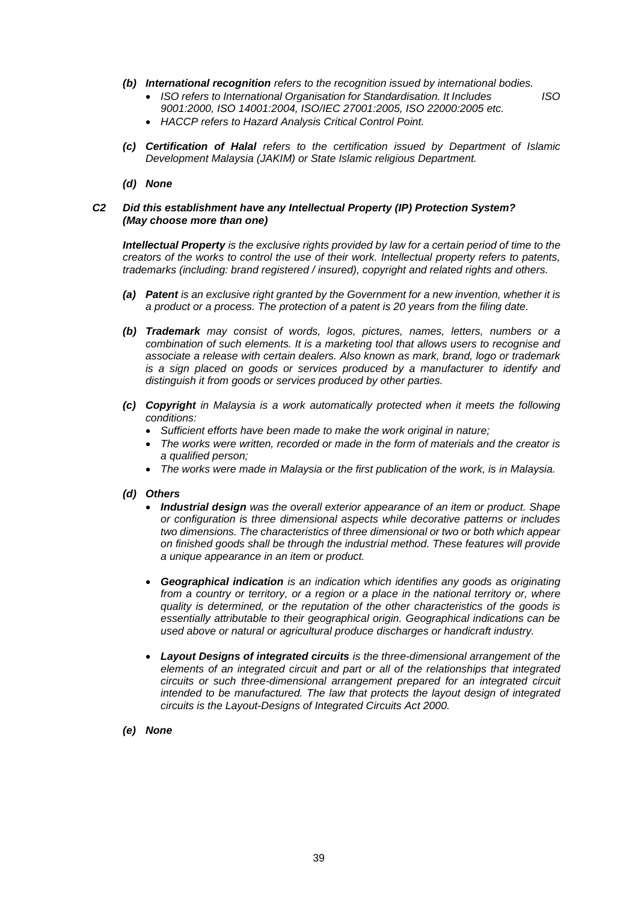- ***(b) International recognition*** *refers to the recognition issued by international bodies.*
  - *ISO refers to International Organisation for Standardisation. It Includes ISO 9001:2000, ISO 14001:2004, ISO/IEC 27001:2005, ISO 22000:2005 etc.*
  - *HACCP refers to Hazard Analysis Critical Control Point.*

- ***(c) Certification of Halal*** *refers to the certification issued by Department of Islamic Development Malaysia (JAKIM) or State Islamic religious Department.*

- ***(d) None***

### *C2 Did this establishment have any Intellectual Property (IP) Protection System? (May choose more than one)*

***Intellectual Property*** *is the exclusive rights provided by law for a certain period of time to the creators of the works to control the use of their work. Intellectual property refers to patents, trademarks (including: brand registered / insured), copyright and related rights and others.*

- ***(a) Patent*** *is an exclusive right granted by the Government for a new invention, whether it is a product or a process. The protection of a patent is 20 years from the filing date.*

- ***(b) Trademark*** *may consist of words, logos, pictures, names, letters, numbers or a combination of such elements. It is a marketing tool that allows users to recognise and associate a release with certain dealers. Also known as mark, brand, logo or trademark is a sign placed on goods or services produced by a manufacturer to identify and distinguish it from goods or services produced by other parties.*

- ***(c) Copyright*** *in Malaysia is a work automatically protected when it meets the following conditions:*
  - *Sufficient efforts have been made to make the work original in nature;*
  - *The works were written, recorded or made in the form of materials and the creator is a qualified person;*
  - *The works were made in Malaysia or the first publication of the work, is in Malaysia.*

- ***(d) Others***
  - ***Industrial design*** *was the overall exterior appearance of an item or product. Shape or configuration is three dimensional aspects while decorative patterns or includes two dimensions. The characteristics of three dimensional or two or both which appear on finished goods shall be through the industrial method. These features will provide a unique appearance in an item or product.*

  - ***Geographical indication*** *is an indication which identifies any goods as originating from a country or territory, or a region or a place in the national territory or, where quality is determined, or the reputation of the other characteristics of the goods is essentially attributable to their geographical origin. Geographical indications can be used above or natural or agricultural produce discharges or handicraft industry.*

  - ***Layout Designs of integrated circuits*** *is the three-dimensional arrangement of the elements of an integrated circuit and part or all of the relationships that integrated circuits or such three-dimensional arrangement prepared for an integrated circuit intended to be manufactured. The law that protects the layout design of integrated circuits is the Layout-Designs of Integrated Circuits Act 2000.*

- ***(e) None***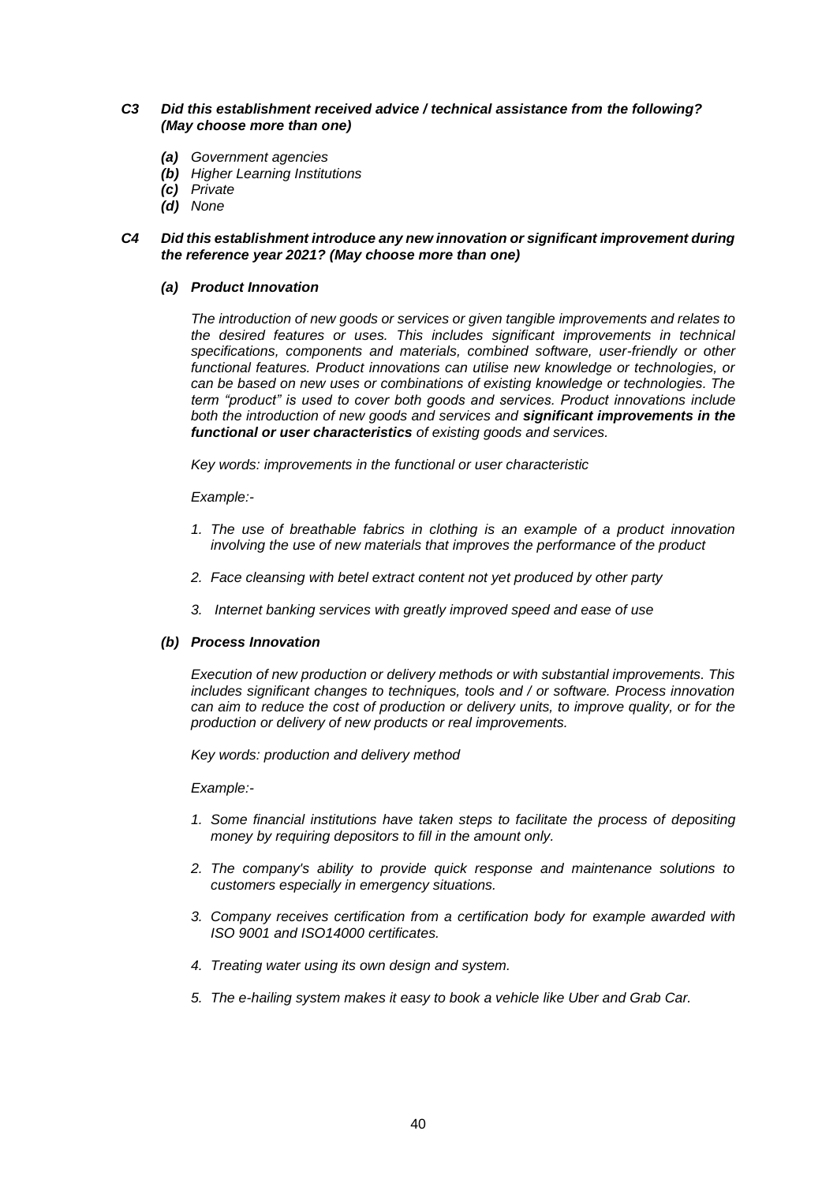***C3 Did this establishment received advice / technical assistance from the following? (May choose more than one)***

- ***(a)*** *Government agencies*
- ***(b)*** *Higher Learning Institutions*
- ***(c)*** *Private*
- ***(d)*** *None*

***C4 Did this establishment introduce any new innovation or significant improvement during the reference year 2021? (May choose more than one)***

***(a) Product Innovation***

*The introduction of new goods or services or given tangible improvements and relates to the desired features or uses. This includes significant improvements in technical specifications, components and materials, combined software, user-friendly or other functional features. Product innovations can utilise new knowledge or technologies, or can be based on new uses or combinations of existing knowledge or technologies. The term "product" is used to cover both goods and services. Product innovations include both the introduction of new goods and services and **significant improvements in the functional or user characteristics** of existing goods and services.*

*Key words: improvements in the functional or user characteristic*

*Example:-*

1. *The use of breathable fabrics in clothing is an example of a product innovation involving the use of new materials that improves the performance of the product*
2. *Face cleansing with betel extract content not yet produced by other party*
3. *Internet banking services with greatly improved speed and ease of use*

***(b) Process Innovation***

*Execution of new production or delivery methods or with substantial improvements. This includes significant changes to techniques, tools and / or software. Process innovation can aim to reduce the cost of production or delivery units, to improve quality, or for the production or delivery of new products or real improvements.*

*Key words: production and delivery method*

*Example:-*

1. *Some financial institutions have taken steps to facilitate the process of depositing money by requiring depositors to fill in the amount only.*
2. *The company's ability to provide quick response and maintenance solutions to customers especially in emergency situations.*
3. *Company receives certification from a certification body for example awarded with ISO 9001 and ISO14000 certificates.*
4. *Treating water using its own design and system.*
5. *The e-hailing system makes it easy to book a vehicle like Uber and Grab Car.*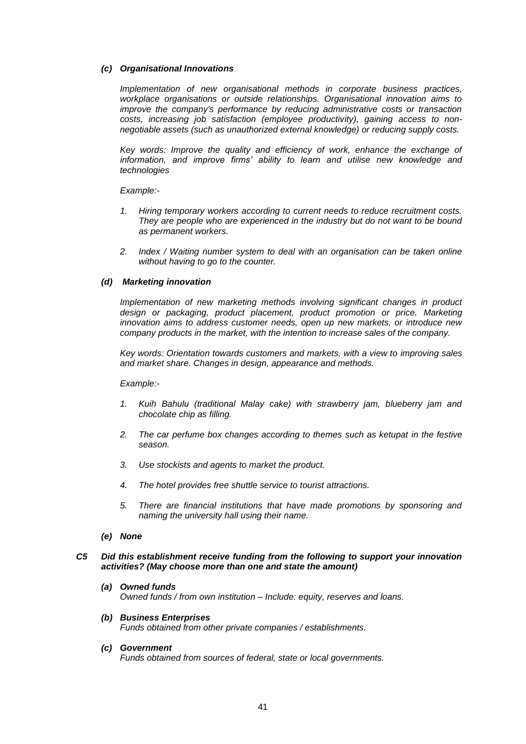***(c) Organisational Innovations***

*Implementation of new organisational methods in corporate business practices, workplace organisations or outside relationships. Organisational innovation aims to improve the company's performance by reducing administrative costs or transaction costs, increasing job satisfaction (employee productivity), gaining access to non-negotiable assets (such as unauthorized external knowledge) or reducing supply costs.*

*Key words: Improve the quality and efficiency of work, enhance the exchange of information, and improve firms' ability to learn and utilise new knowledge and technologies*

*Example:-*

1. *Hiring temporary workers according to current needs to reduce recruitment costs. They are people who are experienced in the industry but do not want to be bound as permanent workers.*

2. *Index / Waiting number system to deal with an organisation can be taken online without having to go to the counter.*

***(d) Marketing innovation***

*Implementation of new marketing methods involving significant changes in product design or packaging, product placement, product promotion or price. Marketing innovation aims to address customer needs, open up new markets, or introduce new company products in the market, with the intention to increase sales of the company.*

*Key words: Orientation towards customers and markets, with a view to improving sales and market share. Changes in design, appearance and methods.*

*Example:-*

1. *Kuih Bahulu (traditional Malay cake) with strawberry jam, blueberry jam and chocolate chip as filling.*

2. *The car perfume box changes according to themes such as ketupat in the festive season.*

3. *Use stockists and agents to market the product.*

4. *The hotel provides free shuttle service to tourist attractions.*

5. *There are financial institutions that have made promotions by sponsoring and naming the university hall using their name.*

***(e) None***

***C5 Did this establishment receive funding from the following to support your innovation activities? (May choose more than one and state the amount)***

***(a) Owned funds***
*Owned funds / from own institution – Include: equity, reserves and loans.*

***(b) Business Enterprises***
*Funds obtained from other private companies / establishments.*

***(c) Government***
*Funds obtained from sources of federal, state or local governments.*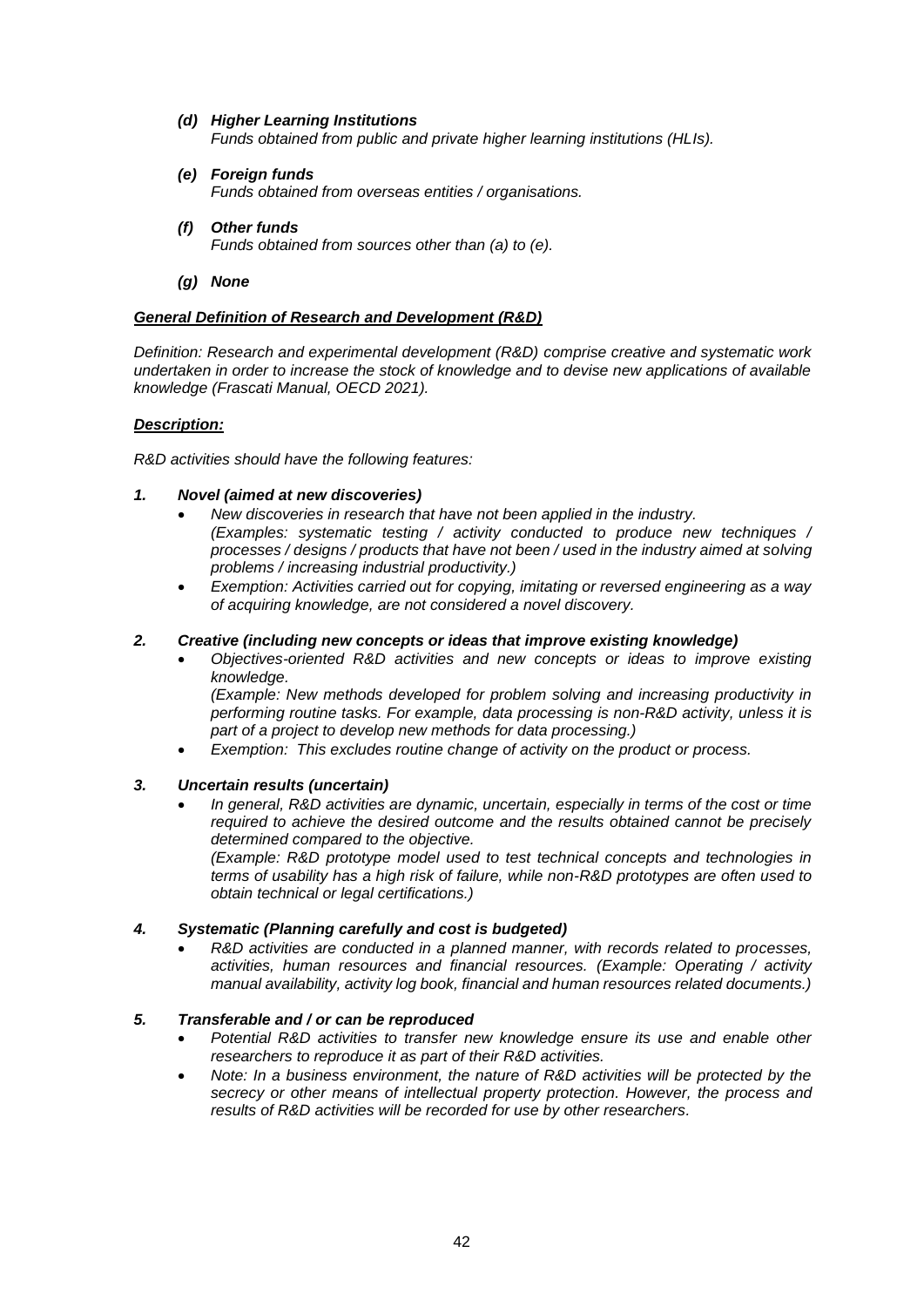*(d)* ***Higher Learning Institutions***
*Funds obtained from public and private higher learning institutions (HLIs).*

*(e)* ***Foreign funds***
*Funds obtained from overseas entities / organisations.*

*(f)* ***Other funds***
*Funds obtained from sources other than (a) to (e).*

*(g)* ***None***

***General Definition of Research and Development (R&D)***

*Definition: Research and experimental development (R&D) comprise creative and systematic work undertaken in order to increase the stock of knowledge and to devise new applications of available knowledge (Frascati Manual, OECD 2021).*

***Description:***

*R&D activities should have the following features:*

***1. Novel (aimed at new discoveries)***

- *New discoveries in research that have not been applied in the industry.*
  *(Examples: systematic testing / activity conducted to produce new techniques / processes / designs / products that have not been / used in the industry aimed at solving problems / increasing industrial productivity.)*
- *Exemption: Activities carried out for copying, imitating or reversed engineering as a way of acquiring knowledge, are not considered a novel discovery.*

***2. Creative (including new concepts or ideas that improve existing knowledge)***

- *Objectives-oriented R&D activities and new concepts or ideas to improve existing knowledge.*
  *(Example: New methods developed for problem solving and increasing productivity in performing routine tasks. For example, data processing is non-R&D activity, unless it is part of a project to develop new methods for data processing.)*
- *Exemption: This excludes routine change of activity on the product or process.*

***3. Uncertain results (uncertain)***

- *In general, R&D activities are dynamic, uncertain, especially in terms of the cost or time required to achieve the desired outcome and the results obtained cannot be precisely determined compared to the objective.*
  *(Example: R&D prototype model used to test technical concepts and technologies in terms of usability has a high risk of failure, while non-R&D prototypes are often used to obtain technical or legal certifications.)*

***4. Systematic (Planning carefully and cost is budgeted)***

- *R&D activities are conducted in a planned manner, with records related to processes, activities, human resources and financial resources. (Example: Operating / activity manual availability, activity log book, financial and human resources related documents.)*

***5. Transferable and / or can be reproduced***

- *Potential R&D activities to transfer new knowledge ensure its use and enable other researchers to reproduce it as part of their R&D activities.*
- *Note: In a business environment, the nature of R&D activities will be protected by the secrecy or other means of intellectual property protection. However, the process and results of R&D activities will be recorded for use by other researchers.*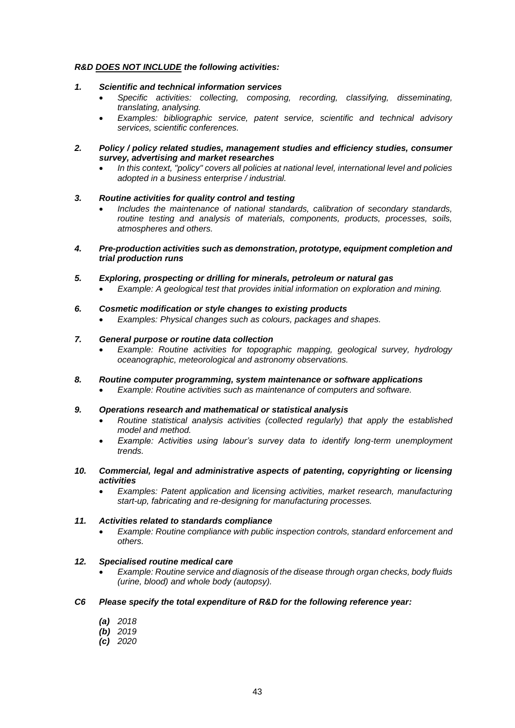***R&D <u>DOES NOT INCLUDE</u> the following activities:***

1. ***Scientific and technical information services***
   - *Specific activities: collecting, composing, recording, classifying, disseminating, translating, analysing.*
   - *Examples: bibliographic service, patent service, scientific and technical advisory services, scientific conferences.*

2. ***Policy / policy related studies, management studies and efficiency studies, consumer survey, advertising and market researches***
   - *In this context, "policy" covers all policies at national level, international level and policies adopted in a business enterprise / industrial.*

3. ***Routine activities for quality control and testing***
   - *Includes the maintenance of national standards, calibration of secondary standards, routine testing and analysis of materials, components, products, processes, soils, atmospheres and others.*

4. ***Pre-production activities such as demonstration, prototype, equipment completion and trial production runs***

5. ***Exploring, prospecting or drilling for minerals, petroleum or natural gas***
   - *Example: A geological test that provides initial information on exploration and mining.*

6. ***Cosmetic modification or style changes to existing products***
   - *Examples: Physical changes such as colours, packages and shapes.*

7. ***General purpose or routine data collection***
   - *Example: Routine activities for topographic mapping, geological survey, hydrology oceanographic, meteorological and astronomy observations.*

8. ***Routine computer programming, system maintenance or software applications***
   - *Example: Routine activities such as maintenance of computers and software.*

9. ***Operations research and mathematical or statistical analysis***
   - *Routine statistical analysis activities (collected regularly) that apply the established model and method.*
   - *Example: Activities using labour's survey data to identify long-term unemployment trends.*

10. ***Commercial, legal and administrative aspects of patenting, copyrighting or licensing activities***
    - *Examples: Patent application and licensing activities, market research, manufacturing start-up, fabricating and re-designing for manufacturing processes.*

11. ***Activities related to standards compliance***
    - *Example: Routine compliance with public inspection controls, standard enforcement and others.*

12. ***Specialised routine medical care***
    - *Example: Routine service and diagnosis of the disease through organ checks, body fluids (urine, blood) and whole body (autopsy).*

***C6 Please specify the total expenditure of R&D for the following reference year:***

***(a)*** *2018*
***(b)*** *2019*
***(c)*** *2020*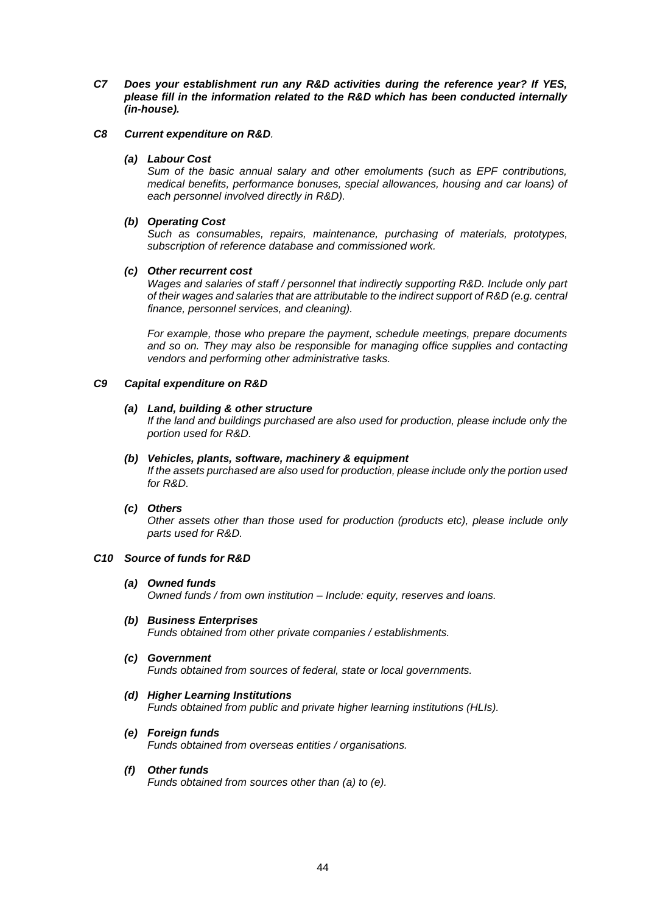***C7 Does your establishment run any R&D activities during the reference year? If YES, please fill in the information related to the R&D which has been conducted internally (in-house).***

***C8 Current expenditure on R&D.***

***(a) Labour Cost***

*Sum of the basic annual salary and other emoluments (such as EPF contributions, medical benefits, performance bonuses, special allowances, housing and car loans) of each personnel involved directly in R&D).*

***(b) Operating Cost***

*Such as consumables, repairs, maintenance, purchasing of materials, prototypes, subscription of reference database and commissioned work.*

***(c) Other recurrent cost***

*Wages and salaries of staff / personnel that indirectly supporting R&D. Include only part of their wages and salaries that are attributable to the indirect support of R&D (e.g. central finance, personnel services, and cleaning).*

*For example, those who prepare the payment, schedule meetings, prepare documents and so on. They may also be responsible for managing office supplies and contacting vendors and performing other administrative tasks.*

***C9 Capital expenditure on R&D***

***(a) Land, building & other structure***

*If the land and buildings purchased are also used for production, please include only the portion used for R&D.*

***(b) Vehicles, plants, software, machinery & equipment***

*If the assets purchased are also used for production, please include only the portion used for R&D.*

***(c) Others***

*Other assets other than those used for production (products etc), please include only parts used for R&D.*

***C10 Source of funds for R&D***

***(a) Owned funds***

*Owned funds / from own institution – Include: equity, reserves and loans.*

***(b) Business Enterprises***

*Funds obtained from other private companies / establishments.*

***(c) Government***

*Funds obtained from sources of federal, state or local governments.*

***(d) Higher Learning Institutions***

*Funds obtained from public and private higher learning institutions (HLIs).*

***(e) Foreign funds***

*Funds obtained from overseas entities / organisations.*

***(f) Other funds***

*Funds obtained from sources other than (a) to (e).*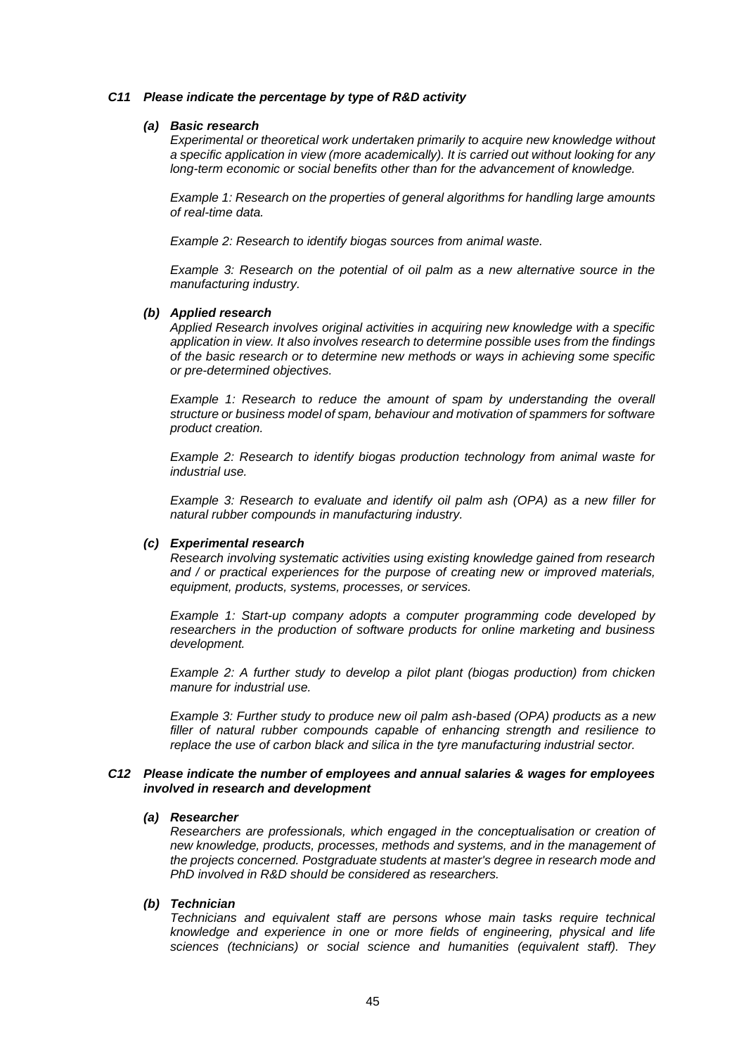### *C11 Please indicate the percentage by type of R&D activity*

#### *(a) Basic research*

*Experimental or theoretical work undertaken primarily to acquire new knowledge without a specific application in view (more academically). It is carried out without looking for any long-term economic or social benefits other than for the advancement of knowledge.*

*Example 1: Research on the properties of general algorithms for handling large amounts of real-time data.*

*Example 2: Research to identify biogas sources from animal waste.*

*Example 3: Research on the potential of oil palm as a new alternative source in the manufacturing industry.*

#### *(b) Applied research*

*Applied Research involves original activities in acquiring new knowledge with a specific application in view. It also involves research to determine possible uses from the findings of the basic research or to determine new methods or ways in achieving some specific or pre-determined objectives.*

*Example 1: Research to reduce the amount of spam by understanding the overall structure or business model of spam, behaviour and motivation of spammers for software product creation.*

*Example 2: Research to identify biogas production technology from animal waste for industrial use.*

*Example 3: Research to evaluate and identify oil palm ash (OPA) as a new filler for natural rubber compounds in manufacturing industry.*

#### *(c) Experimental research*

*Research involving systematic activities using existing knowledge gained from research and / or practical experiences for the purpose of creating new or improved materials, equipment, products, systems, processes, or services.*

*Example 1: Start-up company adopts a computer programming code developed by researchers in the production of software products for online marketing and business development.*

*Example 2: A further study to develop a pilot plant (biogas production) from chicken manure for industrial use.*

*Example 3: Further study to produce new oil palm ash-based (OPA) products as a new filler of natural rubber compounds capable of enhancing strength and resilience to replace the use of carbon black and silica in the tyre manufacturing industrial sector.*

### *C12 Please indicate the number of employees and annual salaries & wages for employees involved in research and development*

#### *(a) Researcher*

*Researchers are professionals, which engaged in the conceptualisation or creation of new knowledge, products, processes, methods and systems, and in the management of the projects concerned. Postgraduate students at master's degree in research mode and PhD involved in R&D should be considered as researchers.*

#### *(b) Technician*

*Technicians and equivalent staff are persons whose main tasks require technical knowledge and experience in one or more fields of engineering, physical and life sciences (technicians) or social science and humanities (equivalent staff). They*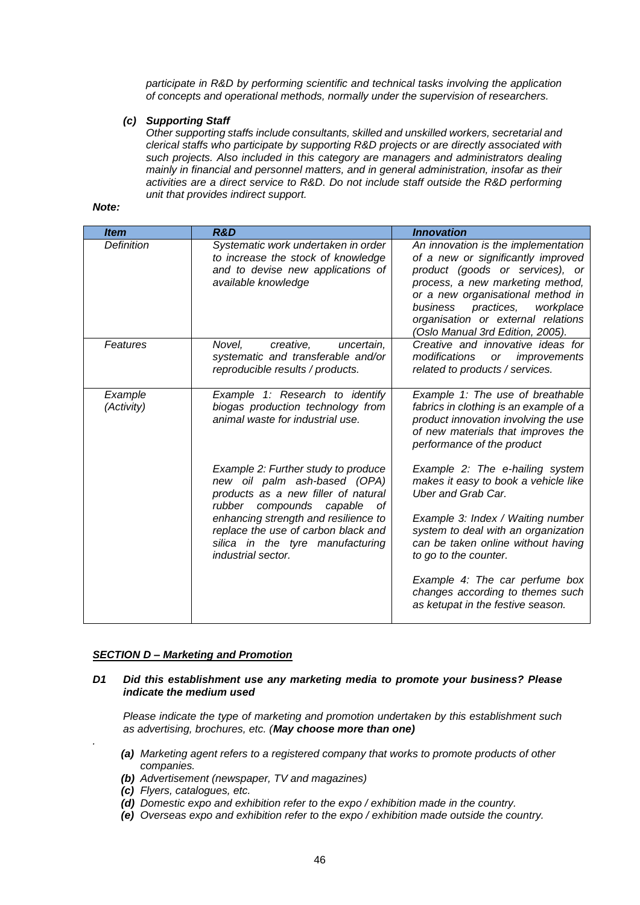*participate in R&D by performing scientific and technical tasks involving the application of concepts and operational methods, normally under the supervision of researchers.*

***(c) Supporting Staff***

*Other supporting staffs include consultants, skilled and unskilled workers, secretarial and clerical staffs who participate by supporting R&D projects or are directly associated with such projects. Also included in this category are managers and administrators dealing mainly in financial and personnel matters, and in general administration, insofar as their activities are a direct service to R&D. Do not include staff outside the R&D performing unit that provides indirect support.*

***Note:***

| ***Item*** | ***R&D*** | ***Innovation*** |
|---|---|---|
| *Definition* | *Systematic work undertaken in order to increase the stock of knowledge and to devise new applications of available knowledge* | *An innovation is the implementation of a new or significantly improved product (goods or services), or process, a new marketing method, or a new organisational method in business practices, workplace organisation or external relations (Oslo Manual 3rd Edition, 2005).* |
| *Features* | *Novel, creative, uncertain, systematic and transferable and/or reproducible results / products.* | *Creative and innovative ideas for modifications or improvements related to products / services.* |
| *Example (Activity)* | *Example 1: Research to identify biogas production technology from animal waste for industrial use.*<br><br>*Example 2: Further study to produce new oil palm ash-based (OPA) products as a new filler of natural rubber compounds capable of enhancing strength and resilience to replace the use of carbon black and silica in the tyre manufacturing industrial sector.* | *Example 1: The use of breathable fabrics in clothing is an example of a product innovation involving the use of new materials that improves the performance of the product*<br><br>*Example 2: The e-hailing system makes it easy to book a vehicle like Uber and Grab Car.*<br><br>*Example 3: Index / Waiting number system to deal with an organization can be taken online without having to go to the counter.*<br><br>*Example 4: The car perfume box changes according to themes such as ketupat in the festive season.* |

***<u>SECTION D – Marketing and Promotion</u>***

***D1 Did this establishment use any marketing media to promote your business? Please indicate the medium used***

*Please indicate the type of marketing and promotion undertaken by this establishment such as advertising, brochures, etc. (**May choose more than one)***

- ***(a)*** *Marketing agent refers to a registered company that works to promote products of other companies.*
- ***(b)*** *Advertisement (newspaper, TV and magazines)*
- ***(c)*** *Flyers, catalogues, etc.*
- ***(d)*** *Domestic expo and exhibition refer to the expo / exhibition made in the country.*
- ***(e)*** *Overseas expo and exhibition refer to the expo / exhibition made outside the country.*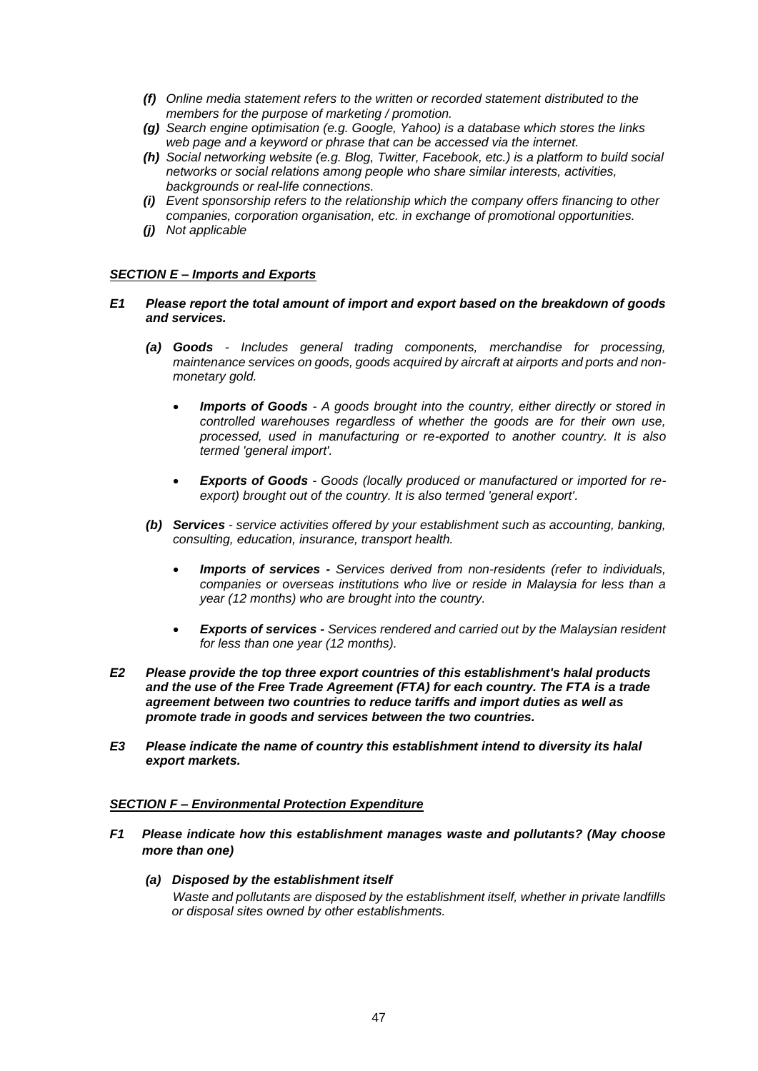- ***(f)*** *Online media statement refers to the written or recorded statement distributed to the members for the purpose of marketing / promotion.*
- ***(g)*** *Search engine optimisation (e.g. Google, Yahoo) is a database which stores the links web page and a keyword or phrase that can be accessed via the internet.*
- ***(h)*** *Social networking website (e.g. Blog, Twitter, Facebook, etc.) is a platform to build social networks or social relations among people who share similar interests, activities, backgrounds or real-life connections.*
- ***(i)*** *Event sponsorship refers to the relationship which the company offers financing to other companies, corporation organisation, etc. in exchange of promotional opportunities.*
- ***(j)*** *Not applicable*

## ***SECTION E – Imports and Exports***

***E1 Please report the total amount of import and export based on the breakdown of goods and services.***

***(a) Goods*** *- Includes general trading components, merchandise for processing, maintenance services on goods, goods acquired by aircraft at airports and ports and non-monetary gold.*

- ***Imports of Goods*** *- A goods brought into the country, either directly or stored in controlled warehouses regardless of whether the goods are for their own use, processed, used in manufacturing or re-exported to another country. It is also termed 'general import'.*
- ***Exports of Goods*** *- Goods (locally produced or manufactured or imported for re-export) brought out of the country. It is also termed 'general export'.*

***(b) Services*** *- service activities offered by your establishment such as accounting, banking, consulting, education, insurance, transport health.*

- ***Imports of services -*** *Services derived from non-residents (refer to individuals, companies or overseas institutions who live or reside in Malaysia for less than a year (12 months) who are brought into the country.*
- ***Exports of services -*** *Services rendered and carried out by the Malaysian resident for less than one year (12 months).*

***E2 Please provide the top three export countries of this establishment's halal products and the use of the Free Trade Agreement (FTA) for each country. The FTA is a trade agreement between two countries to reduce tariffs and import duties as well as promote trade in goods and services between the two countries.***

***E3 Please indicate the name of country this establishment intend to diversity its halal export markets.***

## ***SECTION F – Environmental Protection Expenditure***

***F1 Please indicate how this establishment manages waste and pollutants? (May choose more than one)***

***(a) Disposed by the establishment itself***
*Waste and pollutants are disposed by the establishment itself, whether in private landfills or disposal sites owned by other establishments.*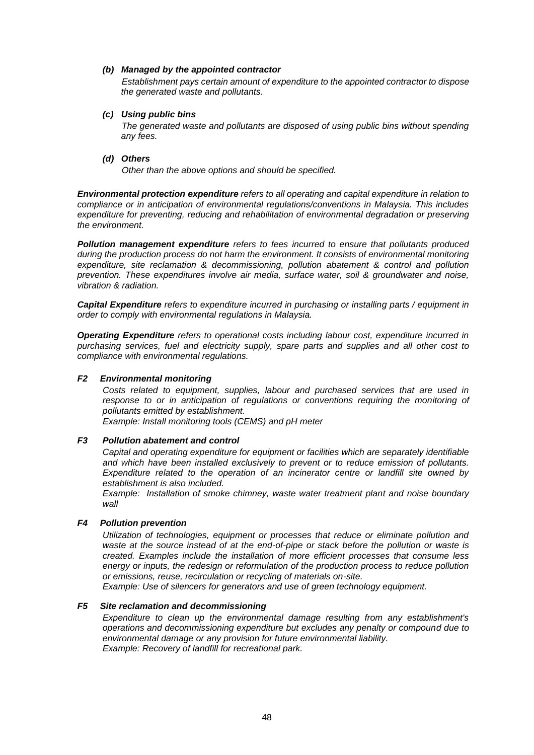***(b) Managed by the appointed contractor***

*Establishment pays certain amount of expenditure to the appointed contractor to dispose the generated waste and pollutants.*

***(c) Using public bins***

*The generated waste and pollutants are disposed of using public bins without spending any fees.*

***(d) Others***

*Other than the above options and should be specified.*

***Environmental protection expenditure*** *refers to all operating and capital expenditure in relation to compliance or in anticipation of environmental regulations/conventions in Malaysia. This includes expenditure for preventing, reducing and rehabilitation of environmental degradation or preserving the environment.*

***Pollution management expenditure*** *refers to fees incurred to ensure that pollutants produced during the production process do not harm the environment. It consists of environmental monitoring expenditure, site reclamation & decommissioning, pollution abatement & control and pollution prevention. These expenditures involve air media, surface water, soil & groundwater and noise, vibration & radiation.*

***Capital Expenditure*** *refers to expenditure incurred in purchasing or installing parts / equipment in order to comply with environmental regulations in Malaysia.*

***Operating Expenditure*** *refers to operational costs including labour cost, expenditure incurred in purchasing services, fuel and electricity supply, spare parts and supplies and all other cost to compliance with environmental regulations.*

***F2 Environmental monitoring***

*Costs related to equipment, supplies, labour and purchased services that are used in response to or in anticipation of regulations or conventions requiring the monitoring of pollutants emitted by establishment.*
*Example: Install monitoring tools (CEMS) and pH meter*

***F3 Pollution abatement and control***

*Capital and operating expenditure for equipment or facilities which are separately identifiable and which have been installed exclusively to prevent or to reduce emission of pollutants. Expenditure related to the operation of an incinerator centre or landfill site owned by establishment is also included.*
*Example: Installation of smoke chimney, waste water treatment plant and noise boundary wall*

***F4 Pollution prevention***

*Utilization of technologies, equipment or processes that reduce or eliminate pollution and waste at the source instead of at the end-of-pipe or stack before the pollution or waste is created. Examples include the installation of more efficient processes that consume less energy or inputs, the redesign or reformulation of the production process to reduce pollution or emissions, reuse, recirculation or recycling of materials on-site.*
*Example: Use of silencers for generators and use of green technology equipment.*

***F5 Site reclamation and decommissioning***

*Expenditure to clean up the environmental damage resulting from any establishment's operations and decommissioning expenditure but excludes any penalty or compound due to environmental damage or any provision for future environmental liability.*
*Example: Recovery of landfill for recreational park.*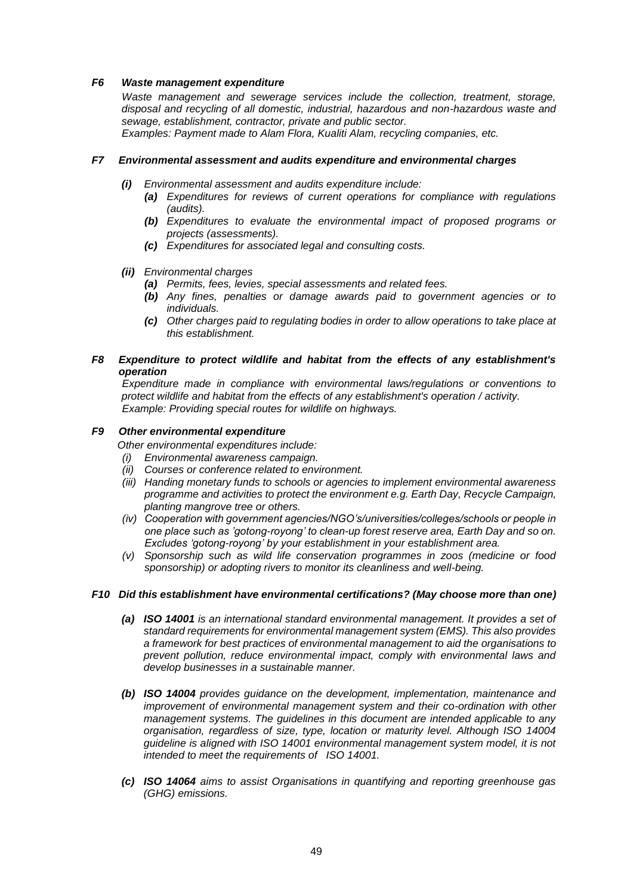***F6 Waste management expenditure***

*Waste management and sewerage services include the collection, treatment, storage, disposal and recycling of all domestic, industrial, hazardous and non-hazardous waste and sewage, establishment, contractor, private and public sector.*
*Examples: Payment made to Alam Flora, Kualiti Alam, recycling companies, etc.*

***F7 Environmental assessment and audits expenditure and environmental charges***

***(i)*** *Environmental assessment and audits expenditure include:*

***(a)*** *Expenditures for reviews of current operations for compliance with regulations (audits).*

***(b)*** *Expenditures to evaluate the environmental impact of proposed programs or projects (assessments).*

***(c)*** *Expenditures for associated legal and consulting costs.*

***(ii)*** *Environmental charges*

***(a)*** *Permits, fees, levies, special assessments and related fees.*

***(b)*** *Any fines, penalties or damage awards paid to government agencies or to individuals.*

***(c)*** *Other charges paid to regulating bodies in order to allow operations to take place at this establishment.*

***F8 Expenditure to protect wildlife and habitat from the effects of any establishment's operation***

*Expenditure made in compliance with environmental laws/regulations or conventions to protect wildlife and habitat from the effects of any establishment's operation / activity.*
*Example: Providing special routes for wildlife on highways.*

***F9 Other environmental expenditure***

*Other environmental expenditures include:*

*(i) Environmental awareness campaign.*

*(ii) Courses or conference related to environment.*

*(iii) Handing monetary funds to schools or agencies to implement environmental awareness programme and activities to protect the environment e.g. Earth Day, Recycle Campaign, planting mangrove tree or others.*

*(iv) Cooperation with government agencies/NGO's/universities/colleges/schools or people in one place such as 'gotong-royong' to clean-up forest reserve area, Earth Day and so on. Excludes 'gotong-royong' by your establishment in your establishment area.*

*(v) Sponsorship such as wild life conservation programmes in zoos (medicine or food sponsorship) or adopting rivers to monitor its cleanliness and well-being.*

***F10 Did this establishment have environmental certifications? (May choose more than one)***

***(a) ISO 14001*** *is an international standard environmental management. It provides a set of standard requirements for environmental management system (EMS). This also provides a framework for best practices of environmental management to aid the organisations to prevent pollution, reduce environmental impact, comply with environmental laws and develop businesses in a sustainable manner.*

***(b) ISO 14004*** *provides guidance on the development, implementation, maintenance and improvement of environmental management system and their co-ordination with other management systems. The guidelines in this document are intended applicable to any organisation, regardless of size, type, location or maturity level. Although ISO 14004 guideline is aligned with ISO 14001 environmental management system model, it is not intended to meet the requirements of ISO 14001.*

***(c) ISO 14064*** *aims to assist Organisations in quantifying and reporting greenhouse gas (GHG) emissions.*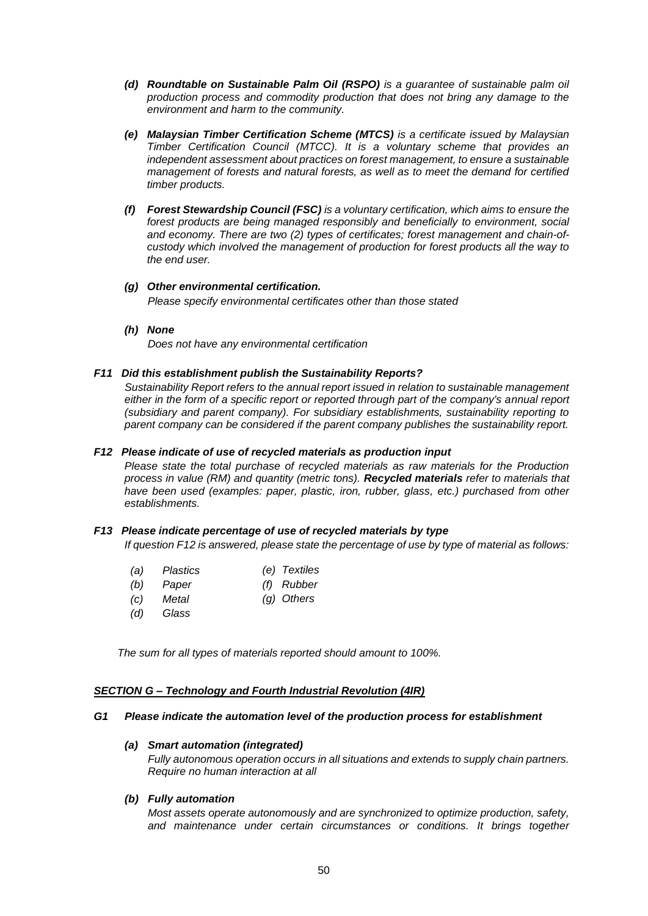*(d)* ***Roundtable on Sustainable Palm Oil (RSPO)*** *is a guarantee of sustainable palm oil production process and commodity production that does not bring any damage to the environment and harm to the community.*

*(e)* ***Malaysian Timber Certification Scheme (MTCS)*** *is a certificate issued by Malaysian Timber Certification Council (MTCC). It is a voluntary scheme that provides an independent assessment about practices on forest management, to ensure a sustainable management of forests and natural forests, as well as to meet the demand for certified timber products.*

*(f)* ***Forest Stewardship Council (FSC)*** *is a voluntary certification, which aims to ensure the forest products are being managed responsibly and beneficially to environment, social and economy. There are two (2) types of certificates; forest management and chain-of-custody which involved the management of production for forest products all the way to the end user.*

***(g) Other environmental certification.***

*Please specify environmental certificates other than those stated*

***(h) None***

*Does not have any environmental certification*

### *F11 Did this establishment publish the Sustainability Reports?*

*Sustainability Report refers to the annual report issued in relation to sustainable management either in the form of a specific report or reported through part of the company's annual report (subsidiary and parent company). For subsidiary establishments, sustainability reporting to parent company can be considered if the parent company publishes the sustainability report.*

### *F12 Please indicate of use of recycled materials as production input*

*Please state the total purchase of recycled materials as raw materials for the Production process in value (RM) and quantity (metric tons).* ***Recycled materials*** *refer to materials that have been used (examples: paper, plastic, iron, rubber, glass, etc.) purchased from other establishments.*

### *F13 Please indicate percentage of use of recycled materials by type*

*If question F12 is answered, please state the percentage of use by type of material as follows:*

- *(a) Plastics*
- *(b) Paper*
- *(c) Metal*
- *(d) Glass*
- *(e) Textiles*
- *(f) Rubber*
- *(g) Others*

*The sum for all types of materials reported should amount to 100%.*

## ***SECTION G – Technology and Fourth Industrial Revolution (4IR)***

### *G1 Please indicate the automation level of the production process for establishment*

***(a) Smart automation (integrated)***

*Fully autonomous operation occurs in all situations and extends to supply chain partners. Require no human interaction at all*

***(b) Fully automation***

*Most assets operate autonomously and are synchronized to optimize production, safety, and maintenance under certain circumstances or conditions. It brings together*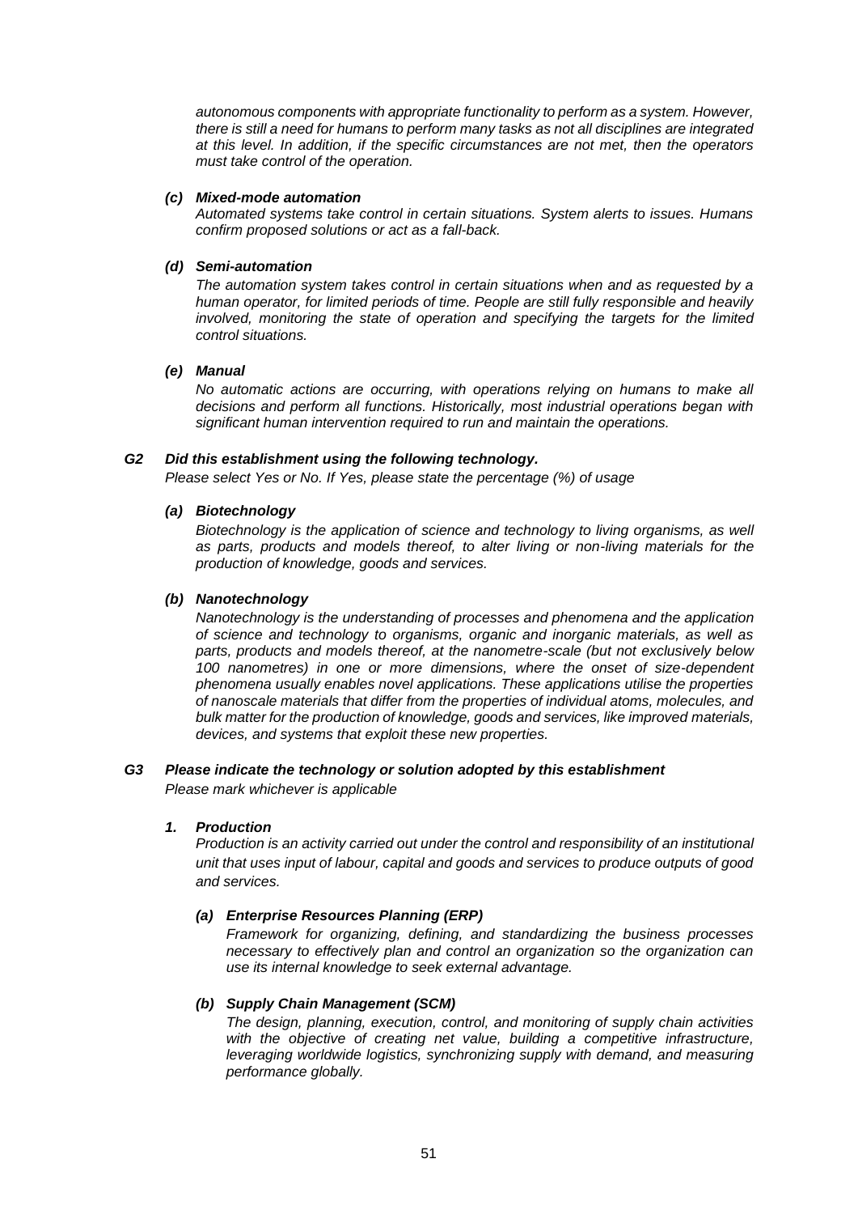*autonomous components with appropriate functionality to perform as a system. However, there is still a need for humans to perform many tasks as not all disciplines are integrated at this level. In addition, if the specific circumstances are not met, then the operators must take control of the operation.*

**(c) Mixed-mode automation**

*Automated systems take control in certain situations. System alerts to issues. Humans confirm proposed solutions or act as a fall-back.*

**(d) Semi-automation**

*The automation system takes control in certain situations when and as requested by a human operator, for limited periods of time. People are still fully responsible and heavily involved, monitoring the state of operation and specifying the targets for the limited control situations.*

**(e) Manual**

*No automatic actions are occurring, with operations relying on humans to make all decisions and perform all functions. Historically, most industrial operations began with significant human intervention required to run and maintain the operations.*

**G2 Did this establishment using the following technology.**

*Please select Yes or No. If Yes, please state the percentage (%) of usage*

**(a) Biotechnology**

*Biotechnology is the application of science and technology to living organisms, as well as parts, products and models thereof, to alter living or non-living materials for the production of knowledge, goods and services.*

**(b) Nanotechnology**

*Nanotechnology is the understanding of processes and phenomena and the application of science and technology to organisms, organic and inorganic materials, as well as parts, products and models thereof, at the nanometre-scale (but not exclusively below 100 nanometres) in one or more dimensions, where the onset of size-dependent phenomena usually enables novel applications. These applications utilise the properties of nanoscale materials that differ from the properties of individual atoms, molecules, and bulk matter for the production of knowledge, goods and services, like improved materials, devices, and systems that exploit these new properties.*

**G3 Please indicate the technology or solution adopted by this establishment**

*Please mark whichever is applicable*

**1. Production**

*Production is an activity carried out under the control and responsibility of an institutional unit that uses input of labour, capital and goods and services to produce outputs of good and services.*

**(a) Enterprise Resources Planning (ERP)**

*Framework for organizing, defining, and standardizing the business processes necessary to effectively plan and control an organization so the organization can use its internal knowledge to seek external advantage.*

**(b) Supply Chain Management (SCM)**

*The design, planning, execution, control, and monitoring of supply chain activities with the objective of creating net value, building a competitive infrastructure, leveraging worldwide logistics, synchronizing supply with demand, and measuring performance globally.*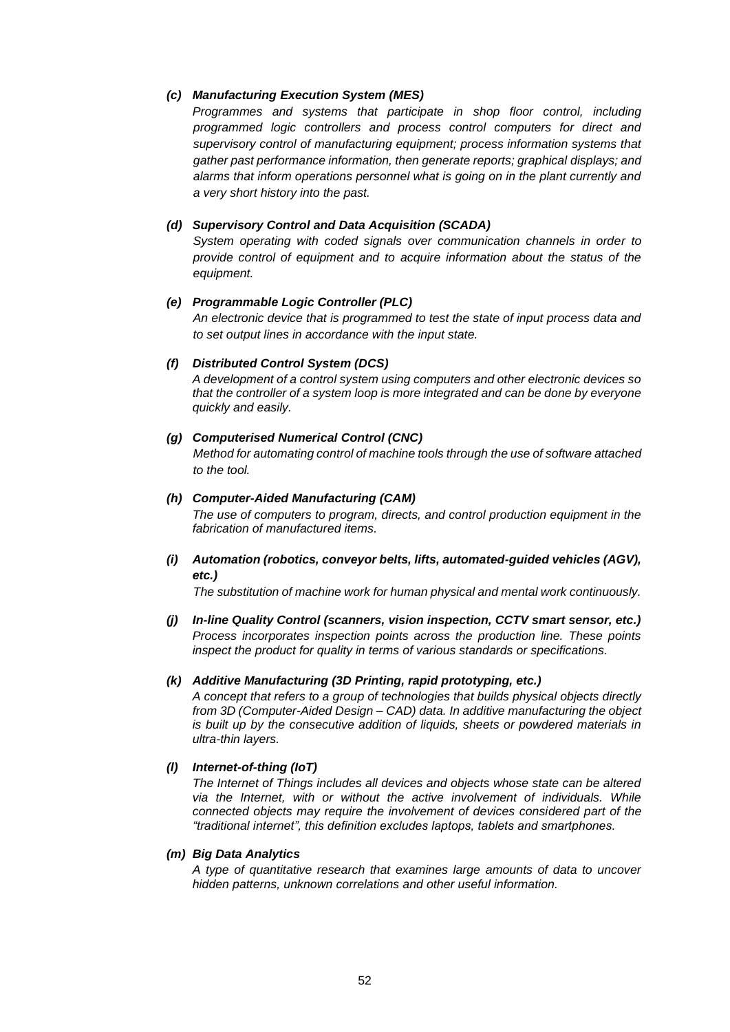*(c) **Manufacturing Execution System (MES)***

*Programmes and systems that participate in shop floor control, including programmed logic controllers and process control computers for direct and supervisory control of manufacturing equipment; process information systems that gather past performance information, then generate reports; graphical displays; and alarms that inform operations personnel what is going on in the plant currently and a very short history into the past.*

*(d) **Supervisory Control and Data Acquisition (SCADA)***

*System operating with coded signals over communication channels in order to provide control of equipment and to acquire information about the status of the equipment.*

*(e) **Programmable Logic Controller (PLC)***

*An electronic device that is programmed to test the state of input process data and to set output lines in accordance with the input state.*

*(f) **Distributed Control System (DCS)***

*A development of a control system using computers and other electronic devices so that the controller of a system loop is more integrated and can be done by everyone quickly and easily.*

*(g) **Computerised Numerical Control (CNC)***

*Method for automating control of machine tools through the use of software attached to the tool.*

*(h) **Computer-Aided Manufacturing (CAM)***

*The use of computers to program, directs, and control production equipment in the fabrication of manufactured items.*

*(i) **Automation (robotics, conveyor belts, lifts, automated-guided vehicles (AGV), etc.)***

*The substitution of machine work for human physical and mental work continuously.*

*(j) **In-line Quality Control (scanners, vision inspection, CCTV smart sensor, etc.)***

*Process incorporates inspection points across the production line. These points inspect the product for quality in terms of various standards or specifications.*

*(k) **Additive Manufacturing (3D Printing, rapid prototyping, etc.)***

*A concept that refers to a group of technologies that builds physical objects directly from 3D (Computer-Aided Design – CAD) data. In additive manufacturing the object is built up by the consecutive addition of liquids, sheets or powdered materials in ultra-thin layers.*

*(l) **Internet-of-thing (IoT)***

*The Internet of Things includes all devices and objects whose state can be altered via the Internet, with or without the active involvement of individuals. While connected objects may require the involvement of devices considered part of the "traditional internet", this definition excludes laptops, tablets and smartphones.*

*(m) **Big Data Analytics***

*A type of quantitative research that examines large amounts of data to uncover hidden patterns, unknown correlations and other useful information.*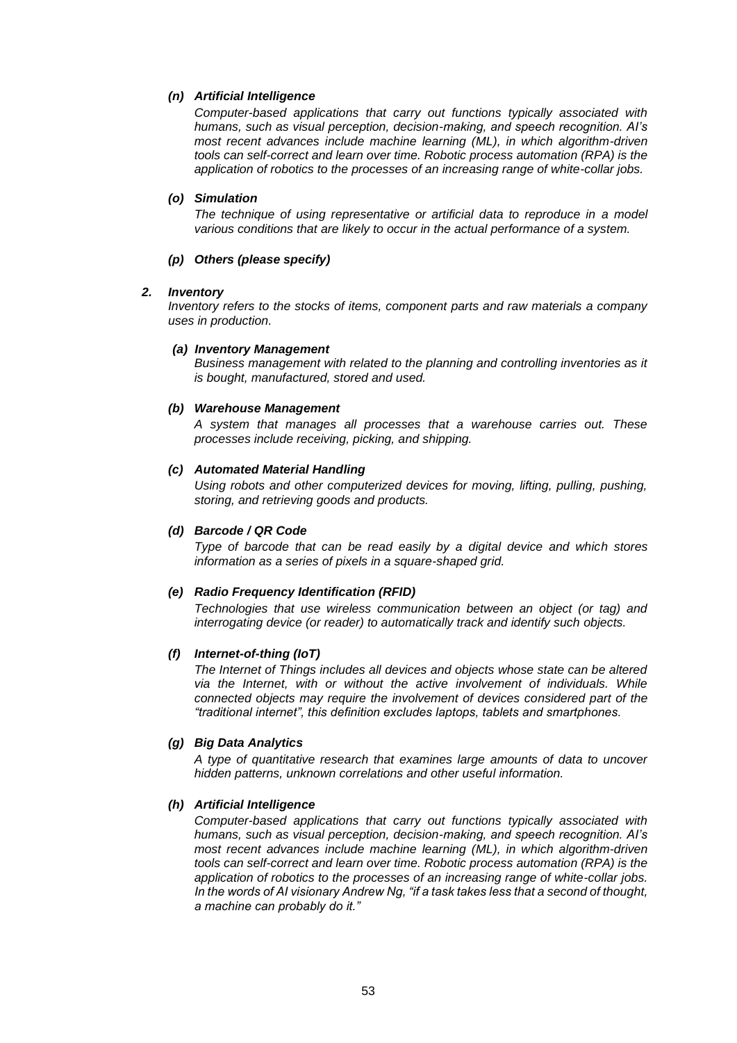***(n) Artificial Intelligence***

*Computer-based applications that carry out functions typically associated with humans, such as visual perception, decision-making, and speech recognition. AI's most recent advances include machine learning (ML), in which algorithm-driven tools can self-correct and learn over time. Robotic process automation (RPA) is the application of robotics to the processes of an increasing range of white-collar jobs.*

***(o) Simulation***

*The technique of using representative or artificial data to reproduce in a model various conditions that are likely to occur in the actual performance of a system.*

***(p) Others (please specify)***

***2. Inventory***

*Inventory refers to the stocks of items, component parts and raw materials a company uses in production.*

***(a) Inventory Management***

*Business management with related to the planning and controlling inventories as it is bought, manufactured, stored and used.*

***(b) Warehouse Management***

*A system that manages all processes that a warehouse carries out. These processes include receiving, picking, and shipping.*

***(c) Automated Material Handling***

*Using robots and other computerized devices for moving, lifting, pulling, pushing, storing, and retrieving goods and products.*

***(d) Barcode / QR Code***

*Type of barcode that can be read easily by a digital device and which stores information as a series of pixels in a square-shaped grid.*

***(e) Radio Frequency Identification (RFID)***

*Technologies that use wireless communication between an object (or tag) and interrogating device (or reader) to automatically track and identify such objects.*

***(f) Internet-of-thing (IoT)***

*The Internet of Things includes all devices and objects whose state can be altered via the Internet, with or without the active involvement of individuals. While connected objects may require the involvement of devices considered part of the "traditional internet", this definition excludes laptops, tablets and smartphones.*

***(g) Big Data Analytics***

*A type of quantitative research that examines large amounts of data to uncover hidden patterns, unknown correlations and other useful information.*

***(h) Artificial Intelligence***

*Computer-based applications that carry out functions typically associated with humans, such as visual perception, decision-making, and speech recognition. AI's most recent advances include machine learning (ML), in which algorithm-driven tools can self-correct and learn over time. Robotic process automation (RPA) is the application of robotics to the processes of an increasing range of white-collar jobs. In the words of AI visionary Andrew Ng, "if a task takes less that a second of thought, a machine can probably do it."*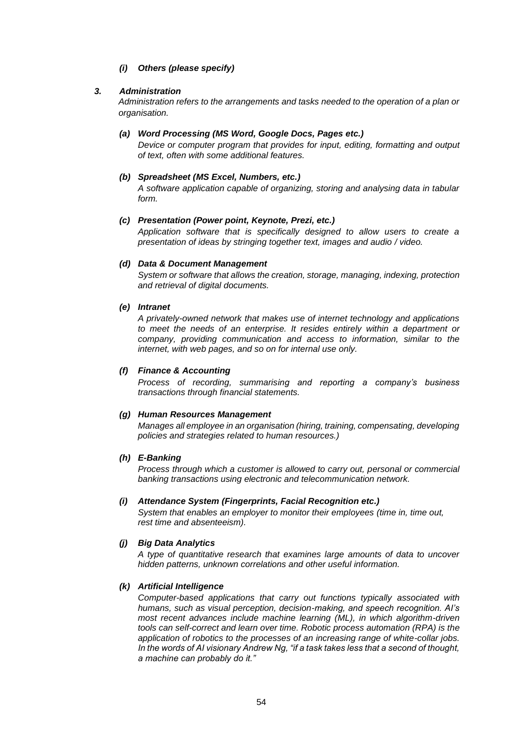*(i) **Others (please specify)***

### *3. Administration*

*Administration refers to the arrangements and tasks needed to the operation of a plan or organisation.*

***(a) Word Processing (MS Word, Google Docs, Pages etc.)***

*Device or computer program that provides for input, editing, formatting and output of text, often with some additional features.*

***(b) Spreadsheet (MS Excel, Numbers, etc.)***

*A software application capable of organizing, storing and analysing data in tabular form.*

***(c) Presentation (Power point, Keynote, Prezi, etc.)***

*Application software that is specifically designed to allow users to create a presentation of ideas by stringing together text, images and audio / video.*

***(d) Data & Document Management***

*System or software that allows the creation, storage, managing, indexing, protection and retrieval of digital documents.*

***(e) Intranet***

*A privately-owned network that makes use of internet technology and applications to meet the needs of an enterprise. It resides entirely within a department or company, providing communication and access to information, similar to the internet, with web pages, and so on for internal use only.*

***(f) Finance & Accounting***

*Process of recording, summarising and reporting a company's business transactions through financial statements.*

***(g) Human Resources Management***

*Manages all employee in an organisation (hiring, training, compensating, developing policies and strategies related to human resources.)*

***(h) E-Banking***

*Process through which a customer is allowed to carry out, personal or commercial banking transactions using electronic and telecommunication network.*

***(i) Attendance System (Fingerprints, Facial Recognition etc.)***

*System that enables an employer to monitor their employees (time in, time out, rest time and absenteeism).*

***(j) Big Data Analytics***

*A type of quantitative research that examines large amounts of data to uncover hidden patterns, unknown correlations and other useful information.*

***(k) Artificial Intelligence***

*Computer-based applications that carry out functions typically associated with humans, such as visual perception, decision-making, and speech recognition. AI's most recent advances include machine learning (ML), in which algorithm-driven tools can self-correct and learn over time. Robotic process automation (RPA) is the application of robotics to the processes of an increasing range of white-collar jobs. In the words of AI visionary Andrew Ng, "if a task takes less that a second of thought, a machine can probably do it."*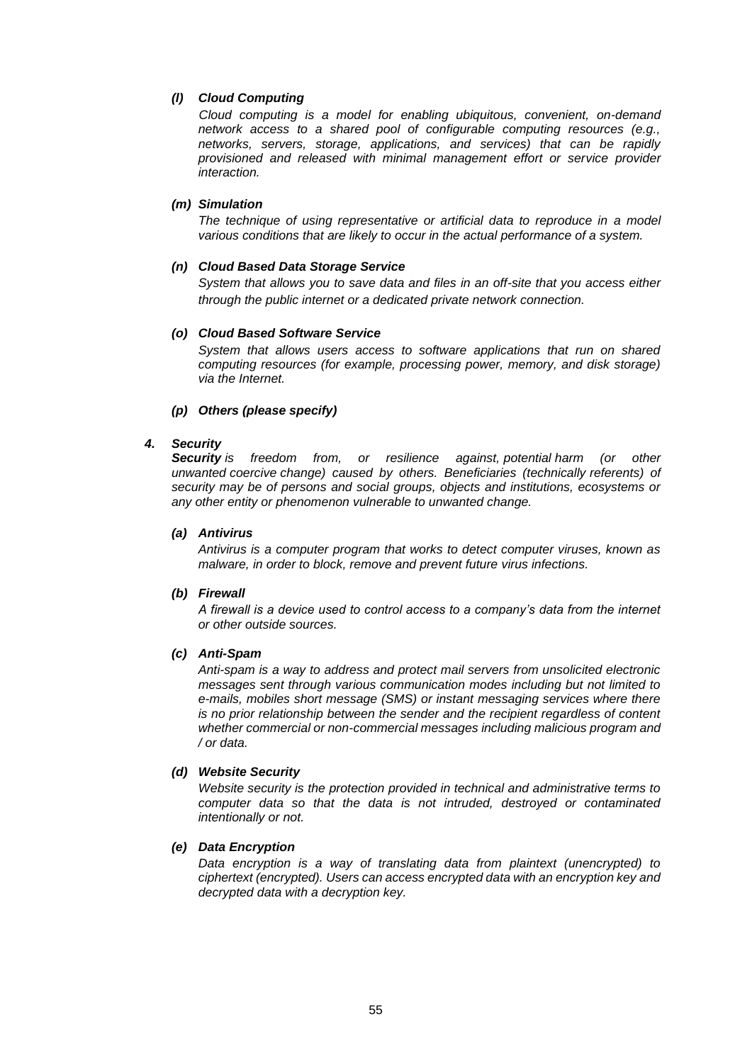***(l) Cloud Computing***

*Cloud computing is a model for enabling ubiquitous, convenient, on-demand network access to a shared pool of configurable computing resources (e.g., networks, servers, storage, applications, and services) that can be rapidly provisioned and released with minimal management effort or service provider interaction.*

***(m) Simulation***

*The technique of using representative or artificial data to reproduce in a model various conditions that are likely to occur in the actual performance of a system.*

***(n) Cloud Based Data Storage Service***

*System that allows you to save data and files in an off-site that you access either through the public internet or a dedicated private network connection.*

***(o) Cloud Based Software Service***

*System that allows users access to software applications that run on shared computing resources (for example, processing power, memory, and disk storage) via the Internet.*

***(p) Others (please specify)***

***4. Security***

***Security** is freedom from, or resilience against, potential harm (or other unwanted coercive change) caused by others. Beneficiaries (technically referents) of security may be of persons and social groups, objects and institutions, ecosystems or any other entity or phenomenon vulnerable to unwanted change.*

***(a) Antivirus***

*Antivirus is a computer program that works to detect computer viruses, known as malware, in order to block, remove and prevent future virus infections.*

***(b) Firewall***

*A firewall is a device used to control access to a company's data from the internet or other outside sources.*

***(c) Anti-Spam***

*Anti-spam is a way to address and protect mail servers from unsolicited electronic messages sent through various communication modes including but not limited to e-mails, mobiles short message (SMS) or instant messaging services where there is no prior relationship between the sender and the recipient regardless of content whether commercial or non-commercial messages including malicious program and / or data.*

***(d) Website Security***

*Website security is the protection provided in technical and administrative terms to computer data so that the data is not intruded, destroyed or contaminated intentionally or not.*

***(e) Data Encryption***

*Data encryption is a way of translating data from plaintext (unencrypted) to ciphertext (encrypted). Users can access encrypted data with an encryption key and decrypted data with a decryption key.*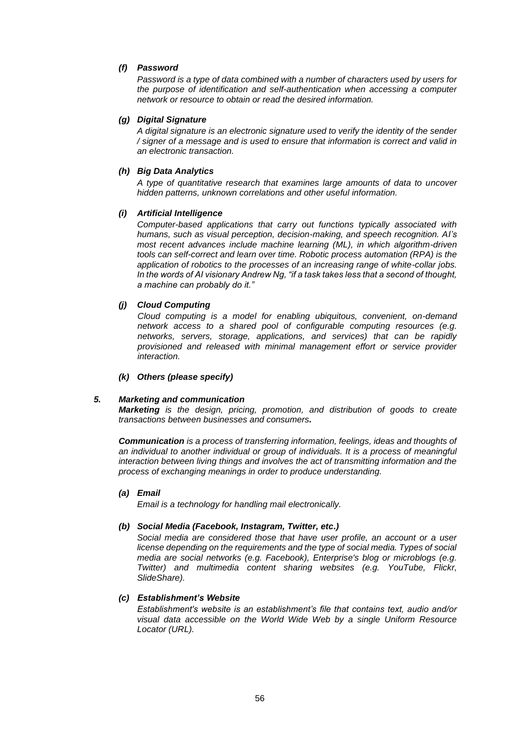***(f) Password***

*Password is a type of data combined with a number of characters used by users for the purpose of identification and self-authentication when accessing a computer network or resource to obtain or read the desired information.*

***(g) Digital Signature***

*A digital signature is an electronic signature used to verify the identity of the sender / signer of a message and is used to ensure that information is correct and valid in an electronic transaction.*

***(h) Big Data Analytics***

*A type of quantitative research that examines large amounts of data to uncover hidden patterns, unknown correlations and other useful information.*

***(i) Artificial Intelligence***

*Computer-based applications that carry out functions typically associated with humans, such as visual perception, decision-making, and speech recognition. AI's most recent advances include machine learning (ML), in which algorithm-driven tools can self-correct and learn over time. Robotic process automation (RPA) is the application of robotics to the processes of an increasing range of white-collar jobs. In the words of AI visionary Andrew Ng, "if a task takes less that a second of thought, a machine can probably do it."*

***(j) Cloud Computing***

*Cloud computing is a model for enabling ubiquitous, convenient, on-demand network access to a shared pool of configurable computing resources (e.g. networks, servers, storage, applications, and services) that can be rapidly provisioned and released with minimal management effort or service provider interaction.*

***(k) Others (please specify)***

***5. Marketing and communication***

***Marketing*** *is the design, pricing, promotion, and distribution of goods to create transactions between businesses and consumers**.***

***Communication*** *is a process of transferring information, feelings, ideas and thoughts of an individual to another individual or group of individuals. It is a process of meaningful interaction between living things and involves the act of transmitting information and the process of exchanging meanings in order to produce understanding.*

***(a) Email***

*Email is a technology for handling mail electronically.*

***(b) Social Media (Facebook, Instagram, Twitter, etc.)***

*Social media are considered those that have user profile, an account or a user license depending on the requirements and the type of social media. Types of social media are social networks (e.g. Facebook), Enterprise's blog or microblogs (e.g. Twitter) and multimedia content sharing websites (e.g. YouTube, Flickr, SlideShare).*

***(c) Establishment's Website***

*Establishment's website is an establishment's file that contains text, audio and/or visual data accessible on the World Wide Web by a single Uniform Resource Locator (URL).*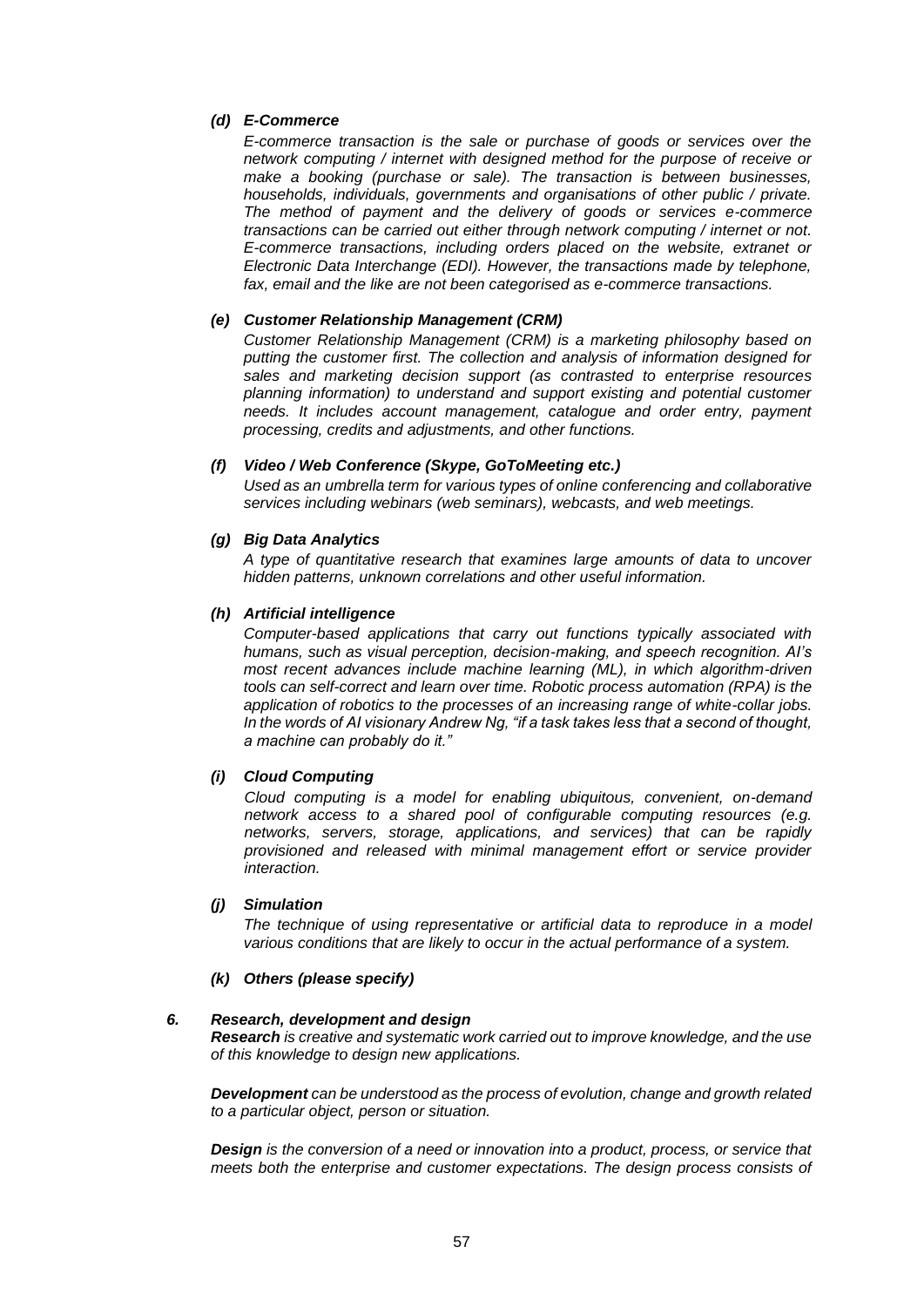***(d) E-Commerce***

*E-commerce transaction is the sale or purchase of goods or services over the network computing / internet with designed method for the purpose of receive or make a booking (purchase or sale). The transaction is between businesses, households, individuals, governments and organisations of other public / private. The method of payment and the delivery of goods or services e-commerce transactions can be carried out either through network computing / internet or not. E-commerce transactions, including orders placed on the website, extranet or Electronic Data Interchange (EDI). However, the transactions made by telephone, fax, email and the like are not been categorised as e-commerce transactions.*

***(e) Customer Relationship Management (CRM)***

*Customer Relationship Management (CRM) is a marketing philosophy based on putting the customer first. The collection and analysis of information designed for sales and marketing decision support (as contrasted to enterprise resources planning information) to understand and support existing and potential customer needs. It includes account management, catalogue and order entry, payment processing, credits and adjustments, and other functions.*

***(f) Video / Web Conference (Skype, GoToMeeting etc.)***

*Used as an umbrella term for various types of online conferencing and collaborative services including webinars (web seminars), webcasts, and web meetings.*

***(g) Big Data Analytics***

*A type of quantitative research that examines large amounts of data to uncover hidden patterns, unknown correlations and other useful information.*

***(h) Artificial intelligence***

*Computer-based applications that carry out functions typically associated with humans, such as visual perception, decision-making, and speech recognition. AI's most recent advances include machine learning (ML), in which algorithm-driven tools can self-correct and learn over time. Robotic process automation (RPA) is the application of robotics to the processes of an increasing range of white-collar jobs. In the words of AI visionary Andrew Ng, "if a task takes less that a second of thought, a machine can probably do it."*

***(i) Cloud Computing***

*Cloud computing is a model for enabling ubiquitous, convenient, on-demand network access to a shared pool of configurable computing resources (e.g. networks, servers, storage, applications, and services) that can be rapidly provisioned and released with minimal management effort or service provider interaction.*

***(j) Simulation***

*The technique of using representative or artificial data to reproduce in a model various conditions that are likely to occur in the actual performance of a system.*

***(k) Others (please specify)***

***6. Research, development and design***

***Research** is creative and systematic work carried out to improve knowledge, and the use of this knowledge to design new applications.*

***Development** can be understood as the process of evolution, change and growth related to a particular object, person or situation.*

***Design** is the conversion of a need or innovation into a product, process, or service that meets both the enterprise and customer expectations. The design process consists of*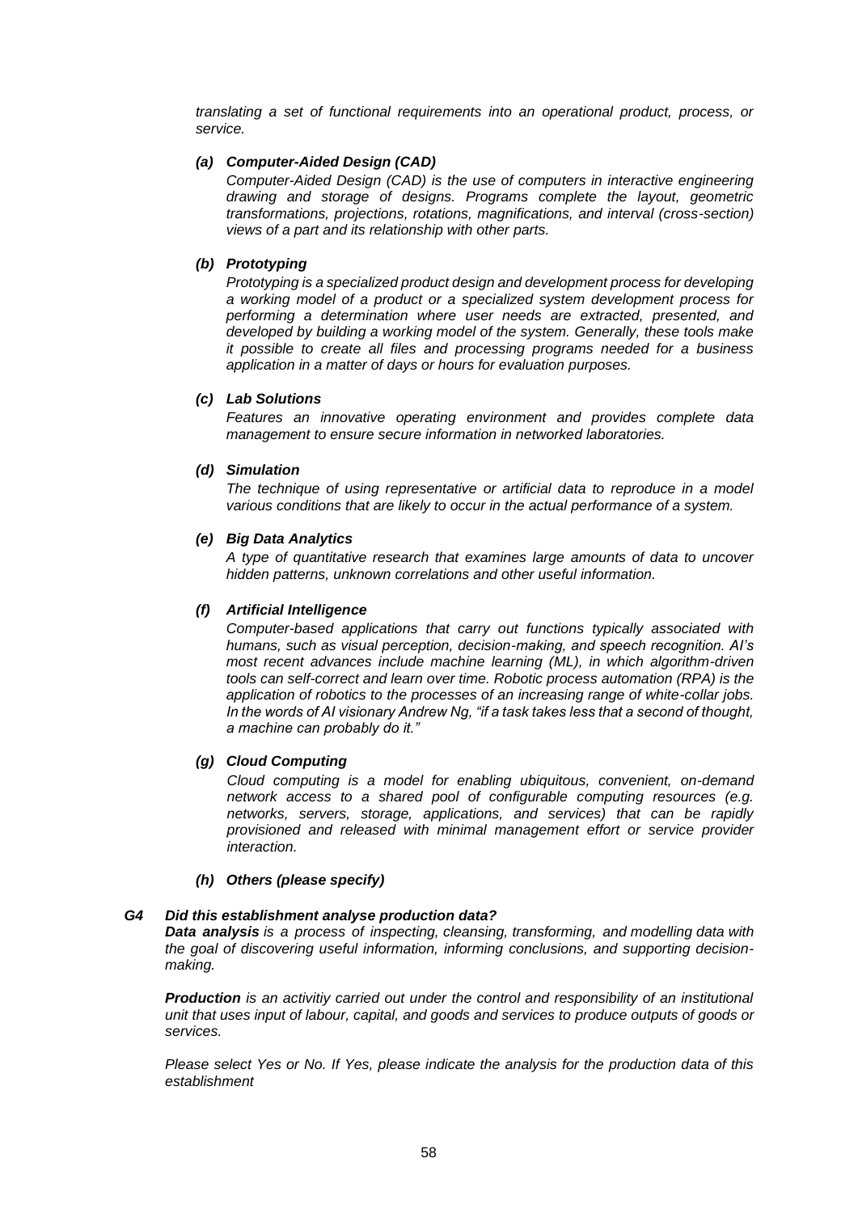*translating a set of functional requirements into an operational product, process, or service.*

***(a) Computer-Aided Design (CAD)***

*Computer-Aided Design (CAD) is the use of computers in interactive engineering drawing and storage of designs. Programs complete the layout, geometric transformations, projections, rotations, magnifications, and interval (cross-section) views of a part and its relationship with other parts.*

***(b) Prototyping***

*Prototyping is a specialized product design and development process for developing a working model of a product or a specialized system development process for performing a determination where user needs are extracted, presented, and developed by building a working model of the system. Generally, these tools make it possible to create all files and processing programs needed for a business application in a matter of days or hours for evaluation purposes.*

***(c) Lab Solutions***

*Features an innovative operating environment and provides complete data management to ensure secure information in networked laboratories.*

***(d) Simulation***

*The technique of using representative or artificial data to reproduce in a model various conditions that are likely to occur in the actual performance of a system.*

***(e) Big Data Analytics***

*A type of quantitative research that examines large amounts of data to uncover hidden patterns, unknown correlations and other useful information.*

***(f) Artificial Intelligence***

*Computer-based applications that carry out functions typically associated with humans, such as visual perception, decision-making, and speech recognition. AI's most recent advances include machine learning (ML), in which algorithm-driven tools can self-correct and learn over time. Robotic process automation (RPA) is the application of robotics to the processes of an increasing range of white-collar jobs. In the words of AI visionary Andrew Ng, "if a task takes less that a second of thought, a machine can probably do it."*

***(g) Cloud Computing***

*Cloud computing is a model for enabling ubiquitous, convenient, on-demand network access to a shared pool of configurable computing resources (e.g. networks, servers, storage, applications, and services) that can be rapidly provisioned and released with minimal management effort or service provider interaction.*

***(h) Others (please specify)***

***G4 Did this establishment analyse production data?***

***Data analysis** is a process of inspecting, cleansing, transforming, and modelling data with the goal of discovering useful information, informing conclusions, and supporting decision-making.*

***Production** is an activitiy carried out under the control and responsibility of an institutional unit that uses input of labour, capital, and goods and services to produce outputs of goods or services.*

*Please select Yes or No. If Yes, please indicate the analysis for the production data of this establishment*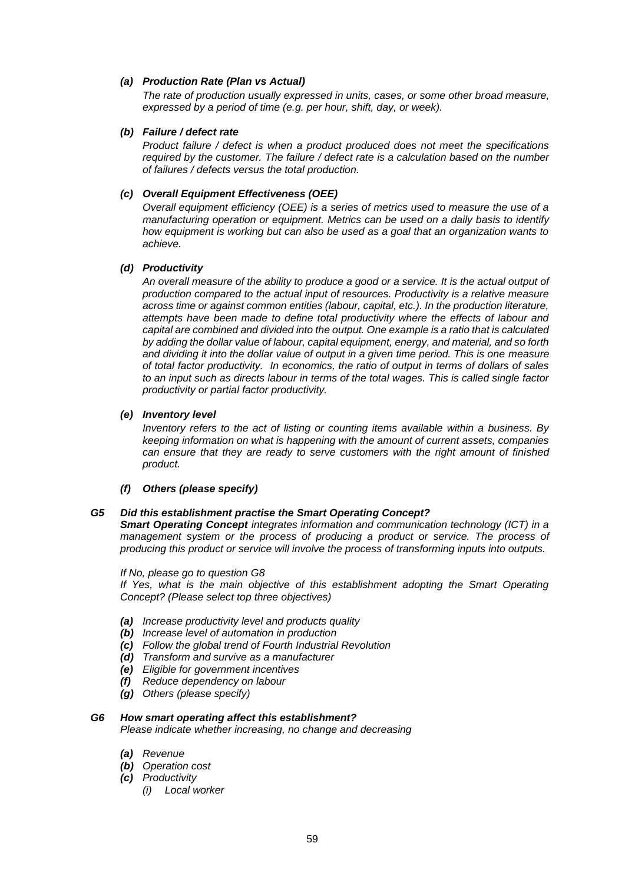*(a) **Production Rate (Plan vs Actual)***

*The rate of production usually expressed in units, cases, or some other broad measure, expressed by a period of time (e.g. per hour, shift, day, or week).*

*(b) **Failure / defect rate***

*Product failure / defect is when a product produced does not meet the specifications required by the customer. The failure / defect rate is a calculation based on the number of failures / defects versus the total production.*

*(c) **Overall Equipment Effectiveness (OEE)***

*Overall equipment efficiency (OEE) is a series of metrics used to measure the use of a manufacturing operation or equipment. Metrics can be used on a daily basis to identify how equipment is working but can also be used as a goal that an organization wants to achieve.*

*(d) **Productivity***

*An overall measure of the ability to produce a good or a service. It is the actual output of production compared to the actual input of resources. Productivity is a relative measure across time or against common entities (labour, capital, etc.). In the production literature, attempts have been made to define total productivity where the effects of labour and capital are combined and divided into the output. One example is a ratio that is calculated by adding the dollar value of labour, capital equipment, energy, and material, and so forth and dividing it into the dollar value of output in a given time period. This is one measure of total factor productivity. In economics, the ratio of output in terms of dollars of sales to an input such as directs labour in terms of the total wages. This is called single factor productivity or partial factor productivity.*

*(e) **Inventory level***

*Inventory refers to the act of listing or counting items available within a business. By keeping information on what is happening with the amount of current assets, companies can ensure that they are ready to serve customers with the right amount of finished product.*

*(f) **Others (please specify)***

***G5 Did this establishment practise the Smart Operating Concept?***

***Smart Operating Concept** integrates information and communication technology (ICT) in a management system or the process of producing a product or service. The process of producing this product or service will involve the process of transforming inputs into outputs.*

*If No, please go to question G8*

*If Yes, what is the main objective of this establishment adopting the Smart Operating Concept? (Please select top three objectives)*

- ***(a)*** *Increase productivity level and products quality*
- ***(b)*** *Increase level of automation in production*
- ***(c)*** *Follow the global trend of Fourth Industrial Revolution*
- ***(d)*** *Transform and survive as a manufacturer*
- ***(e)*** *Eligible for government incentives*
- ***(f)*** *Reduce dependency on labour*
- ***(g)*** *Others (please specify)*

***G6 How smart operating affect this establishment?***

*Please indicate whether increasing, no change and decreasing*

- ***(a)*** *Revenue*
- ***(b)*** *Operation cost*
- ***(c)*** *Productivity*
  - *(i) Local worker*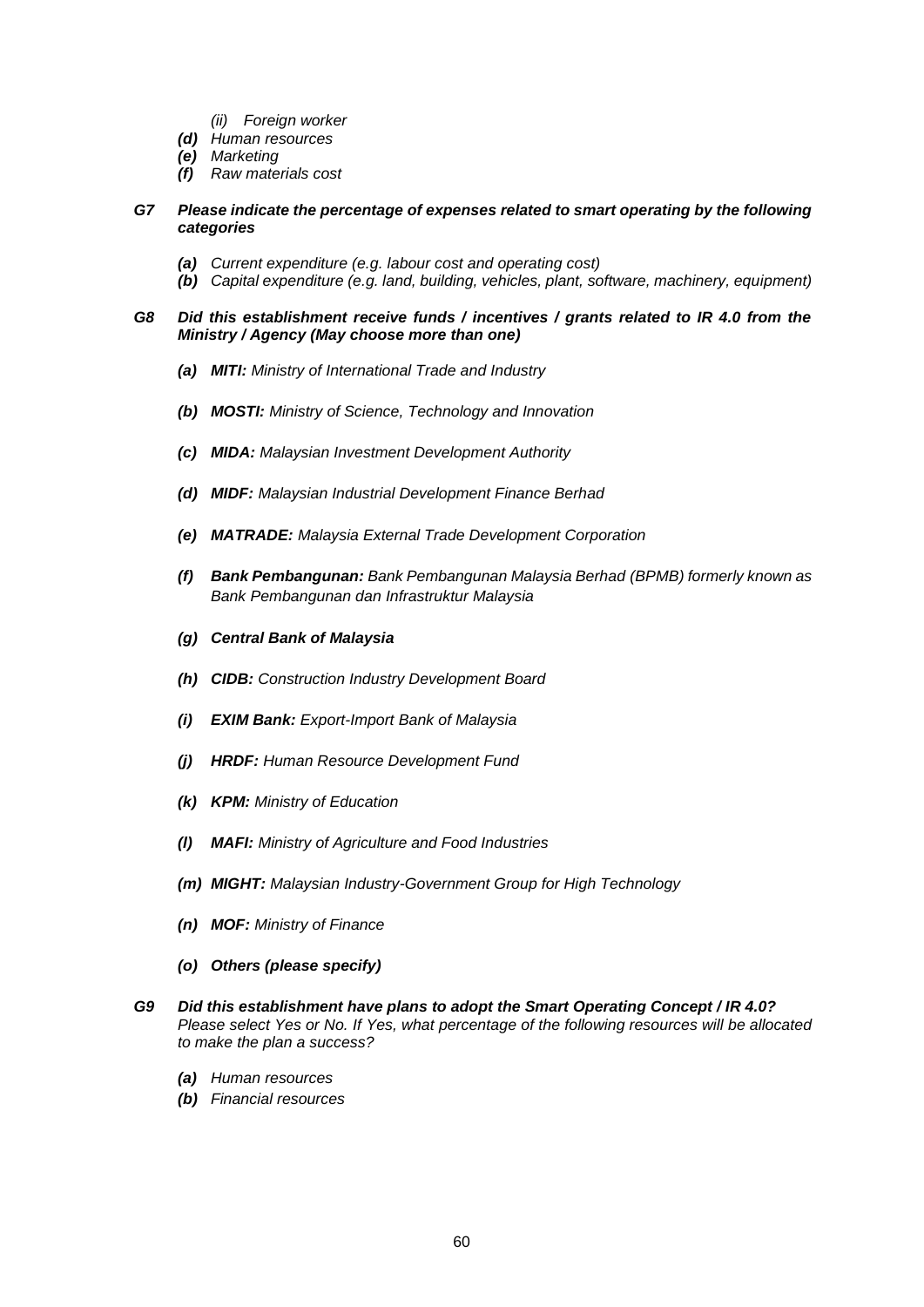*(ii) Foreign worker*

***(d)*** *Human resources*

***(e)*** *Marketing*

***(f)*** *Raw materials cost*

***G7 Please indicate the percentage of expenses related to smart operating by the following categories***

***(a)*** *Current expenditure (e.g. labour cost and operating cost)*

***(b)*** *Capital expenditure (e.g. land, building, vehicles, plant, software, machinery, equipment)*

***G8 Did this establishment receive funds / incentives / grants related to IR 4.0 from the Ministry / Agency (May choose more than one)***

***(a) MITI:*** *Ministry of International Trade and Industry*

***(b) MOSTI:*** *Ministry of Science, Technology and Innovation*

***(c) MIDA:*** *Malaysian Investment Development Authority*

***(d) MIDF:*** *Malaysian Industrial Development Finance Berhad*

***(e) MATRADE:*** *Malaysia External Trade Development Corporation*

***(f) Bank Pembangunan:*** *Bank Pembangunan Malaysia Berhad (BPMB) formerly known as Bank Pembangunan dan Infrastruktur Malaysia*

***(g) Central Bank of Malaysia***

***(h) CIDB:*** *Construction Industry Development Board*

***(i) EXIM Bank:*** *Export-Import Bank of Malaysia*

***(j) HRDF:*** *Human Resource Development Fund*

***(k) KPM:*** *Ministry of Education*

***(l) MAFI:*** *Ministry of Agriculture and Food Industries*

***(m) MIGHT:*** *Malaysian Industry-Government Group for High Technology*

***(n) MOF:*** *Ministry of Finance*

***(o) Others (please specify)***

***G9 Did this establishment have plans to adopt the Smart Operating Concept / IR 4.0?*** *Please select Yes or No. If Yes, what percentage of the following resources will be allocated to make the plan a success?*

***(a)*** *Human resources*

***(b)*** *Financial resources*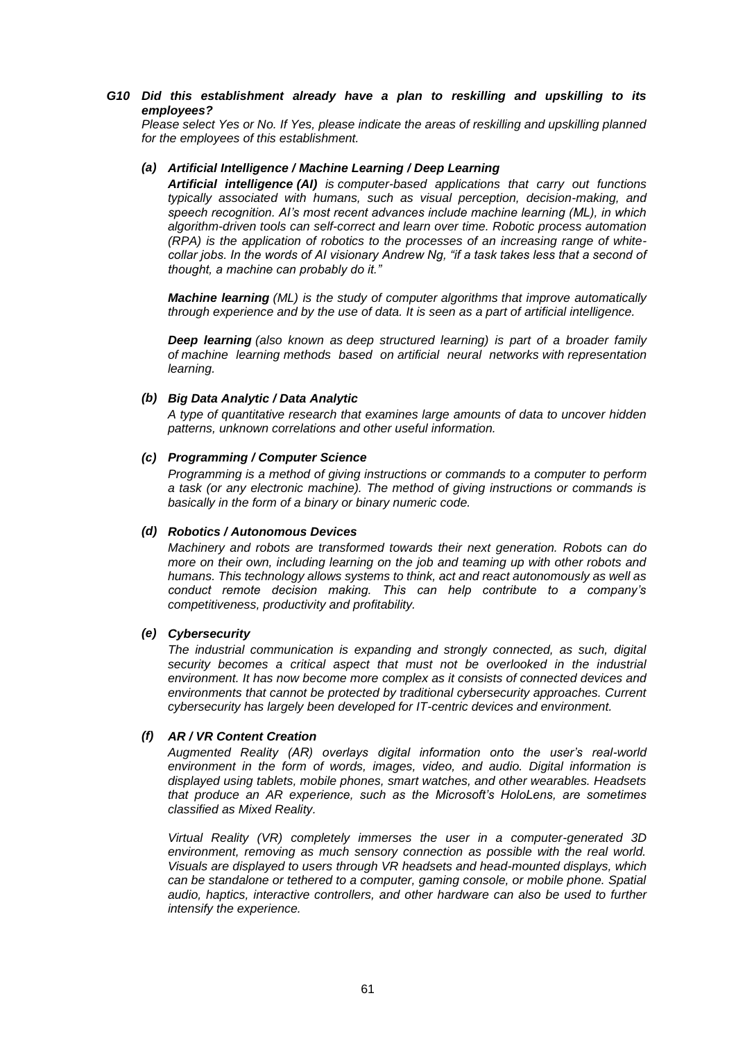***G10 Did this establishment already have a plan to reskilling and upskilling to its employees?***

*Please select Yes or No. If Yes, please indicate the areas of reskilling and upskilling planned for the employees of this establishment.*

***(a) Artificial Intelligence / Machine Learning / Deep Learning***

***Artificial intelligence (AI)*** *is computer-based applications that carry out functions typically associated with humans, such as visual perception, decision-making, and speech recognition. AI's most recent advances include machine learning (ML), in which algorithm-driven tools can self-correct and learn over time. Robotic process automation (RPA) is the application of robotics to the processes of an increasing range of white-collar jobs. In the words of AI visionary Andrew Ng, "if a task takes less that a second of thought, a machine can probably do it."*

***Machine learning*** *(ML) is the study of computer algorithms that improve automatically through experience and by the use of data. It is seen as a part of artificial intelligence.*

***Deep learning*** *(also known as deep structured learning) is part of a broader family of machine learning methods based on artificial neural networks with representation learning.*

***(b) Big Data Analytic / Data Analytic***

*A type of quantitative research that examines large amounts of data to uncover hidden patterns, unknown correlations and other useful information.*

***(c) Programming / Computer Science***

*Programming is a method of giving instructions or commands to a computer to perform a task (or any electronic machine). The method of giving instructions or commands is basically in the form of a binary or binary numeric code.*

***(d) Robotics / Autonomous Devices***

*Machinery and robots are transformed towards their next generation. Robots can do more on their own, including learning on the job and teaming up with other robots and humans. This technology allows systems to think, act and react autonomously as well as conduct remote decision making. This can help contribute to a company's competitiveness, productivity and profitability.*

***(e) Cybersecurity***

*The industrial communication is expanding and strongly connected, as such, digital security becomes a critical aspect that must not be overlooked in the industrial environment. It has now become more complex as it consists of connected devices and environments that cannot be protected by traditional cybersecurity approaches. Current cybersecurity has largely been developed for IT-centric devices and environment.*

***(f) AR / VR Content Creation***

*Augmented Reality (AR) overlays digital information onto the user's real-world environment in the form of words, images, video, and audio. Digital information is displayed using tablets, mobile phones, smart watches, and other wearables. Headsets that produce an AR experience, such as the Microsoft's HoloLens, are sometimes classified as Mixed Reality.*

*Virtual Reality (VR) completely immerses the user in a computer-generated 3D environment, removing as much sensory connection as possible with the real world. Visuals are displayed to users through VR headsets and head-mounted displays, which can be standalone or tethered to a computer, gaming console, or mobile phone. Spatial audio, haptics, interactive controllers, and other hardware can also be used to further intensify the experience.*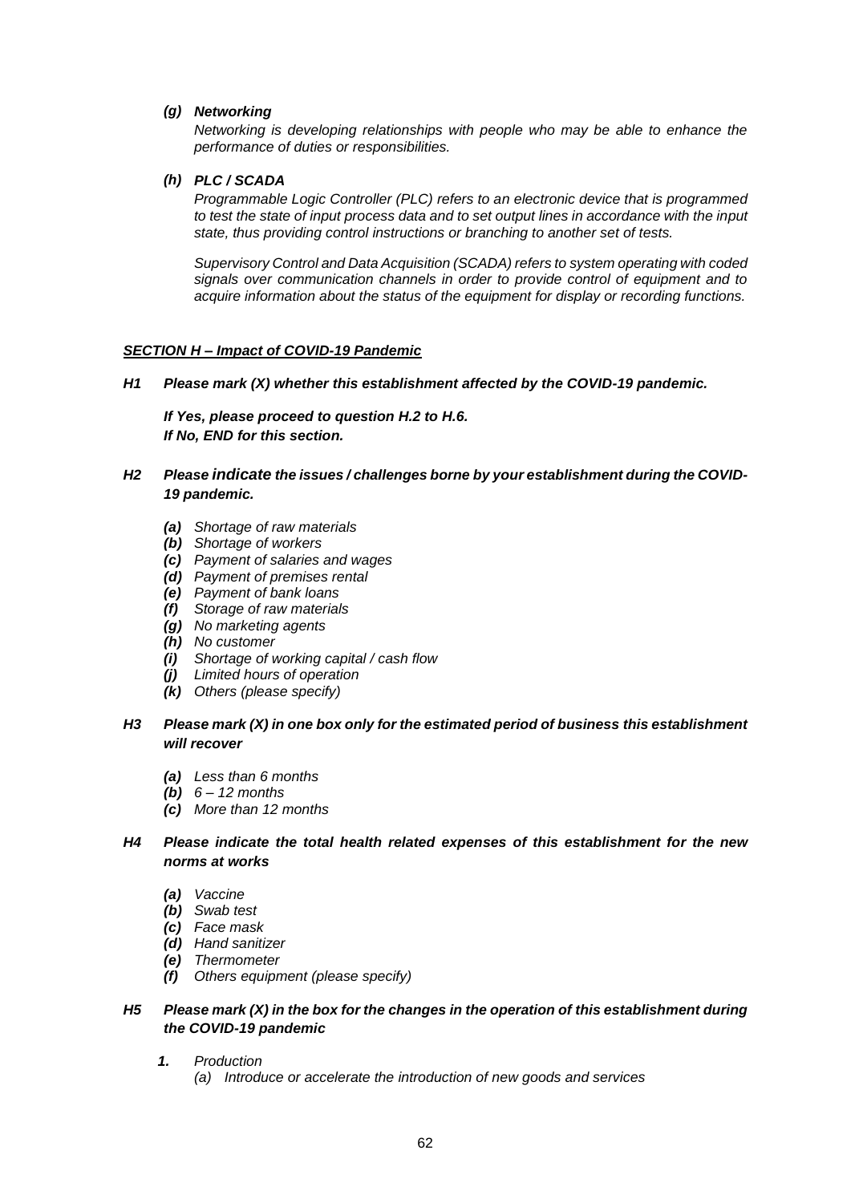***(g) Networking***

*Networking is developing relationships with people who may be able to enhance the performance of duties or responsibilities.*

***(h) PLC / SCADA***

*Programmable Logic Controller (PLC) refers to an electronic device that is programmed to test the state of input process data and to set output lines in accordance with the input state, thus providing control instructions or branching to another set of tests.*

*Supervisory Control and Data Acquisition (SCADA) refers to system operating with coded signals over communication channels in order to provide control of equipment and to acquire information about the status of the equipment for display or recording functions.*

***SECTION H – Impact of COVID-19 Pandemic***

***H1 Please mark (X) whether this establishment affected by the COVID-19 pandemic.***

***If Yes, please proceed to question H.2 to H.6.***
***If No, END for this section.***

***H2 Please indicate the issues / challenges borne by your establishment during the COVID-19 pandemic.***

- ***(a)*** *Shortage of raw materials*
- ***(b)*** *Shortage of workers*
- ***(c)*** *Payment of salaries and wages*
- ***(d)*** *Payment of premises rental*
- ***(e)*** *Payment of bank loans*
- ***(f)*** *Storage of raw materials*
- ***(g)*** *No marketing agents*
- ***(h)*** *No customer*
- ***(i)*** *Shortage of working capital / cash flow*
- ***(j)*** *Limited hours of operation*
- ***(k)*** *Others (please specify)*

***H3 Please mark (X) in one box only for the estimated period of business this establishment will recover***

- ***(a)*** *Less than 6 months*
- ***(b)*** *6 – 12 months*
- ***(c)*** *More than 12 months*

***H4 Please indicate the total health related expenses of this establishment for the new norms at works***

- ***(a)*** *Vaccine*
- ***(b)*** *Swab test*
- ***(c)*** *Face mask*
- ***(d)*** *Hand sanitizer*
- ***(e)*** *Thermometer*
- ***(f)*** *Others equipment (please specify)*

***H5 Please mark (X) in the box for the changes in the operation of this establishment during the COVID-19 pandemic***

***1.*** *Production*

*(a) Introduce or accelerate the introduction of new goods and services*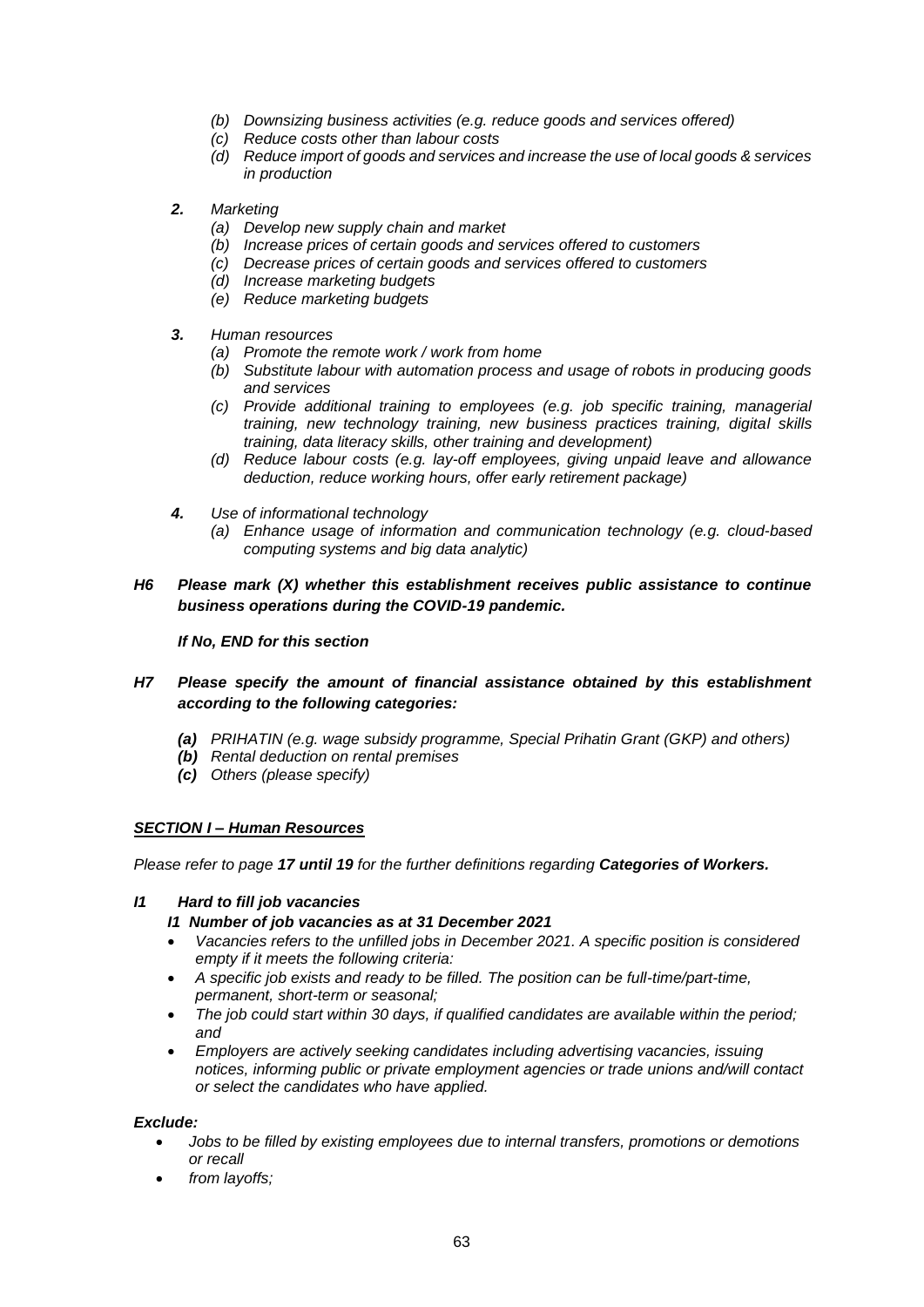- *(b) Downsizing business activities (e.g. reduce goods and services offered)*
- *(c) Reduce costs other than labour costs*
- *(d) Reduce import of goods and services and increase the use of local goods & services in production*

***2.*** *Marketing*

- *(a) Develop new supply chain and market*
- *(b) Increase prices of certain goods and services offered to customers*
- *(c) Decrease prices of certain goods and services offered to customers*
- *(d) Increase marketing budgets*
- *(e) Reduce marketing budgets*

***3.*** *Human resources*

- *(a) Promote the remote work / work from home*
- *(b) Substitute labour with automation process and usage of robots in producing goods and services*
- *(c) Provide additional training to employees (e.g. job specific training, managerial training, new technology training, new business practices training, digital skills training, data literacy skills, other training and development)*
- *(d) Reduce labour costs (e.g. lay-off employees, giving unpaid leave and allowance deduction, reduce working hours, offer early retirement package)*

***4.*** *Use of informational technology*

- *(a) Enhance usage of information and communication technology (e.g. cloud-based computing systems and big data analytic)*

***H6 Please mark (X) whether this establishment receives public assistance to continue business operations during the COVID-19 pandemic.***

***If No, END for this section***

***H7 Please specify the amount of financial assistance obtained by this establishment according to the following categories:***

- ***(a)*** *PRIHATIN (e.g. wage subsidy programme, Special Prihatin Grant (GKP) and others)*
- ***(b)*** *Rental deduction on rental premises*
- ***(c)*** *Others (please specify)*

## ***SECTION I – Human Resources***

*Please refer to page **17 until 19** for the further definitions regarding **Categories of Workers.***

***I1 Hard to fill job vacancies***

***I1 Number of job vacancies as at 31 December 2021***

- *Vacancies refers to the unfilled jobs in December 2021. A specific position is considered empty if it meets the following criteria:*
- *A specific job exists and ready to be filled. The position can be full-time/part-time, permanent, short-term or seasonal;*
- *The job could start within 30 days, if qualified candidates are available within the period; and*
- *Employers are actively seeking candidates including advertising vacancies, issuing notices, informing public or private employment agencies or trade unions and/will contact or select the candidates who have applied.*

***Exclude:***

- *Jobs to be filled by existing employees due to internal transfers, promotions or demotions or recall*
- *from layoffs;*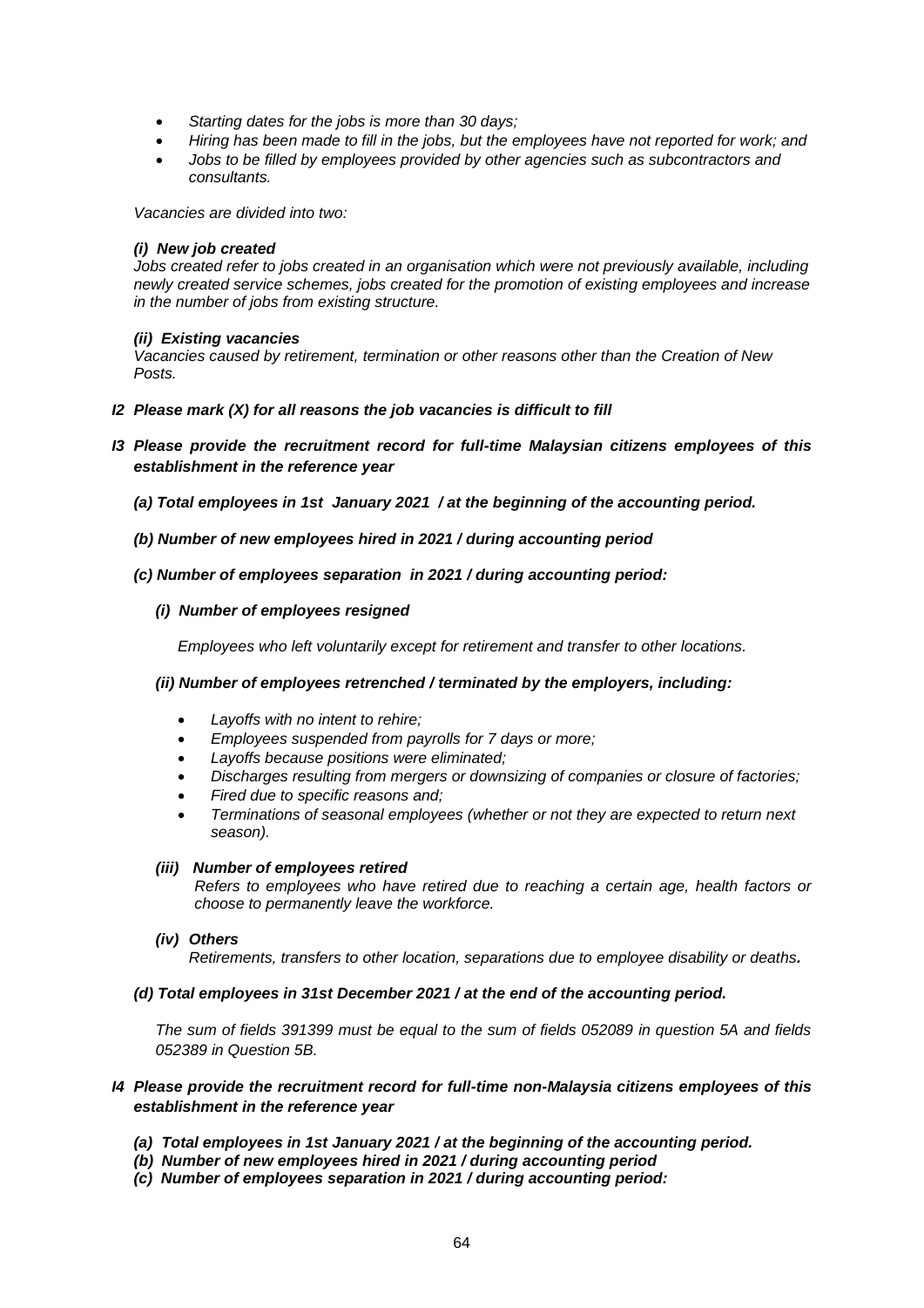- *Starting dates for the jobs is more than 30 days;*
- *Hiring has been made to fill in the jobs, but the employees have not reported for work; and*
- *Jobs to be filled by employees provided by other agencies such as subcontractors and consultants.*

*Vacancies are divided into two:*

***(i) New job created***
*Jobs created refer to jobs created in an organisation which were not previously available, including newly created service schemes, jobs created for the promotion of existing employees and increase in the number of jobs from existing structure.*

***(ii) Existing vacancies***
*Vacancies caused by retirement, termination or other reasons other than the Creation of New Posts.*

***I2 Please mark (X) for all reasons the job vacancies is difficult to fill***

***I3 Please provide the recruitment record for full-time Malaysian citizens employees of this establishment in the reference year***

***(a) Total employees in 1st January 2021 / at the beginning of the accounting period.***

***(b) Number of new employees hired in 2021 / during accounting period***

***(c) Number of employees separation in 2021 / during accounting period:***

***(i) Number of employees resigned***

*Employees who left voluntarily except for retirement and transfer to other locations.*

***(ii) Number of employees retrenched / terminated by the employers, including:***

- *Layoffs with no intent to rehire;*
- *Employees suspended from payrolls for 7 days or more;*
- *Layoffs because positions were eliminated;*
- *Discharges resulting from mergers or downsizing of companies or closure of factories;*
- *Fired due to specific reasons and;*
- *Terminations of seasonal employees (whether or not they are expected to return next season).*

***(iii) Number of employees retired***
*Refers to employees who have retired due to reaching a certain age, health factors or choose to permanently leave the workforce.*

***(iv) Others***
*Retirements, transfers to other location, separations due to employee disability or deaths.*

***(d) Total employees in 31st December 2021 / at the end of the accounting period.***

*The sum of fields 391399 must be equal to the sum of fields 052089 in question 5A and fields 052389 in Question 5B.*

***I4 Please provide the recruitment record for full-time non-Malaysia citizens employees of this establishment in the reference year***

***(a) Total employees in 1st January 2021 / at the beginning of the accounting period.***
***(b) Number of new employees hired in 2021 / during accounting period***
***(c) Number of employees separation in 2021 / during accounting period:***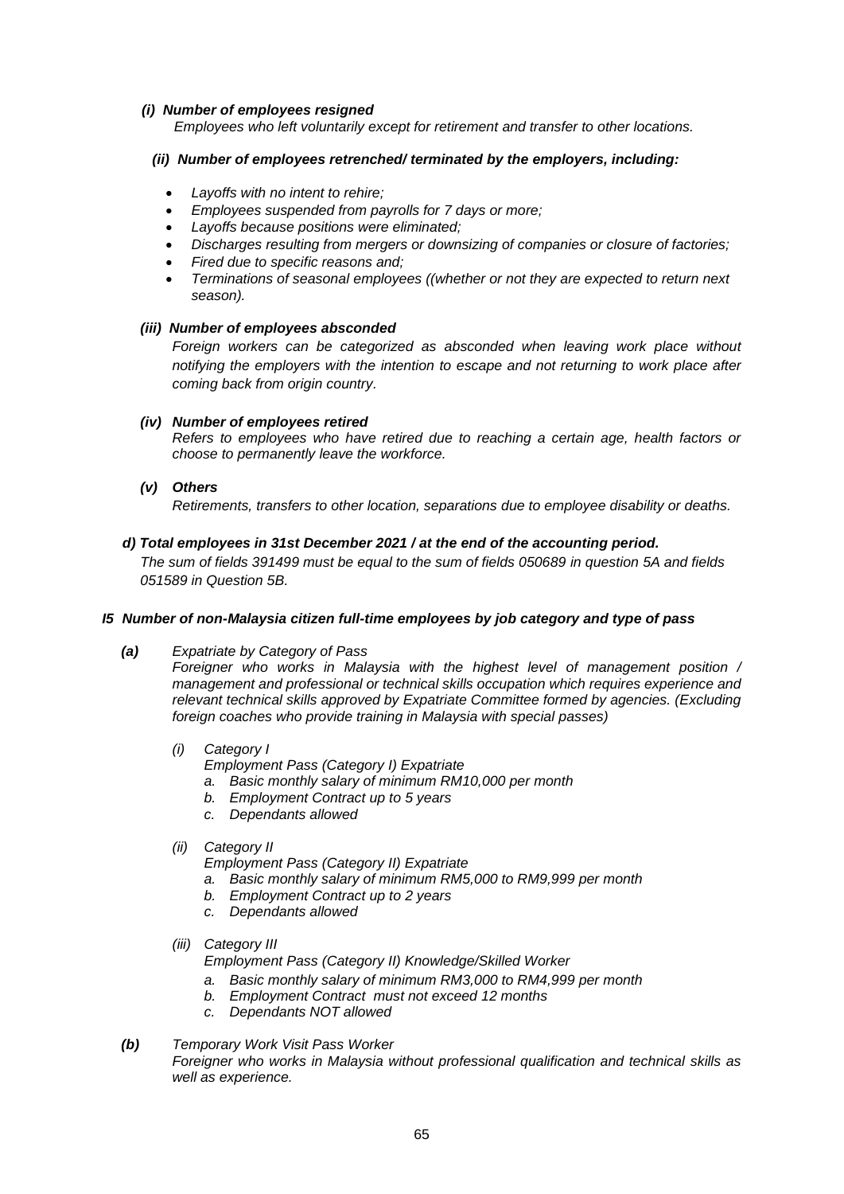*(i) **Number of employees resigned***

*Employees who left voluntarily except for retirement and transfer to other locations.*

*(ii) **Number of employees retrenched/ terminated by the employers, including:***

- *Layoffs with no intent to rehire;*
- *Employees suspended from payrolls for 7 days or more;*
- *Layoffs because positions were eliminated;*
- *Discharges resulting from mergers or downsizing of companies or closure of factories;*
- *Fired due to specific reasons and;*
- *Terminations of seasonal employees ((whether or not they are expected to return next season).*

*(iii) **Number of employees absconded***

*Foreign workers can be categorized as absconded when leaving work place without notifying the employers with the intention to escape and not returning to work place after coming back from origin country.*

*(iv) **Number of employees retired***

*Refers to employees who have retired due to reaching a certain age, health factors or choose to permanently leave the workforce.*

*(v) **Others***

*Retirements, transfers to other location, separations due to employee disability or deaths.*

***d) Total employees in 31st December 2021 / at the end of the accounting period.***

*The sum of fields 391499 must be equal to the sum of fields 050689 in question 5A and fields 051589 in Question 5B.*

***I5 Number of non-Malaysia citizen full-time employees by job category and type of pass***

***(a)*** *Expatriate by Category of Pass*

*Foreigner who works in Malaysia with the highest level of management position / management and professional or technical skills occupation which requires experience and relevant technical skills approved by Expatriate Committee formed by agencies. (Excluding foreign coaches who provide training in Malaysia with special passes)*

*(i) Category I*

*Employment Pass (Category I) Expatriate*

*a. Basic monthly salary of minimum RM10,000 per month*
*b. Employment Contract up to 5 years*
*c. Dependants allowed*

*(ii) Category II*

*Employment Pass (Category II) Expatriate*

*a. Basic monthly salary of minimum RM5,000 to RM9,999 per month*
*b. Employment Contract up to 2 years*
*c. Dependants allowed*

*(iii) Category III*

*Employment Pass (Category II) Knowledge/Skilled Worker*

*a. Basic monthly salary of minimum RM3,000 to RM4,999 per month*
*b. Employment Contract must not exceed 12 months*
*c. Dependants NOT allowed*

***(b)*** *Temporary Work Visit Pass Worker*

*Foreigner who works in Malaysia without professional qualification and technical skills as well as experience.*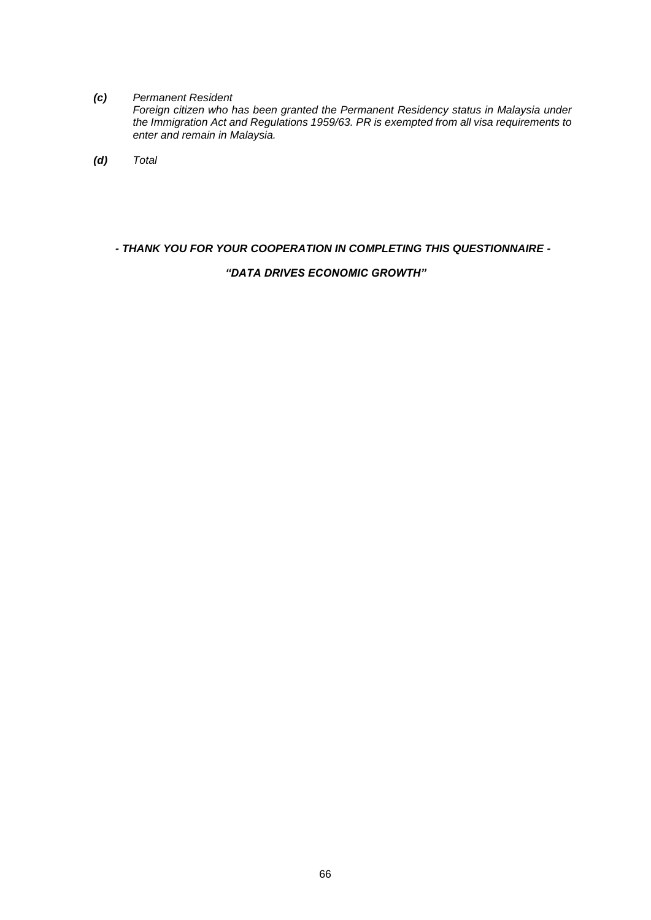***(c)*** *Permanent Resident*

*Foreign citizen who has been granted the Permanent Residency status in Malaysia under the Immigration Act and Regulations 1959/63. PR is exempted from all visa requirements to enter and remain in Malaysia.*

***(d)*** *Total*

***- THANK YOU FOR YOUR COOPERATION IN COMPLETING THIS QUESTIONNAIRE -***

***"DATA DRIVES ECONOMIC GROWTH"***